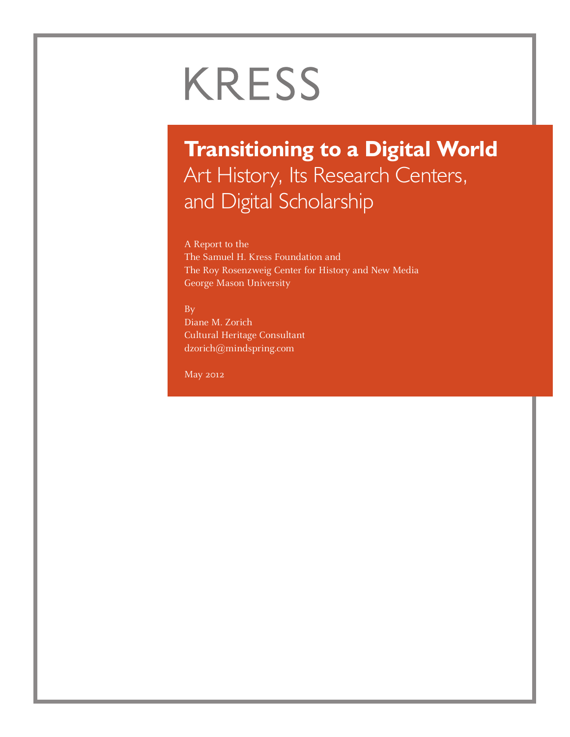KRESS

# Transitioning to a Digital World

## Art History, Its Research Centers, and Digital Scholarship

A Report to the
The Samuel H. Kress Foundation and
The Roy Rosenzweig Center for History and New Media
George Mason University

By
Diane M. Zorich
Cultural Heritage Consultant
dzorich@mindspring.com

May 2012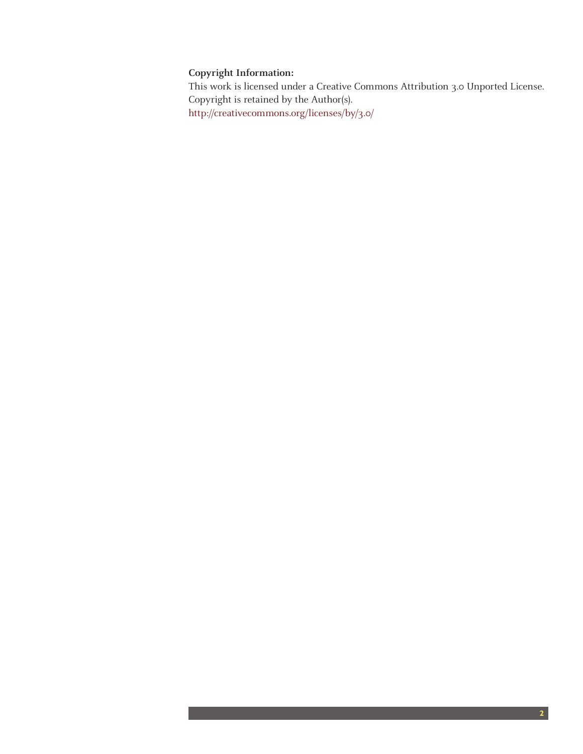**Copyright Information:**

This work is licensed under a Creative Commons Attribution 3.0 Unported License.
Copyright is retained by the Author(s).
http://creativecommons.org/licenses/by/3.0/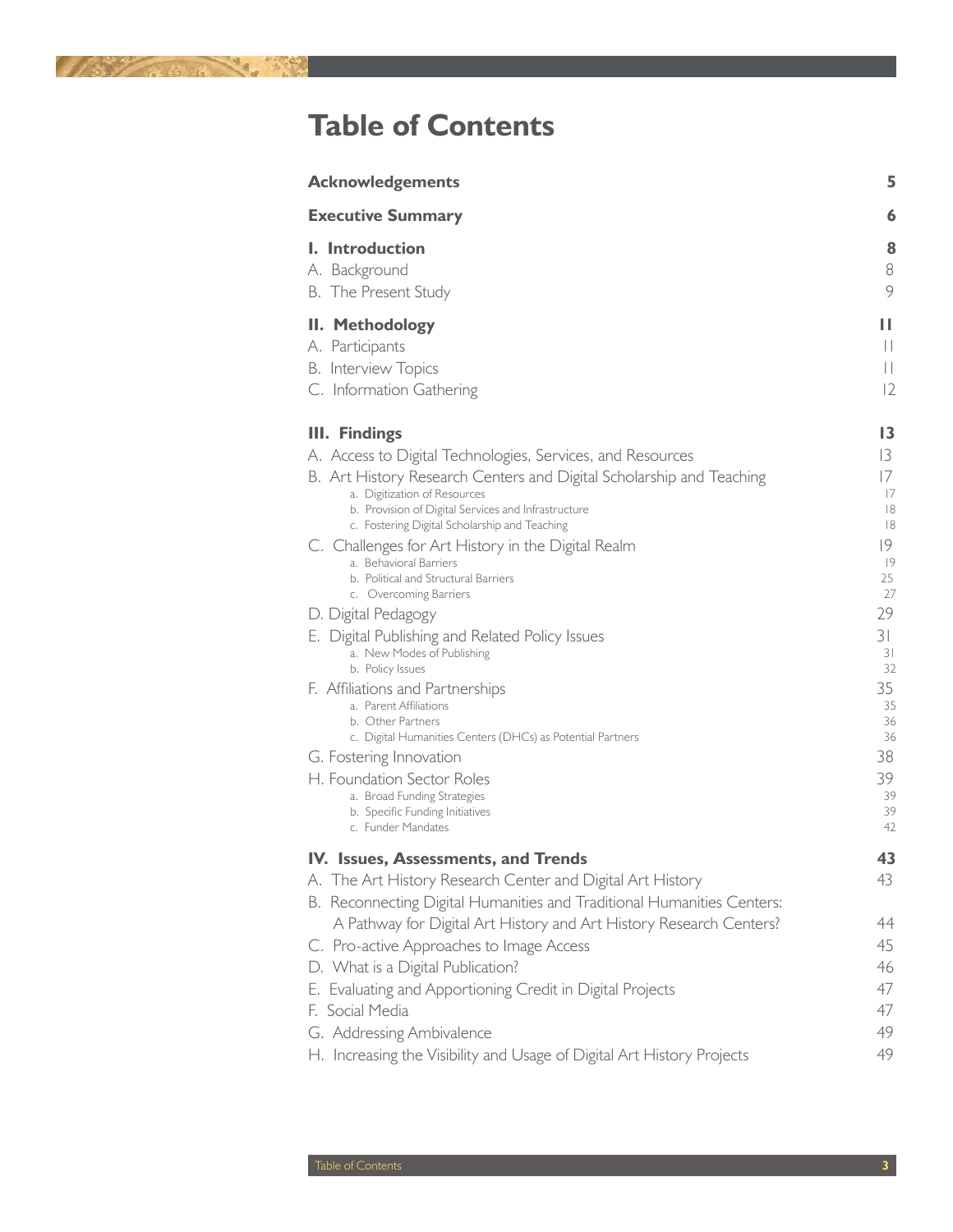# Table of Contents

| | |
|---|---|
| **Acknowledgements** | **5** |
| **Executive Summary** | **6** |
| **I. Introduction** | **8** |
| A. Background | 8 |
| B. The Present Study | 9 |
| **II. Methodology** | **11** |
| A. Participants | 11 |
| B. Interview Topics | 11 |
| C. Information Gathering | 12 |
| **III. Findings** | **13** |
| A. Access to Digital Technologies, Services, and Resources | 13 |
| B. Art History Research Centers and Digital Scholarship and Teaching | 17 |
| a. Digitization of Resources | 17 |
| b. Provision of Digital Services and Infrastructure | 18 |
| c. Fostering Digital Scholarship and Teaching | 18 |
| C. Challenges for Art History in the Digital Realm | 19 |
| a. Behavioral Barriers | 19 |
| b. Political and Structural Barriers | 25 |
| c. Overcoming Barriers | 27 |
| D. Digital Pedagogy | 29 |
| E. Digital Publishing and Related Policy Issues | 31 |
| a. New Modes of Publishing | 31 |
| b. Policy Issues | 32 |
| F. Affiliations and Partnerships | 35 |
| a. Parent Affiliations | 35 |
| b. Other Partners | 36 |
| c. Digital Humanities Centers (DHCs) as Potential Partners | 36 |
| G. Fostering Innovation | 38 |
| H. Foundation Sector Roles | 39 |
| a. Broad Funding Strategies | 39 |
| b. Specific Funding Initiatives | 39 |
| c. Funder Mandates | 42 |
| **IV. Issues, Assessments, and Trends** | **43** |
| A. The Art History Research Center and Digital Art History | 43 |
| B. Reconnecting Digital Humanities and Traditional Humanities Centers: A Pathway for Digital Art History and Art History Research Centers? | 44 |
| C. Pro-active Approaches to Image Access | 45 |
| D. What is a Digital Publication? | 46 |
| E. Evaluating and Apportioning Credit in Digital Projects | 47 |
| F. Social Media | 47 |
| G. Addressing Ambivalence | 49 |
| H. Increasing the Visibility and Usage of Digital Art History Projects | 49 |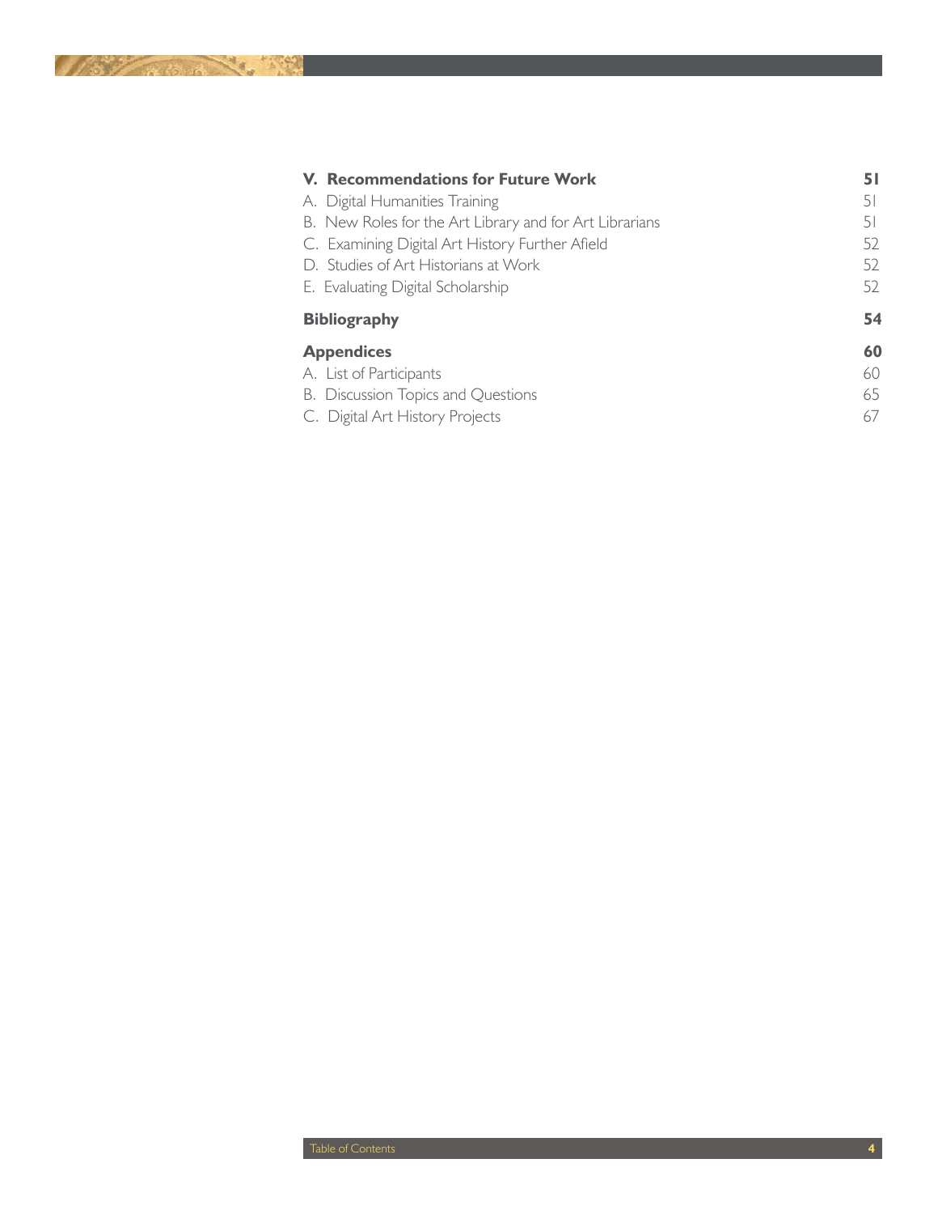| | |
|---|---|
| **V. Recommendations for Future Work** | **51** |
| A. Digital Humanities Training | 51 |
| B. New Roles for the Art Library and for Art Librarians | 51 |
| C. Examining Digital Art History Further Afield | 52 |
| D. Studies of Art Historians at Work | 52 |
| E. Evaluating Digital Scholarship | 52 |
| **Bibliography** | **54** |
| **Appendices** | **60** |
| A. List of Participants | 60 |
| B. Discussion Topics and Questions | 65 |
| C. Digital Art History Projects | 67 |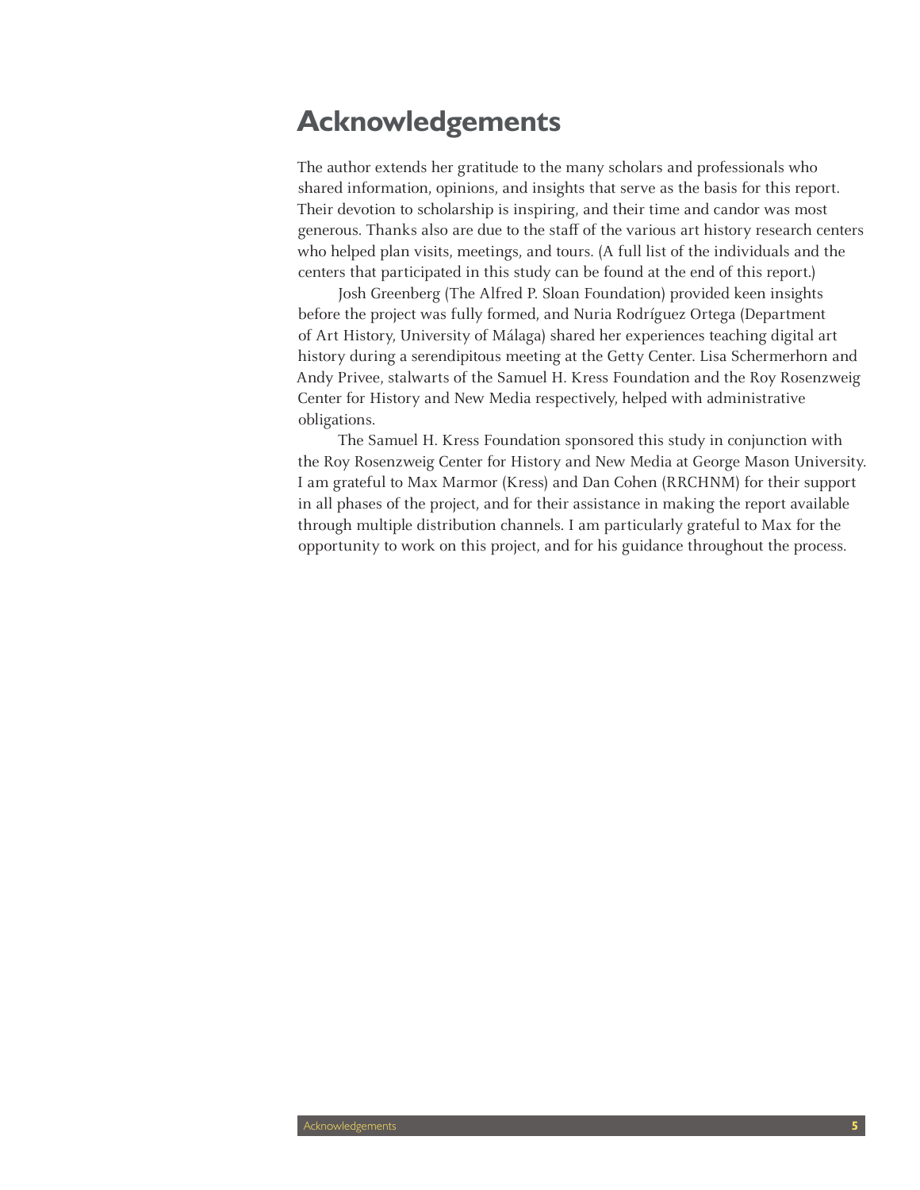# Acknowledgements

The author extends her gratitude to the many scholars and professionals who shared information, opinions, and insights that serve as the basis for this report. Their devotion to scholarship is inspiring, and their time and candor was most generous. Thanks also are due to the staff of the various art history research centers who helped plan visits, meetings, and tours. (A full list of the individuals and the centers that participated in this study can be found at the end of this report.)

Josh Greenberg (The Alfred P. Sloan Foundation) provided keen insights before the project was fully formed, and Nuria Rodríguez Ortega (Department of Art History, University of Málaga) shared her experiences teaching digital art history during a serendipitous meeting at the Getty Center. Lisa Schermerhorn and Andy Privee, stalwarts of the Samuel H. Kress Foundation and the Roy Rosenzweig Center for History and New Media respectively, helped with administrative obligations.

The Samuel H. Kress Foundation sponsored this study in conjunction with the Roy Rosenzweig Center for History and New Media at George Mason University. I am grateful to Max Marmor (Kress) and Dan Cohen (RRCHNM) for their support in all phases of the project, and for their assistance in making the report available through multiple distribution channels. I am particularly grateful to Max for the opportunity to work on this project, and for his guidance throughout the process.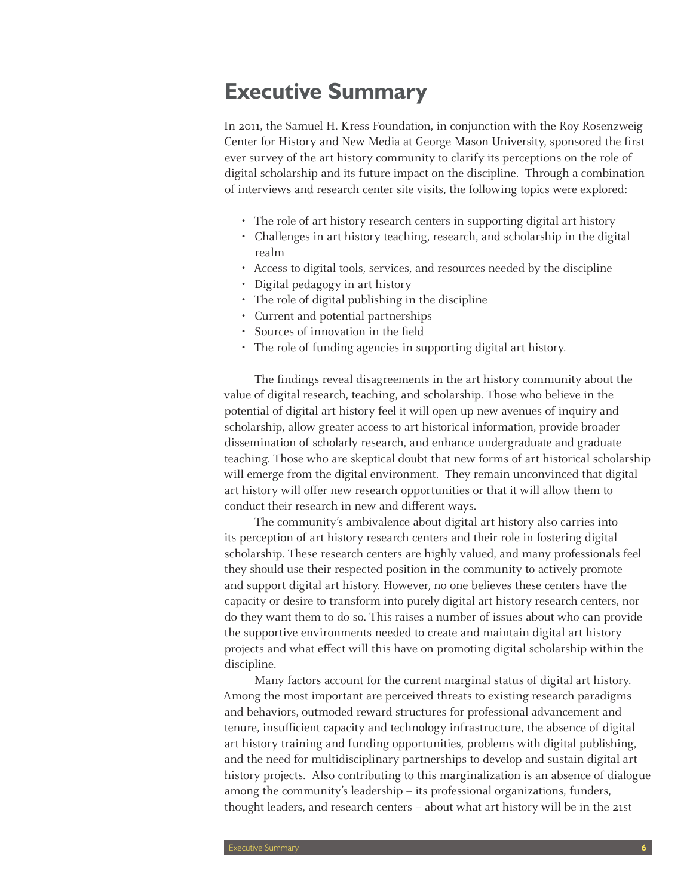# Executive Summary

In 2011, the Samuel H. Kress Foundation, in conjunction with the Roy Rosenzweig Center for History and New Media at George Mason University, sponsored the first ever survey of the art history community to clarify its perceptions on the role of digital scholarship and its future impact on the discipline. Through a combination of interviews and research center site visits, the following topics were explored:

- The role of art history research centers in supporting digital art history
- Challenges in art history teaching, research, and scholarship in the digital realm
- Access to digital tools, services, and resources needed by the discipline
- Digital pedagogy in art history
- The role of digital publishing in the discipline
- Current and potential partnerships
- Sources of innovation in the field
- The role of funding agencies in supporting digital art history.

The findings reveal disagreements in the art history community about the value of digital research, teaching, and scholarship. Those who believe in the potential of digital art history feel it will open up new avenues of inquiry and scholarship, allow greater access to art historical information, provide broader dissemination of scholarly research, and enhance undergraduate and graduate teaching. Those who are skeptical doubt that new forms of art historical scholarship will emerge from the digital environment. They remain unconvinced that digital art history will offer new research opportunities or that it will allow them to conduct their research in new and different ways.

The community's ambivalence about digital art history also carries into its perception of art history research centers and their role in fostering digital scholarship. These research centers are highly valued, and many professionals feel they should use their respected position in the community to actively promote and support digital art history. However, no one believes these centers have the capacity or desire to transform into purely digital art history research centers, nor do they want them to do so. This raises a number of issues about who can provide the supportive environments needed to create and maintain digital art history projects and what effect will this have on promoting digital scholarship within the discipline.

Many factors account for the current marginal status of digital art history. Among the most important are perceived threats to existing research paradigms and behaviors, outmoded reward structures for professional advancement and tenure, insufficient capacity and technology infrastructure, the absence of digital art history training and funding opportunities, problems with digital publishing, and the need for multidisciplinary partnerships to develop and sustain digital art history projects. Also contributing to this marginalization is an absence of dialogue among the community's leadership – its professional organizations, funders, thought leaders, and research centers – about what art history will be in the 21st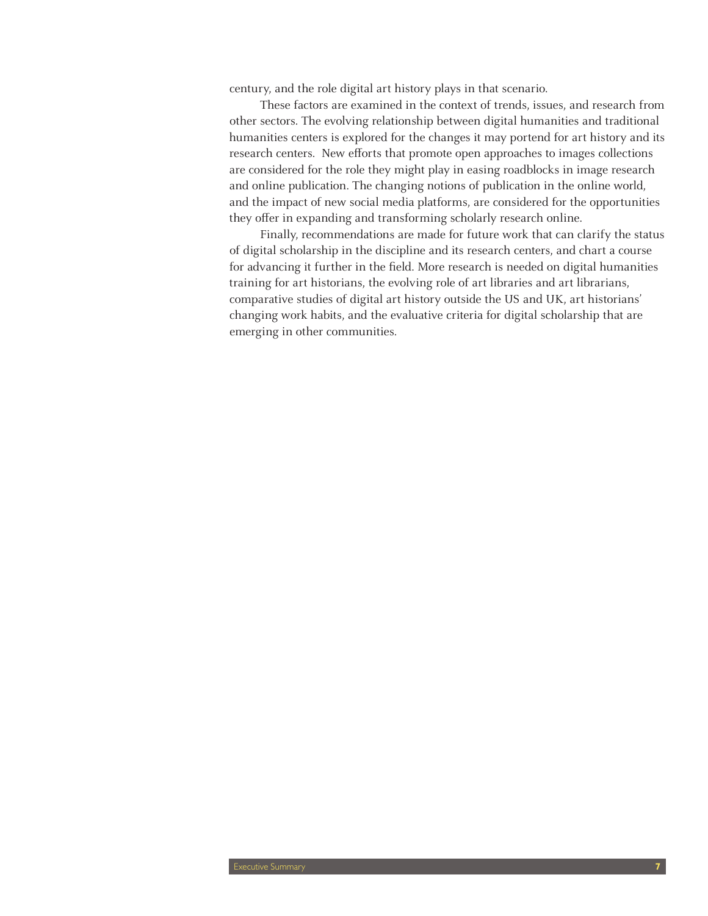century, and the role digital art history plays in that scenario.

These factors are examined in the context of trends, issues, and research from other sectors. The evolving relationship between digital humanities and traditional humanities centers is explored for the changes it may portend for art history and its research centers. New efforts that promote open approaches to images collections are considered for the role they might play in easing roadblocks in image research and online publication. The changing notions of publication in the online world, and the impact of new social media platforms, are considered for the opportunities they offer in expanding and transforming scholarly research online.

Finally, recommendations are made for future work that can clarify the status of digital scholarship in the discipline and its research centers, and chart a course for advancing it further in the field. More research is needed on digital humanities training for art historians, the evolving role of art libraries and art librarians, comparative studies of digital art history outside the US and UK, art historians' changing work habits, and the evaluative criteria for digital scholarship that are emerging in other communities.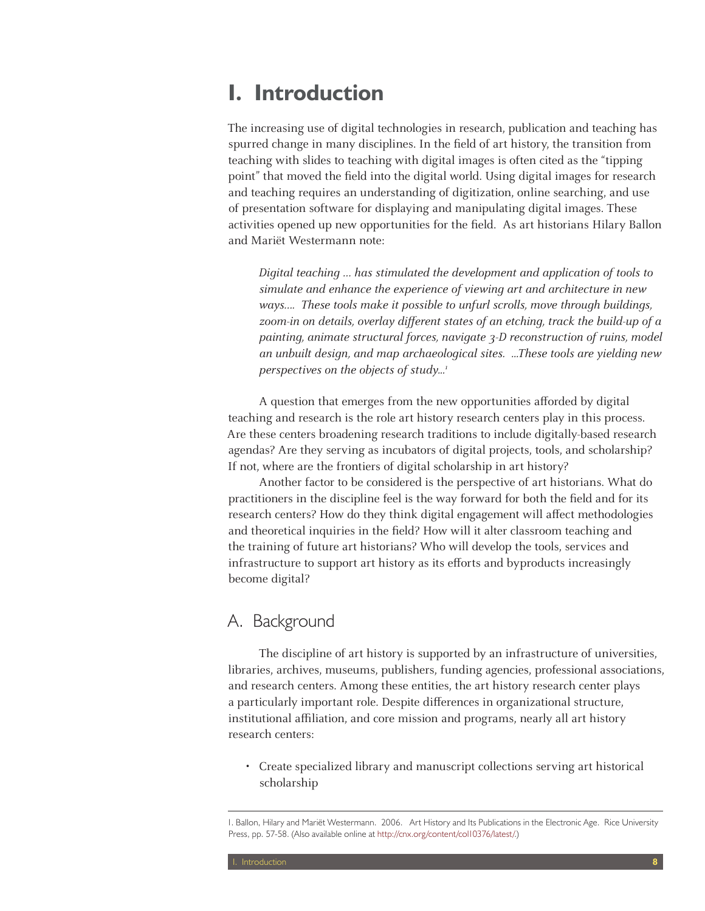# I. Introduction

The increasing use of digital technologies in research, publication and teaching has spurred change in many disciplines. In the field of art history, the transition from teaching with slides to teaching with digital images is often cited as the "tipping point" that moved the field into the digital world. Using digital images for research and teaching requires an understanding of digitization, online searching, and use of presentation software for displaying and manipulating digital images. These activities opened up new opportunities for the field. As art historians Hilary Ballon and Mariët Westermann note:

> *Digital teaching ... has stimulated the development and application of tools to simulate and enhance the experience of viewing art and architecture in new ways.... These tools make it possible to unfurl scrolls, move through buildings, zoom-in on details, overlay different states of an etching, track the build-up of a painting, animate structural forces, navigate 3-D reconstruction of ruins, model an unbuilt design, and map archaeological sites. ...These tools are yielding new perspectives on the objects of study...*[1]

A question that emerges from the new opportunities afforded by digital teaching and research is the role art history research centers play in this process. Are these centers broadening research traditions to include digitally-based research agendas? Are they serving as incubators of digital projects, tools, and scholarship? If not, where are the frontiers of digital scholarship in art history?

Another factor to be considered is the perspective of art historians. What do practitioners in the discipline feel is the way forward for both the field and for its research centers? How do they think digital engagement will affect methodologies and theoretical inquiries in the field? How will it alter classroom teaching and the training of future art historians? Who will develop the tools, services and infrastructure to support art history as its efforts and byproducts increasingly become digital?

## A. Background

The discipline of art history is supported by an infrastructure of universities, libraries, archives, museums, publishers, funding agencies, professional associations, and research centers. Among these entities, the art history research center plays a particularly important role. Despite differences in organizational structure, institutional affiliation, and core mission and programs, nearly all art history research centers:

- Create specialized library and manuscript collections serving art historical scholarship

---

1. Ballon, Hilary and Mariët Westermann. 2006. Art History and Its Publications in the Electronic Age. Rice University Press, pp. 57-58. (Also available online at http://cnx.org/content/col10376/latest/.)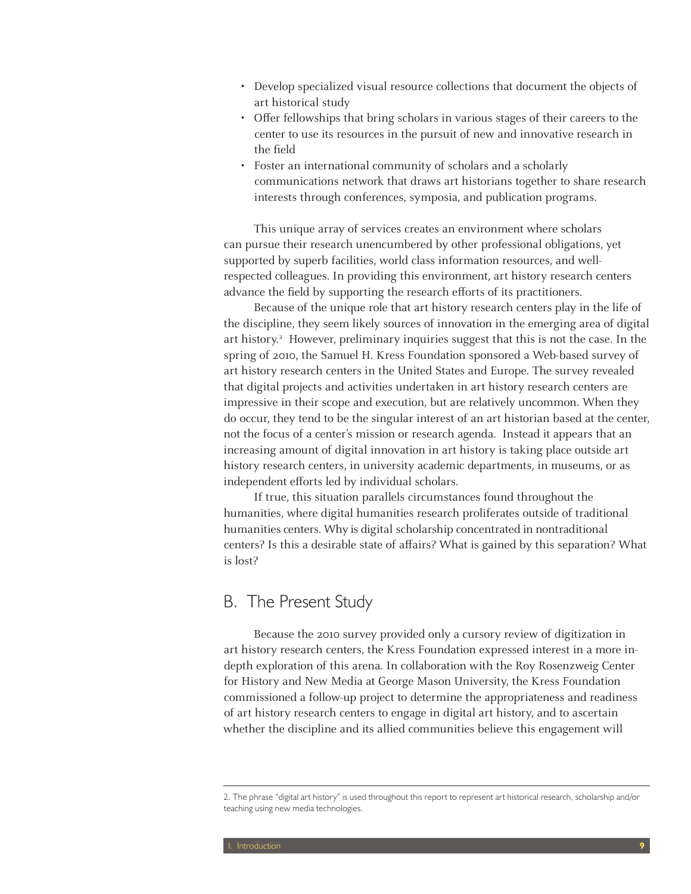- Develop specialized visual resource collections that document the objects of art historical study
- Offer fellowships that bring scholars in various stages of their careers to the center to use its resources in the pursuit of new and innovative research in the field
- Foster an international community of scholars and a scholarly communications network that draws art historians together to share research interests through conferences, symposia, and publication programs.

This unique array of services creates an environment where scholars can pursue their research unencumbered by other professional obligations, yet supported by superb facilities, world class information resources, and well-respected colleagues. In providing this environment, art history research centers advance the field by supporting the research efforts of its practitioners.

Because of the unique role that art history research centers play in the life of the discipline, they seem likely sources of innovation in the emerging area of digital art history.[2] However, preliminary inquiries suggest that this is not the case. In the spring of 2010, the Samuel H. Kress Foundation sponsored a Web-based survey of art history research centers in the United States and Europe. The survey revealed that digital projects and activities undertaken in art history research centers are impressive in their scope and execution, but are relatively uncommon. When they do occur, they tend to be the singular interest of an art historian based at the center, not the focus of a center's mission or research agenda. Instead it appears that an increasing amount of digital innovation in art history is taking place outside art history research centers, in university academic departments, in museums, or as independent efforts led by individual scholars.

If true, this situation parallels circumstances found throughout the humanities, where digital humanities research proliferates outside of traditional humanities centers. Why is digital scholarship concentrated in nontraditional centers? Is this a desirable state of affairs? What is gained by this separation? What is lost?

## B. The Present Study

Because the 2010 survey provided only a cursory review of digitization in art history research centers, the Kress Foundation expressed interest in a more in-depth exploration of this arena. In collaboration with the Roy Rosenzweig Center for History and New Media at George Mason University, the Kress Foundation commissioned a follow-up project to determine the appropriateness and readiness of art history research centers to engage in digital art history, and to ascertain whether the discipline and its allied communities believe this engagement will

---

2. The phrase "digital art history" is used throughout this report to represent art historical research, scholarship and/or teaching using new media technologies.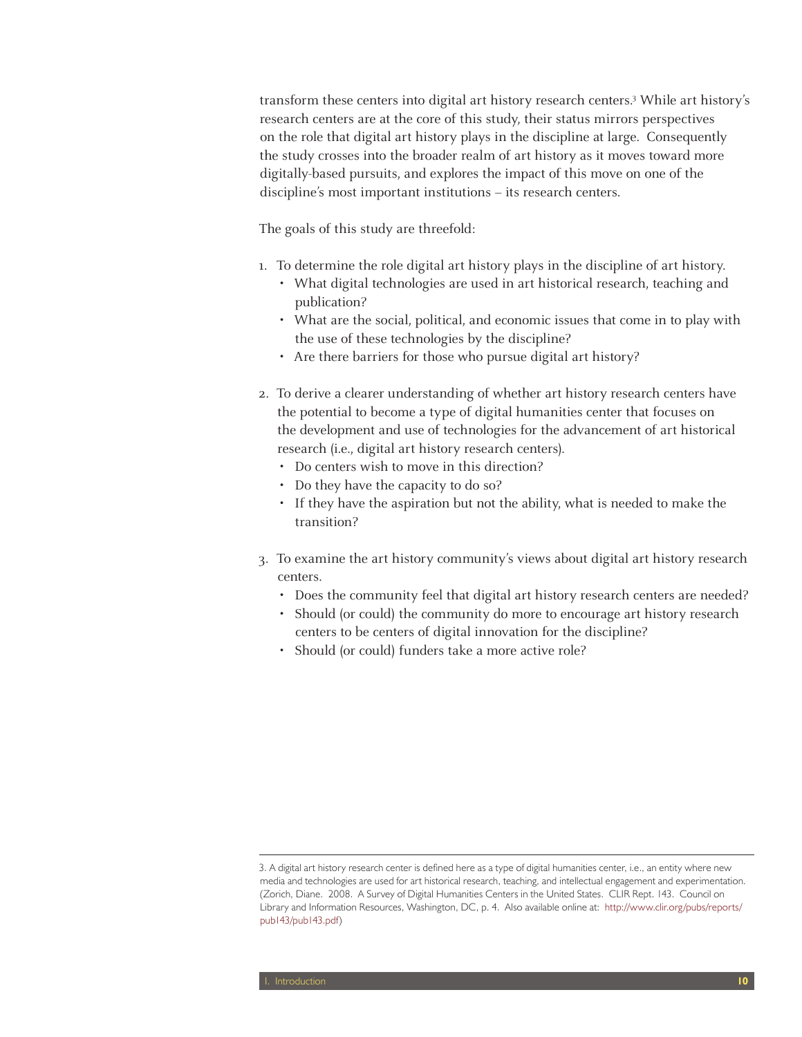transform these centers into digital art history research centers.[3] While art history's research centers are at the core of this study, their status mirrors perspectives on the role that digital art history plays in the discipline at large. Consequently the study crosses into the broader realm of art history as it moves toward more digitally-based pursuits, and explores the impact of this move on one of the discipline's most important institutions – its research centers.

The goals of this study are threefold:

1. To determine the role digital art history plays in the discipline of art history.
   - What digital technologies are used in art historical research, teaching and publication?
   - What are the social, political, and economic issues that come in to play with the use of these technologies by the discipline?
   - Are there barriers for those who pursue digital art history?

2. To derive a clearer understanding of whether art history research centers have the potential to become a type of digital humanities center that focuses on the development and use of technologies for the advancement of art historical research (i.e., digital art history research centers).
   - Do centers wish to move in this direction?
   - Do they have the capacity to do so?
   - If they have the aspiration but not the ability, what is needed to make the transition?

3. To examine the art history community's views about digital art history research centers.
   - Does the community feel that digital art history research centers are needed?
   - Should (or could) the community do more to encourage art history research centers to be centers of digital innovation for the discipline?
   - Should (or could) funders take a more active role?

---

3. A digital art history research center is defined here as a type of digital humanities center, i.e., an entity where new media and technologies are used for art historical research, teaching, and intellectual engagement and experimentation. (Zorich, Diane. 2008. A Survey of Digital Humanities Centers in the United States. CLIR Rept. 143. Council on Library and Information Resources, Washington, DC, p. 4. Also available online at: http://www.clir.org/pubs/reports/pub143/pub143.pdf)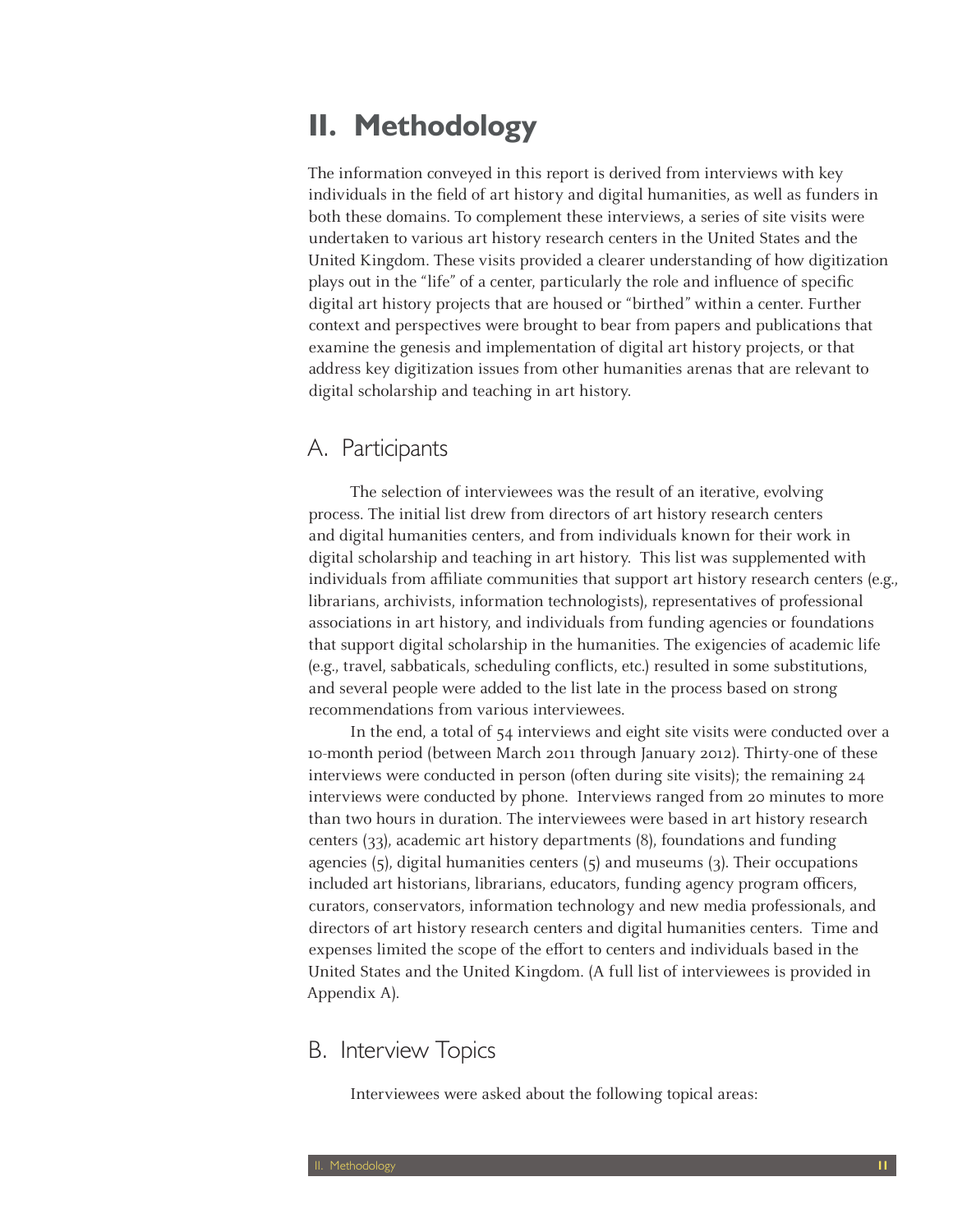# II. Methodology

The information conveyed in this report is derived from interviews with key individuals in the field of art history and digital humanities, as well as funders in both these domains. To complement these interviews, a series of site visits were undertaken to various art history research centers in the United States and the United Kingdom. These visits provided a clearer understanding of how digitization plays out in the "life" of a center, particularly the role and influence of specific digital art history projects that are housed or "birthed" within a center. Further context and perspectives were brought to bear from papers and publications that examine the genesis and implementation of digital art history projects, or that address key digitization issues from other humanities arenas that are relevant to digital scholarship and teaching in art history.

## A. Participants

The selection of interviewees was the result of an iterative, evolving process. The initial list drew from directors of art history research centers and digital humanities centers, and from individuals known for their work in digital scholarship and teaching in art history. This list was supplemented with individuals from affiliate communities that support art history research centers (e.g., librarians, archivists, information technologists), representatives of professional associations in art history, and individuals from funding agencies or foundations that support digital scholarship in the humanities. The exigencies of academic life (e.g., travel, sabbaticals, scheduling conflicts, etc.) resulted in some substitutions, and several people were added to the list late in the process based on strong recommendations from various interviewees.

In the end, a total of 54 interviews and eight site visits were conducted over a 10-month period (between March 2011 through January 2012). Thirty-one of these interviews were conducted in person (often during site visits); the remaining 24 interviews were conducted by phone. Interviews ranged from 20 minutes to more than two hours in duration. The interviewees were based in art history research centers (33), academic art history departments (8), foundations and funding agencies (5), digital humanities centers (5) and museums (3). Their occupations included art historians, librarians, educators, funding agency program officers, curators, conservators, information technology and new media professionals, and directors of art history research centers and digital humanities centers. Time and expenses limited the scope of the effort to centers and individuals based in the United States and the United Kingdom. (A full list of interviewees is provided in Appendix A).

## B. Interview Topics

Interviewees were asked about the following topical areas: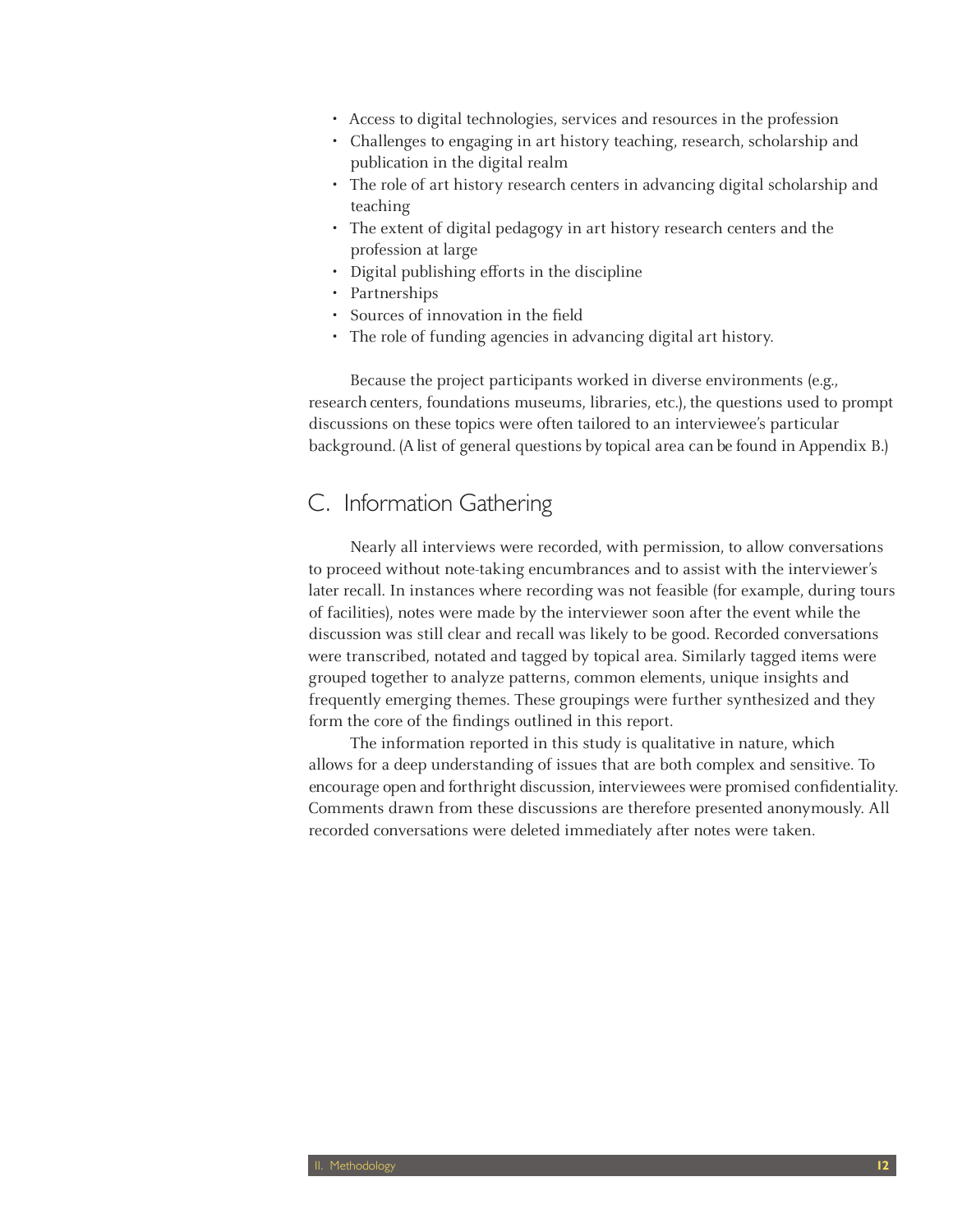- Access to digital technologies, services and resources in the profession
- Challenges to engaging in art history teaching, research, scholarship and publication in the digital realm
- The role of art history research centers in advancing digital scholarship and teaching
- The extent of digital pedagogy in art history research centers and the profession at large
- Digital publishing efforts in the discipline
- Partnerships
- Sources of innovation in the field
- The role of funding agencies in advancing digital art history.

Because the project participants worked in diverse environments (e.g., research centers, foundations museums, libraries, etc.), the questions used to prompt discussions on these topics were often tailored to an interviewee's particular background. (A list of general questions by topical area can be found in Appendix B.)

## C. Information Gathering

Nearly all interviews were recorded, with permission, to allow conversations to proceed without note-taking encumbrances and to assist with the interviewer's later recall. In instances where recording was not feasible (for example, during tours of facilities), notes were made by the interviewer soon after the event while the discussion was still clear and recall was likely to be good. Recorded conversations were transcribed, notated and tagged by topical area. Similarly tagged items were grouped together to analyze patterns, common elements, unique insights and frequently emerging themes. These groupings were further synthesized and they form the core of the findings outlined in this report.

The information reported in this study is qualitative in nature, which allows for a deep understanding of issues that are both complex and sensitive. To encourage open and forthright discussion, interviewees were promised confidentiality. Comments drawn from these discussions are therefore presented anonymously. All recorded conversations were deleted immediately after notes were taken.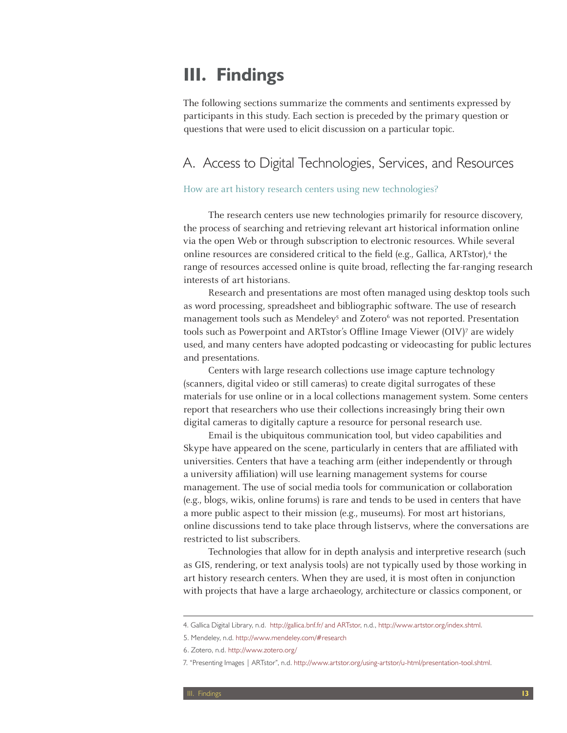# III. Findings

The following sections summarize the comments and sentiments expressed by participants in this study. Each section is preceded by the primary question or questions that were used to elicit discussion on a particular topic.

## A. Access to Digital Technologies, Services, and Resources

### How are art history research centers using new technologies?

The research centers use new technologies primarily for resource discovery, the process of searching and retrieving relevant art historical information online via the open Web or through subscription to electronic resources. While several online resources are considered critical to the field (e.g., Gallica, ARTstor),[4] the range of resources accessed online is quite broad, reflecting the far-ranging research interests of art historians.

Research and presentations are most often managed using desktop tools such as word processing, spreadsheet and bibliographic software. The use of research management tools such as Mendeley[5] and Zotero[6] was not reported. Presentation tools such as Powerpoint and ARTstor's Offline Image Viewer (OIV)[7] are widely used, and many centers have adopted podcasting or videocasting for public lectures and presentations.

Centers with large research collections use image capture technology (scanners, digital video or still cameras) to create digital surrogates of these materials for use online or in a local collections management system. Some centers report that researchers who use their collections increasingly bring their own digital cameras to digitally capture a resource for personal research use.

Email is the ubiquitous communication tool, but video capabilities and Skype have appeared on the scene, particularly in centers that are affiliated with universities. Centers that have a teaching arm (either independently or through a university affiliation) will use learning management systems for course management. The use of social media tools for communication or collaboration (e.g., blogs, wikis, online forums) is rare and tends to be used in centers that have a more public aspect to their mission (e.g., museums). For most art historians, online discussions tend to take place through listservs, where the conversations are restricted to list subscribers.

Technologies that allow for in depth analysis and interpretive research (such as GIS, rendering, or text analysis tools) are not typically used by those working in art history research centers. When they are used, it is most often in conjunction with projects that have a large archaeology, architecture or classics component, or

---

4. Gallica Digital Library, n.d. http://gallica.bnf.fr/ and ARTstor, n.d., http://www.artstor.org/index.shtml.

5. Mendeley, n.d. http://www.mendeley.com/#research

6. Zotero, n.d. http://www.zotero.org/

7. "Presenting Images | ARTstor", n.d. http://www.artstor.org/using-artstor/u-html/presentation-tool.shtml.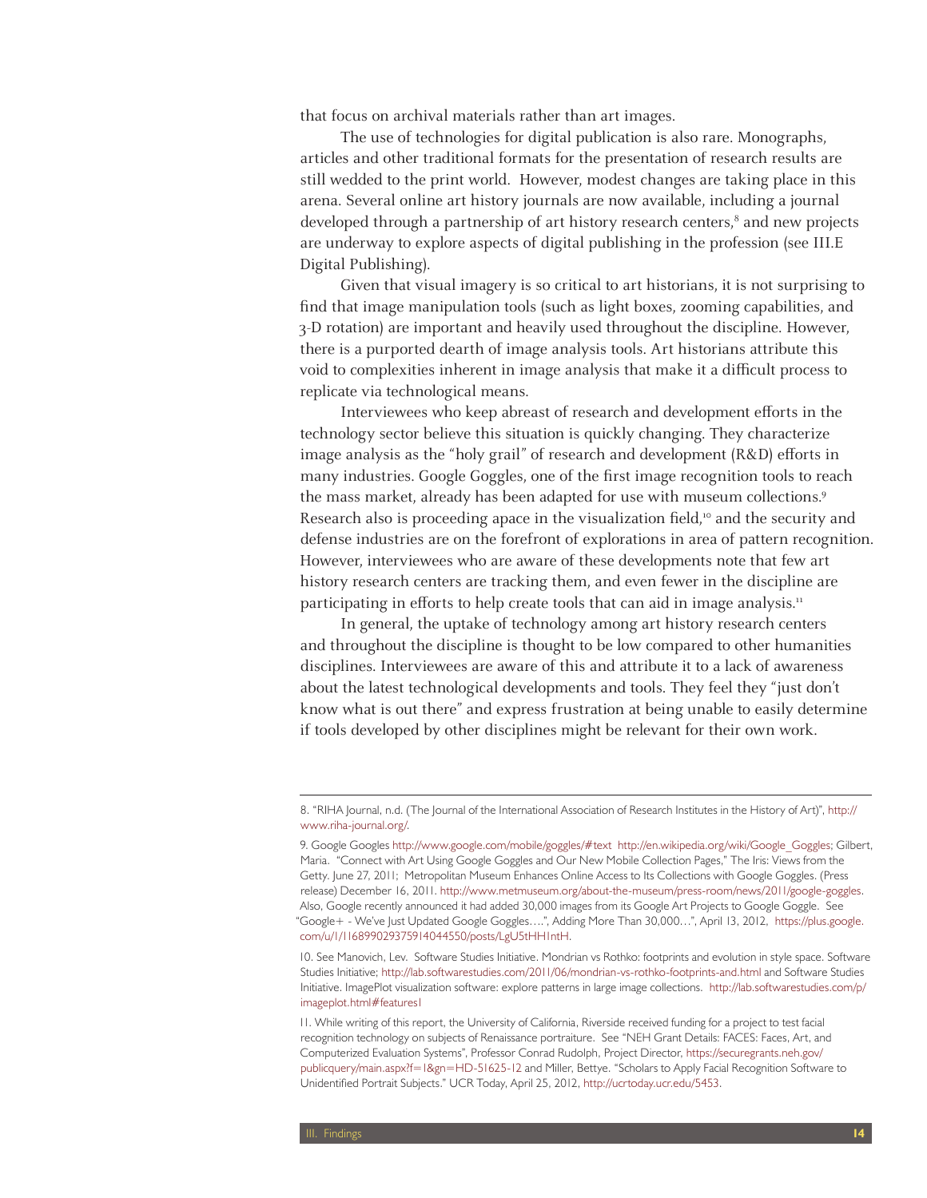that focus on archival materials rather than art images.

The use of technologies for digital publication is also rare. Monographs, articles and other traditional formats for the presentation of research results are still wedded to the print world. However, modest changes are taking place in this arena. Several online art history journals are now available, including a journal developed through a partnership of art history research centers,[8] and new projects are underway to explore aspects of digital publishing in the profession (see III.E Digital Publishing).

Given that visual imagery is so critical to art historians, it is not surprising to find that image manipulation tools (such as light boxes, zooming capabilities, and 3-D rotation) are important and heavily used throughout the discipline. However, there is a purported dearth of image analysis tools. Art historians attribute this void to complexities inherent in image analysis that make it a difficult process to replicate via technological means.

Interviewees who keep abreast of research and development efforts in the technology sector believe this situation is quickly changing. They characterize image analysis as the "holy grail" of research and development (R&D) efforts in many industries. Google Goggles, one of the first image recognition tools to reach the mass market, already has been adapted for use with museum collections.[9] Research also is proceeding apace in the visualization field,[10] and the security and defense industries are on the forefront of explorations in area of pattern recognition. However, interviewees who are aware of these developments note that few art history research centers are tracking them, and even fewer in the discipline are participating in efforts to help create tools that can aid in image analysis.[11]

In general, the uptake of technology among art history research centers and throughout the discipline is thought to be low compared to other humanities disciplines. Interviewees are aware of this and attribute it to a lack of awareness about the latest technological developments and tools. They feel they "just don't know what is out there" and express frustration at being unable to easily determine if tools developed by other disciplines might be relevant for their own work.

---

8. "RIHA Journal, n.d. (The Journal of the International Association of Research Institutes in the History of Art)", http://www.riha-journal.org/.

9. Google Googles http://www.google.com/mobile/goggles/#text http://en.wikipedia.org/wiki/Google_Goggles; Gilbert, Maria. "Connect with Art Using Google Goggles and Our New Mobile Collection Pages," The Iris: Views from the Getty. June 27, 2011; Metropolitan Museum Enhances Online Access to Its Collections with Google Goggles. (Press release) December 16, 2011. http://www.metmuseum.org/about-the-museum/press-room/news/2011/google-goggles. Also, Google recently announced it had added 30,000 images from its Google Art Projects to Google Goggle. See "Google+ - We've Just Updated Google Goggles….", Adding More Than 30,000…", April 13, 2012, https://plus.google.com/u/1/116899029375914044550/posts/LgU5tHH1ntH.

10. See Manovich, Lev. Software Studies Initiative. Mondrian vs Rothko: footprints and evolution in style space. Software Studies Initiative; http://lab.softwarestudies.com/2011/06/mondrian-vs-rothko-footprints-and.html and Software Studies Initiative. ImagePlot visualization software: explore patterns in large image collections. http://lab.softwarestudies.com/p/imageplot.html#features1

11. While writing of this report, the University of California, Riverside received funding for a project to test facial recognition technology on subjects of Renaissance portraiture. See "NEH Grant Details: FACES: Faces, Art, and Computerized Evaluation Systems", Professor Conrad Rudolph, Project Director, https://securegrants.neh.gov/publicquery/main.aspx?f=1&gn=HD-51625-12 and Miller, Bettye. "Scholars to Apply Facial Recognition Software to Unidentified Portrait Subjects." UCR Today, April 25, 2012, http://ucrtoday.ucr.edu/5453.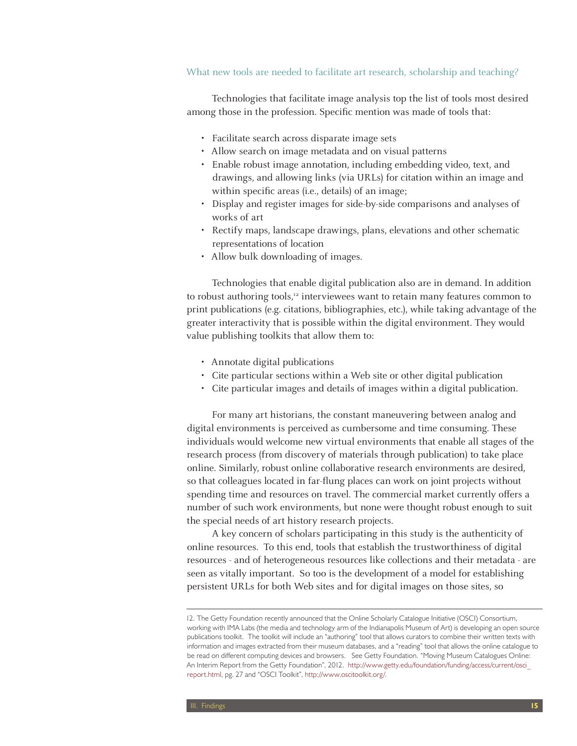### What new tools are needed to facilitate art research, scholarship and teaching?

Technologies that facilitate image analysis top the list of tools most desired among those in the profession. Specific mention was made of tools that:

- Facilitate search across disparate image sets
- Allow search on image metadata and on visual patterns
- Enable robust image annotation, including embedding video, text, and drawings, and allowing links (via URLs) for citation within an image and within specific areas (i.e., details) of an image;
- Display and register images for side-by-side comparisons and analyses of works of art
- Rectify maps, landscape drawings, plans, elevations and other schematic representations of location
- Allow bulk downloading of images.

Technologies that enable digital publication also are in demand. In addition to robust authoring tools,[12] interviewees want to retain many features common to print publications (e.g. citations, bibliographies, etc.), while taking advantage of the greater interactivity that is possible within the digital environment. They would value publishing toolkits that allow them to:

- Annotate digital publications
- Cite particular sections within a Web site or other digital publication
- Cite particular images and details of images within a digital publication.

For many art historians, the constant maneuvering between analog and digital environments is perceived as cumbersome and time consuming. These individuals would welcome new virtual environments that enable all stages of the research process (from discovery of materials through publication) to take place online. Similarly, robust online collaborative research environments are desired, so that colleagues located in far-flung places can work on joint projects without spending time and resources on travel. The commercial market currently offers a number of such work environments, but none were thought robust enough to suit the special needs of art history research projects.

A key concern of scholars participating in this study is the authenticity of online resources. To this end, tools that establish the trustworthiness of digital resources - and of heterogeneous resources like collections and their metadata - are seen as vitally important. So too is the development of a model for establishing persistent URLs for both Web sites and for digital images on those sites, so

---

12. The Getty Foundation recently announced that the Online Scholarly Catalogue Initiative (OSCI) Consortium, working with IMA Labs (the media and technology arm of the Indianapolis Museum of Art) is developing an open source publications toolkit. The toolkit will include an "authoring" tool that allows curators to combine their written texts with information and images extracted from their museum databases, and a "reading" tool that allows the online catalogue to be read on different computing devices and browsers. See Getty Foundation. "Moving Museum Catalogues Online: An Interim Report from the Getty Foundation", 2012. http://www.getty.edu/foundation/funding/access/current/osci_report.html, pg. 27 and "OSCI Toolkit", http://www.oscitoolkit.org/.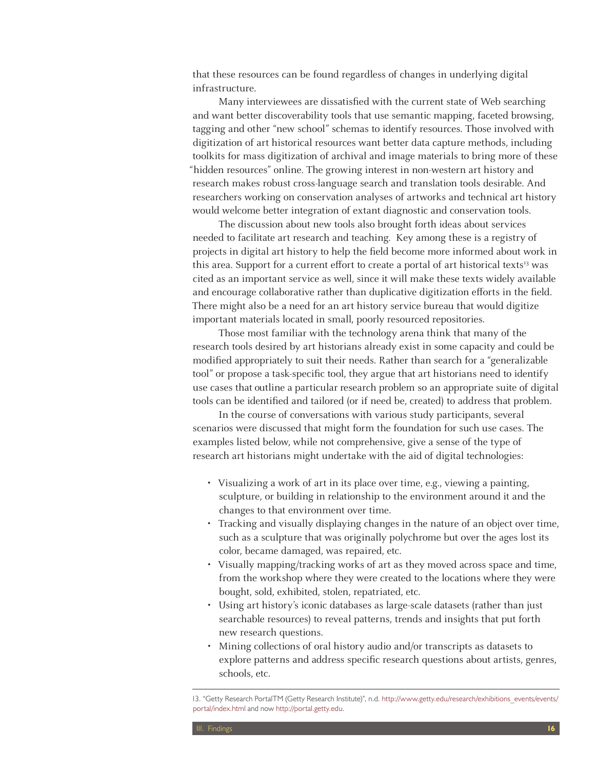that these resources can be found regardless of changes in underlying digital infrastructure.

Many interviewees are dissatisfied with the current state of Web searching and want better discoverability tools that use semantic mapping, faceted browsing, tagging and other "new school" schemas to identify resources. Those involved with digitization of art historical resources want better data capture methods, including toolkits for mass digitization of archival and image materials to bring more of these "hidden resources" online. The growing interest in non-western art history and research makes robust cross-language search and translation tools desirable. And researchers working on conservation analyses of artworks and technical art history would welcome better integration of extant diagnostic and conservation tools.

The discussion about new tools also brought forth ideas about services needed to facilitate art research and teaching. Key among these is a registry of projects in digital art history to help the field become more informed about work in this area. Support for a current effort to create a portal of art historical texts[13] was cited as an important service as well, since it will make these texts widely available and encourage collaborative rather than duplicative digitization efforts in the field. There might also be a need for an art history service bureau that would digitize important materials located in small, poorly resourced repositories.

Those most familiar with the technology arena think that many of the research tools desired by art historians already exist in some capacity and could be modified appropriately to suit their needs. Rather than search for a "generalizable tool" or propose a task-specific tool, they argue that art historians need to identify use cases that outline a particular research problem so an appropriate suite of digital tools can be identified and tailored (or if need be, created) to address that problem.

In the course of conversations with various study participants, several scenarios were discussed that might form the foundation for such use cases. The examples listed below, while not comprehensive, give a sense of the type of research art historians might undertake with the aid of digital technologies:

- Visualizing a work of art in its place over time, e.g., viewing a painting, sculpture, or building in relationship to the environment around it and the changes to that environment over time.
- Tracking and visually displaying changes in the nature of an object over time, such as a sculpture that was originally polychrome but over the ages lost its color, became damaged, was repaired, etc.
- Visually mapping/tracking works of art as they moved across space and time, from the workshop where they were created to the locations where they were bought, sold, exhibited, stolen, repatriated, etc.
- Using art history's iconic databases as large-scale datasets (rather than just searchable resources) to reveal patterns, trends and insights that put forth new research questions.
- Mining collections of oral history audio and/or transcripts as datasets to explore patterns and address specific research questions about artists, genres, schools, etc.

13. "Getty Research PortalTM (Getty Research Institute)", n.d. http://www.getty.edu/research/exhibitions_events/events/portal/index.html and now http://portal.getty.edu.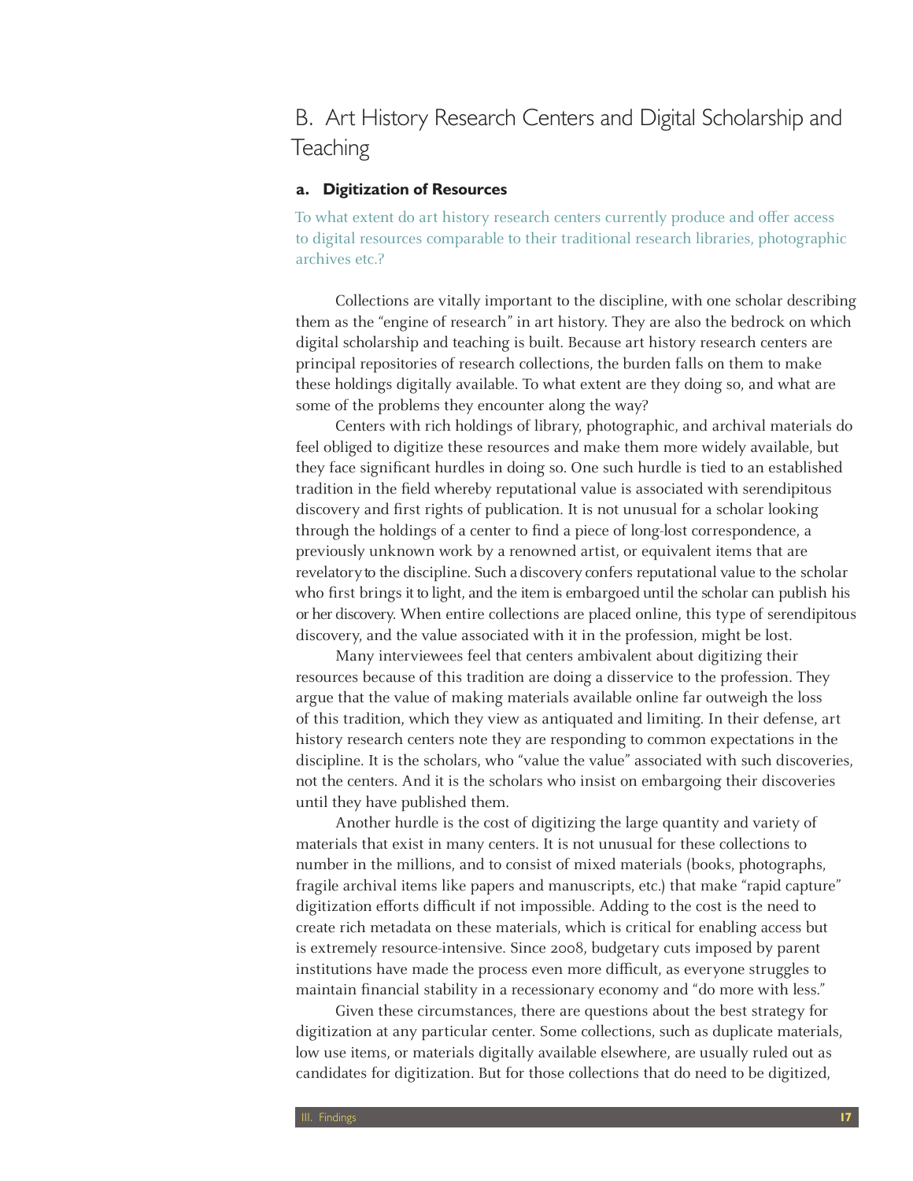## B. Art History Research Centers and Digital Scholarship and Teaching

### a. Digitization of Resources

To what extent do art history research centers currently produce and offer access to digital resources comparable to their traditional research libraries, photographic archives etc.?

Collections are vitally important to the discipline, with one scholar describing them as the "engine of research" in art history. They are also the bedrock on which digital scholarship and teaching is built. Because art history research centers are principal repositories of research collections, the burden falls on them to make these holdings digitally available. To what extent are they doing so, and what are some of the problems they encounter along the way?

Centers with rich holdings of library, photographic, and archival materials do feel obliged to digitize these resources and make them more widely available, but they face significant hurdles in doing so. One such hurdle is tied to an established tradition in the field whereby reputational value is associated with serendipitous discovery and first rights of publication. It is not unusual for a scholar looking through the holdings of a center to find a piece of long-lost correspondence, a previously unknown work by a renowned artist, or equivalent items that are revelatory to the discipline. Such a discovery confers reputational value to the scholar who first brings it to light, and the item is embargoed until the scholar can publish his or her discovery. When entire collections are placed online, this type of serendipitous discovery, and the value associated with it in the profession, might be lost.

Many interviewees feel that centers ambivalent about digitizing their resources because of this tradition are doing a disservice to the profession. They argue that the value of making materials available online far outweigh the loss of this tradition, which they view as antiquated and limiting. In their defense, art history research centers note they are responding to common expectations in the discipline. It is the scholars, who "value the value" associated with such discoveries, not the centers. And it is the scholars who insist on embargoing their discoveries until they have published them.

Another hurdle is the cost of digitizing the large quantity and variety of materials that exist in many centers. It is not unusual for these collections to number in the millions, and to consist of mixed materials (books, photographs, fragile archival items like papers and manuscripts, etc.) that make "rapid capture" digitization efforts difficult if not impossible. Adding to the cost is the need to create rich metadata on these materials, which is critical for enabling access but is extremely resource-intensive. Since 2008, budgetary cuts imposed by parent institutions have made the process even more difficult, as everyone struggles to maintain financial stability in a recessionary economy and "do more with less."

Given these circumstances, there are questions about the best strategy for digitization at any particular center. Some collections, such as duplicate materials, low use items, or materials digitally available elsewhere, are usually ruled out as candidates for digitization. But for those collections that do need to be digitized,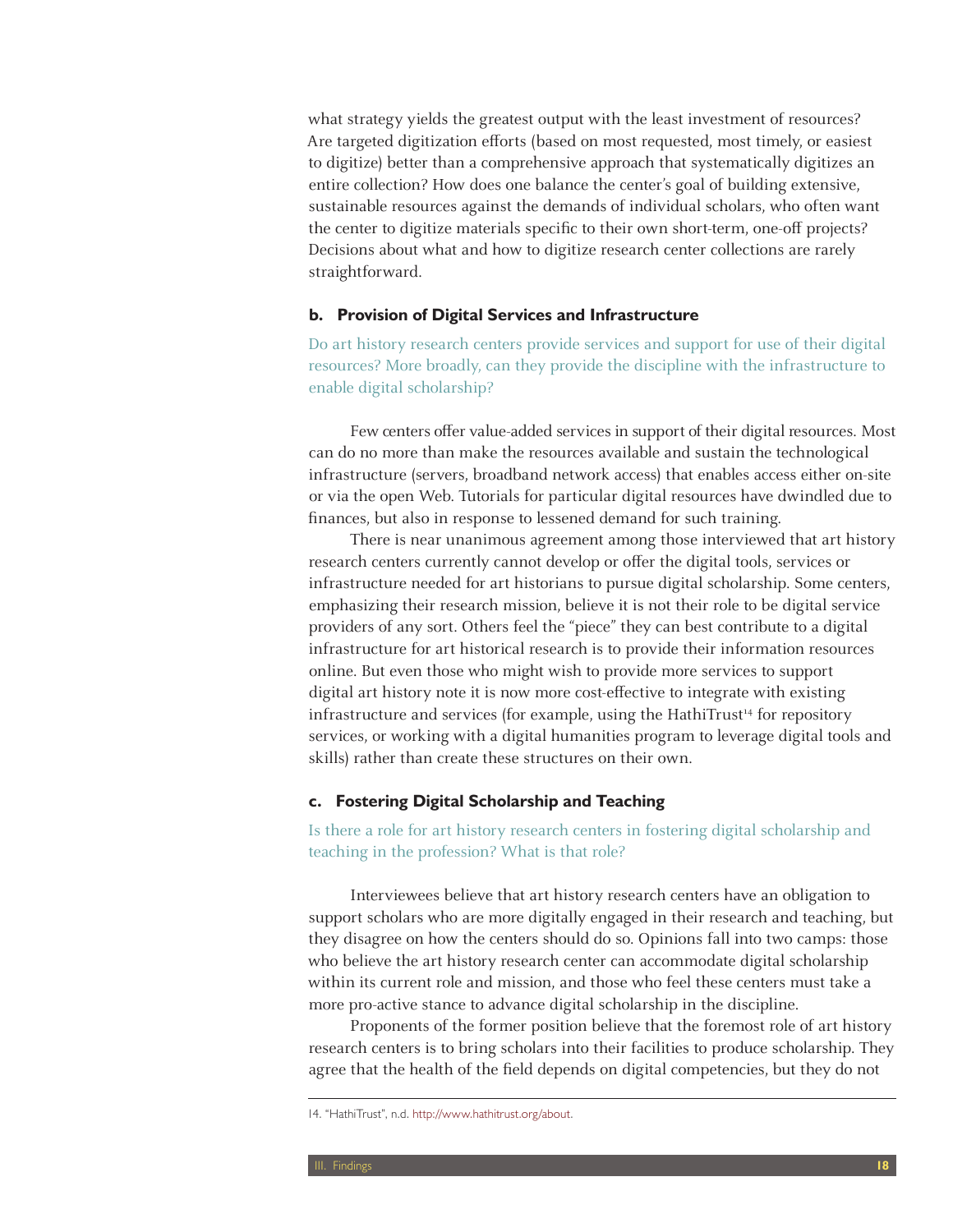what strategy yields the greatest output with the least investment of resources? Are targeted digitization efforts (based on most requested, most timely, or easiest to digitize) better than a comprehensive approach that systematically digitizes an entire collection? How does one balance the center's goal of building extensive, sustainable resources against the demands of individual scholars, who often want the center to digitize materials specific to their own short-term, one-off projects? Decisions about what and how to digitize research center collections are rarely straightforward.

### b. Provision of Digital Services and Infrastructure

Do art history research centers provide services and support for use of their digital resources? More broadly, can they provide the discipline with the infrastructure to enable digital scholarship?

Few centers offer value-added services in support of their digital resources. Most can do no more than make the resources available and sustain the technological infrastructure (servers, broadband network access) that enables access either on-site or via the open Web. Tutorials for particular digital resources have dwindled due to finances, but also in response to lessened demand for such training.

There is near unanimous agreement among those interviewed that art history research centers currently cannot develop or offer the digital tools, services or infrastructure needed for art historians to pursue digital scholarship. Some centers, emphasizing their research mission, believe it is not their role to be digital service providers of any sort. Others feel the "piece" they can best contribute to a digital infrastructure for art historical research is to provide their information resources online. But even those who might wish to provide more services to support digital art history note it is now more cost-effective to integrate with existing infrastructure and services (for example, using the HathiTrust[14] for repository services, or working with a digital humanities program to leverage digital tools and skills) rather than create these structures on their own.

### c. Fostering Digital Scholarship and Teaching

Is there a role for art history research centers in fostering digital scholarship and teaching in the profession? What is that role?

Interviewees believe that art history research centers have an obligation to support scholars who are more digitally engaged in their research and teaching, but they disagree on how the centers should do so. Opinions fall into two camps: those who believe the art history research center can accommodate digital scholarship within its current role and mission, and those who feel these centers must take a more pro-active stance to advance digital scholarship in the discipline.

Proponents of the former position believe that the foremost role of art history research centers is to bring scholars into their facilities to produce scholarship. They agree that the health of the field depends on digital competencies, but they do not

---

14. "HathiTrust", n.d. http://www.hathitrust.org/about.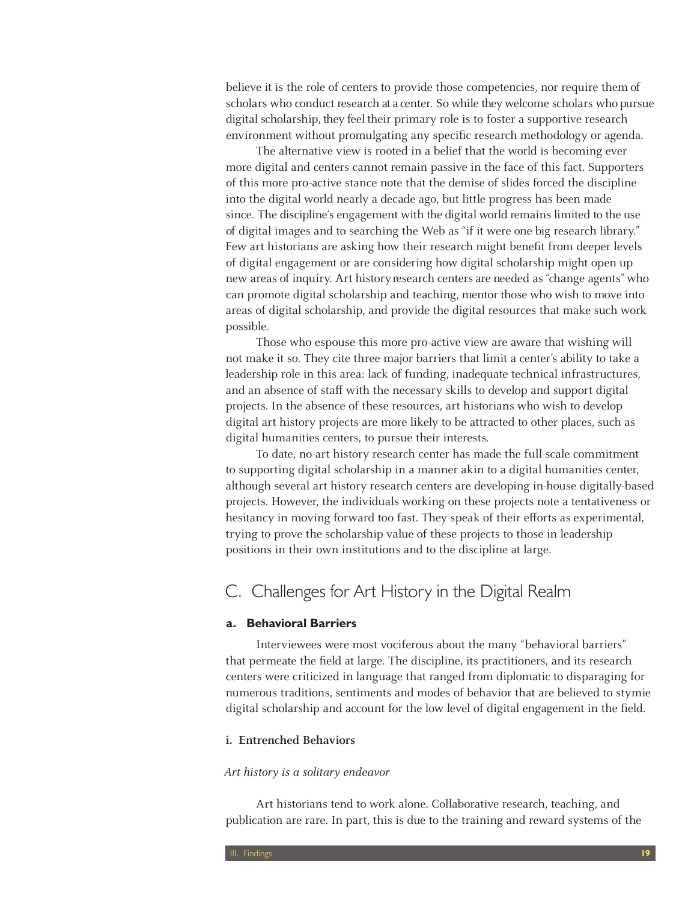believe it is the role of centers to provide those competencies, nor require them of scholars who conduct research at a center. So while they welcome scholars who pursue digital scholarship, they feel their primary role is to foster a supportive research environment without promulgating any specific research methodology or agenda.

The alternative view is rooted in a belief that the world is becoming ever more digital and centers cannot remain passive in the face of this fact. Supporters of this more pro-active stance note that the demise of slides forced the discipline into the digital world nearly a decade ago, but little progress has been made since. The discipline's engagement with the digital world remains limited to the use of digital images and to searching the Web as "if it were one big research library." Few art historians are asking how their research might benefit from deeper levels of digital engagement or are considering how digital scholarship might open up new areas of inquiry. Art history research centers are needed as "change agents" who can promote digital scholarship and teaching, mentor those who wish to move into areas of digital scholarship, and provide the digital resources that make such work possible.

Those who espouse this more pro-active view are aware that wishing will not make it so. They cite three major barriers that limit a center's ability to take a leadership role in this area: lack of funding, inadequate technical infrastructures, and an absence of staff with the necessary skills to develop and support digital projects. In the absence of these resources, art historians who wish to develop digital art history projects are more likely to be attracted to other places, such as digital humanities centers, to pursue their interests.

To date, no art history research center has made the full-scale commitment to supporting digital scholarship in a manner akin to a digital humanities center, although several art history research centers are developing in-house digitally-based projects. However, the individuals working on these projects note a tentativeness or hesitancy in moving forward too fast. They speak of their efforts as experimental, trying to prove the scholarship value of these projects to those in leadership positions in their own institutions and to the discipline at large.

## C. Challenges for Art History in the Digital Realm

### a. Behavioral Barriers

Interviewees were most vociferous about the many "behavioral barriers" that permeate the field at large. The discipline, its practitioners, and its research centers were criticized in language that ranged from diplomatic to disparaging for numerous traditions, sentiments and modes of behavior that are believed to stymie digital scholarship and account for the low level of digital engagement in the field.

#### i. Entrenched Behaviors

*Art history is a solitary endeavor*

Art historians tend to work alone. Collaborative research, teaching, and publication are rare. In part, this is due to the training and reward systems of the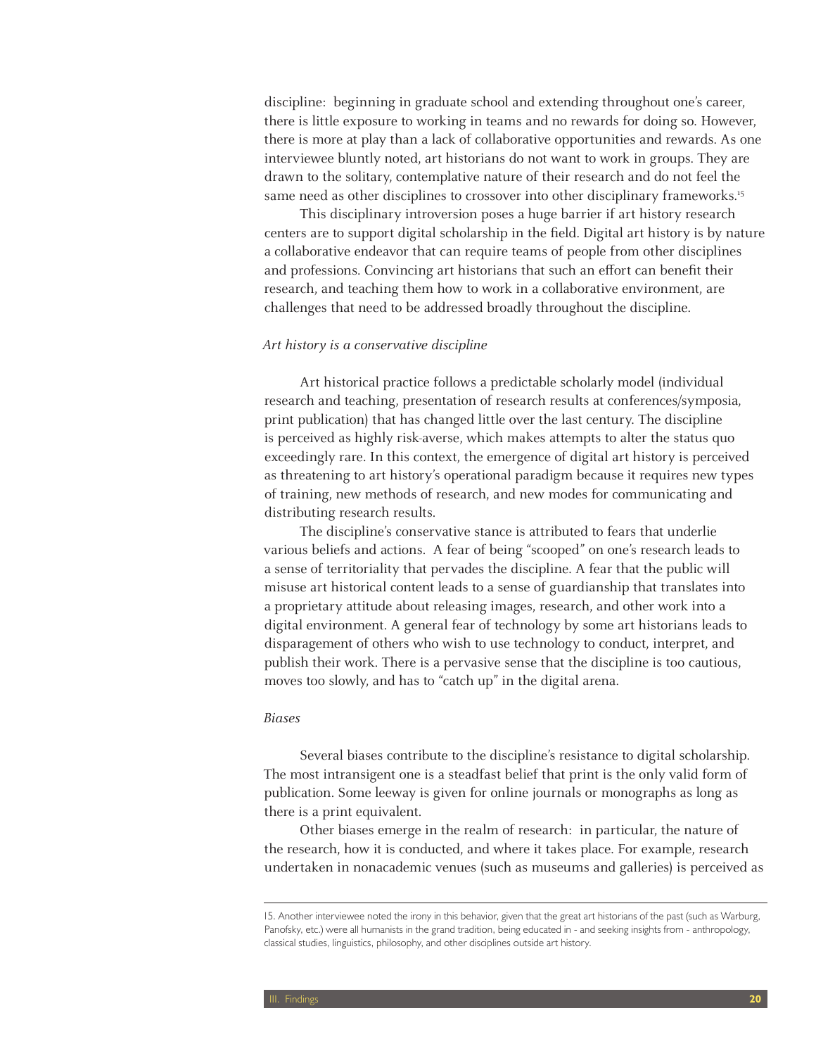discipline: beginning in graduate school and extending throughout one's career, there is little exposure to working in teams and no rewards for doing so. However, there is more at play than a lack of collaborative opportunities and rewards. As one interviewee bluntly noted, art historians do not want to work in groups. They are drawn to the solitary, contemplative nature of their research and do not feel the same need as other disciplines to crossover into other disciplinary frameworks.[15]

This disciplinary introversion poses a huge barrier if art history research centers are to support digital scholarship in the field. Digital art history is by nature a collaborative endeavor that can require teams of people from other disciplines and professions. Convincing art historians that such an effort can benefit their research, and teaching them how to work in a collaborative environment, are challenges that need to be addressed broadly throughout the discipline.

*Art history is a conservative discipline*

Art historical practice follows a predictable scholarly model (individual research and teaching, presentation of research results at conferences/symposia, print publication) that has changed little over the last century. The discipline is perceived as highly risk-averse, which makes attempts to alter the status quo exceedingly rare. In this context, the emergence of digital art history is perceived as threatening to art history's operational paradigm because it requires new types of training, new methods of research, and new modes for communicating and distributing research results.

The discipline's conservative stance is attributed to fears that underlie various beliefs and actions. A fear of being "scooped" on one's research leads to a sense of territoriality that pervades the discipline. A fear that the public will misuse art historical content leads to a sense of guardianship that translates into a proprietary attitude about releasing images, research, and other work into a digital environment. A general fear of technology by some art historians leads to disparagement of others who wish to use technology to conduct, interpret, and publish their work. There is a pervasive sense that the discipline is too cautious, moves too slowly, and has to "catch up" in the digital arena.

*Biases*

Several biases contribute to the discipline's resistance to digital scholarship. The most intransigent one is a steadfast belief that print is the only valid form of publication. Some leeway is given for online journals or monographs as long as there is a print equivalent.

Other biases emerge in the realm of research: in particular, the nature of the research, how it is conducted, and where it takes place. For example, research undertaken in nonacademic venues (such as museums and galleries) is perceived as

---

15. Another interviewee noted the irony in this behavior, given that the great art historians of the past (such as Warburg, Panofsky, etc.) were all humanists in the grand tradition, being educated in - and seeking insights from - anthropology, classical studies, linguistics, philosophy, and other disciplines outside art history.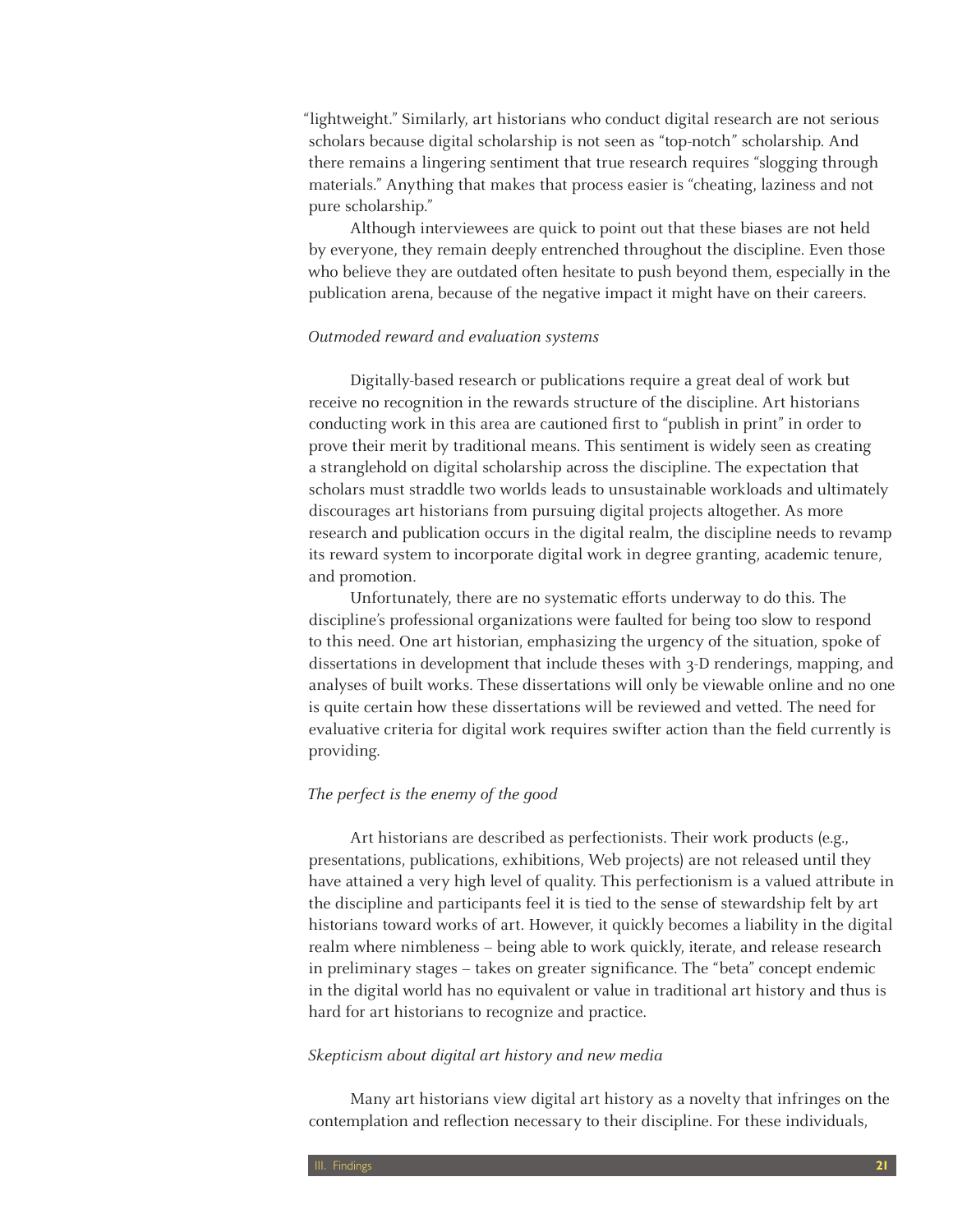"lightweight." Similarly, art historians who conduct digital research are not serious scholars because digital scholarship is not seen as "top-notch" scholarship. And there remains a lingering sentiment that true research requires "slogging through materials." Anything that makes that process easier is "cheating, laziness and not pure scholarship."

Although interviewees are quick to point out that these biases are not held by everyone, they remain deeply entrenched throughout the discipline. Even those who believe they are outdated often hesitate to push beyond them, especially in the publication arena, because of the negative impact it might have on their careers.

*Outmoded reward and evaluation systems*

Digitally-based research or publications require a great deal of work but receive no recognition in the rewards structure of the discipline. Art historians conducting work in this area are cautioned first to "publish in print" in order to prove their merit by traditional means. This sentiment is widely seen as creating a stranglehold on digital scholarship across the discipline. The expectation that scholars must straddle two worlds leads to unsustainable workloads and ultimately discourages art historians from pursuing digital projects altogether. As more research and publication occurs in the digital realm, the discipline needs to revamp its reward system to incorporate digital work in degree granting, academic tenure, and promotion.

Unfortunately, there are no systematic efforts underway to do this. The discipline's professional organizations were faulted for being too slow to respond to this need. One art historian, emphasizing the urgency of the situation, spoke of dissertations in development that include theses with 3-D renderings, mapping, and analyses of built works. These dissertations will only be viewable online and no one is quite certain how these dissertations will be reviewed and vetted. The need for evaluative criteria for digital work requires swifter action than the field currently is providing.

*The perfect is the enemy of the good*

Art historians are described as perfectionists. Their work products (e.g., presentations, publications, exhibitions, Web projects) are not released until they have attained a very high level of quality. This perfectionism is a valued attribute in the discipline and participants feel it is tied to the sense of stewardship felt by art historians toward works of art. However, it quickly becomes a liability in the digital realm where nimbleness – being able to work quickly, iterate, and release research in preliminary stages – takes on greater significance. The "beta" concept endemic in the digital world has no equivalent or value in traditional art history and thus is hard for art historians to recognize and practice.

*Skepticism about digital art history and new media*

Many art historians view digital art history as a novelty that infringes on the contemplation and reflection necessary to their discipline. For these individuals,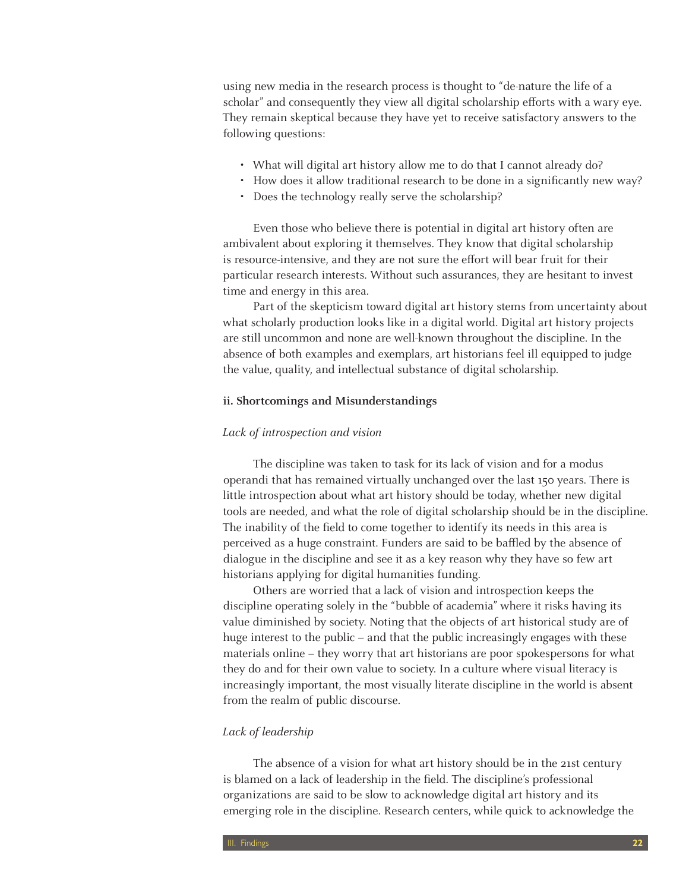using new media in the research process is thought to "de-nature the life of a scholar" and consequently they view all digital scholarship efforts with a wary eye. They remain skeptical because they have yet to receive satisfactory answers to the following questions:

- What will digital art history allow me to do that I cannot already do?
- How does it allow traditional research to be done in a significantly new way?
- Does the technology really serve the scholarship?

Even those who believe there is potential in digital art history often are ambivalent about exploring it themselves. They know that digital scholarship is resource-intensive, and they are not sure the effort will bear fruit for their particular research interests. Without such assurances, they are hesitant to invest time and energy in this area.

Part of the skepticism toward digital art history stems from uncertainty about what scholarly production looks like in a digital world. Digital art history projects are still uncommon and none are well-known throughout the discipline. In the absence of both examples and exemplars, art historians feel ill equipped to judge the value, quality, and intellectual substance of digital scholarship.

### ii. Shortcomings and Misunderstandings

*Lack of introspection and vision*

The discipline was taken to task for its lack of vision and for a modus operandi that has remained virtually unchanged over the last 150 years. There is little introspection about what art history should be today, whether new digital tools are needed, and what the role of digital scholarship should be in the discipline. The inability of the field to come together to identify its needs in this area is perceived as a huge constraint. Funders are said to be baffled by the absence of dialogue in the discipline and see it as a key reason why they have so few art historians applying for digital humanities funding.

Others are worried that a lack of vision and introspection keeps the discipline operating solely in the "bubble of academia" where it risks having its value diminished by society. Noting that the objects of art historical study are of huge interest to the public – and that the public increasingly engages with these materials online – they worry that art historians are poor spokespersons for what they do and for their own value to society. In a culture where visual literacy is increasingly important, the most visually literate discipline in the world is absent from the realm of public discourse.

*Lack of leadership*

The absence of a vision for what art history should be in the 21st century is blamed on a lack of leadership in the field. The discipline's professional organizations are said to be slow to acknowledge digital art history and its emerging role in the discipline. Research centers, while quick to acknowledge the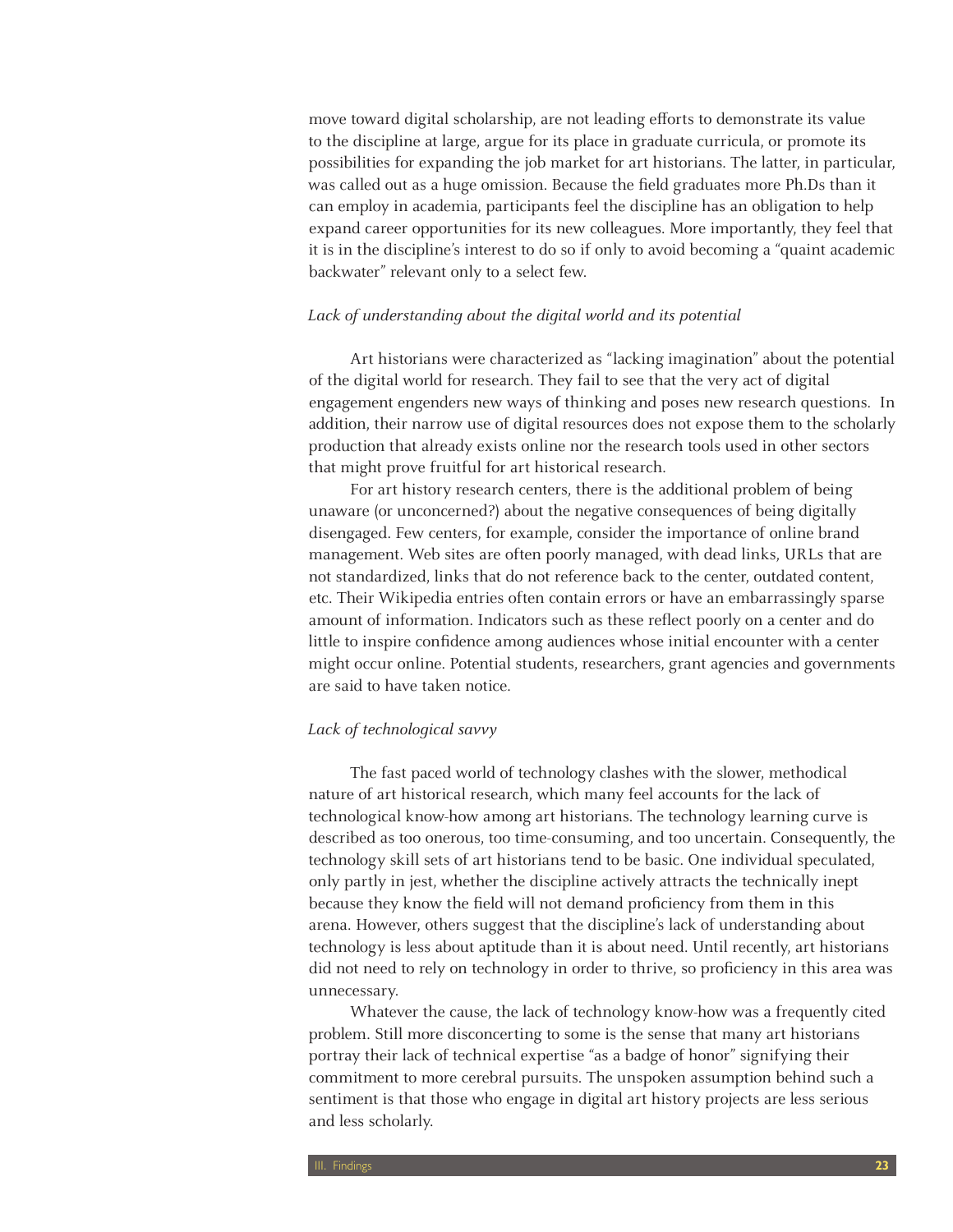move toward digital scholarship, are not leading efforts to demonstrate its value to the discipline at large, argue for its place in graduate curricula, or promote its possibilities for expanding the job market for art historians. The latter, in particular, was called out as a huge omission. Because the field graduates more Ph.Ds than it can employ in academia, participants feel the discipline has an obligation to help expand career opportunities for its new colleagues. More importantly, they feel that it is in the discipline's interest to do so if only to avoid becoming a "quaint academic backwater" relevant only to a select few.

*Lack of understanding about the digital world and its potential*

Art historians were characterized as "lacking imagination" about the potential of the digital world for research. They fail to see that the very act of digital engagement engenders new ways of thinking and poses new research questions. In addition, their narrow use of digital resources does not expose them to the scholarly production that already exists online nor the research tools used in other sectors that might prove fruitful for art historical research.

For art history research centers, there is the additional problem of being unaware (or unconcerned?) about the negative consequences of being digitally disengaged. Few centers, for example, consider the importance of online brand management. Web sites are often poorly managed, with dead links, URLs that are not standardized, links that do not reference back to the center, outdated content, etc. Their Wikipedia entries often contain errors or have an embarrassingly sparse amount of information. Indicators such as these reflect poorly on a center and do little to inspire confidence among audiences whose initial encounter with a center might occur online. Potential students, researchers, grant agencies and governments are said to have taken notice.

*Lack of technological savvy*

The fast paced world of technology clashes with the slower, methodical nature of art historical research, which many feel accounts for the lack of technological know-how among art historians. The technology learning curve is described as too onerous, too time-consuming, and too uncertain. Consequently, the technology skill sets of art historians tend to be basic. One individual speculated, only partly in jest, whether the discipline actively attracts the technically inept because they know the field will not demand proficiency from them in this arena. However, others suggest that the discipline's lack of understanding about technology is less about aptitude than it is about need. Until recently, art historians did not need to rely on technology in order to thrive, so proficiency in this area was unnecessary.

Whatever the cause, the lack of technology know-how was a frequently cited problem. Still more disconcerting to some is the sense that many art historians portray their lack of technical expertise "as a badge of honor" signifying their commitment to more cerebral pursuits. The unspoken assumption behind such a sentiment is that those who engage in digital art history projects are less serious and less scholarly.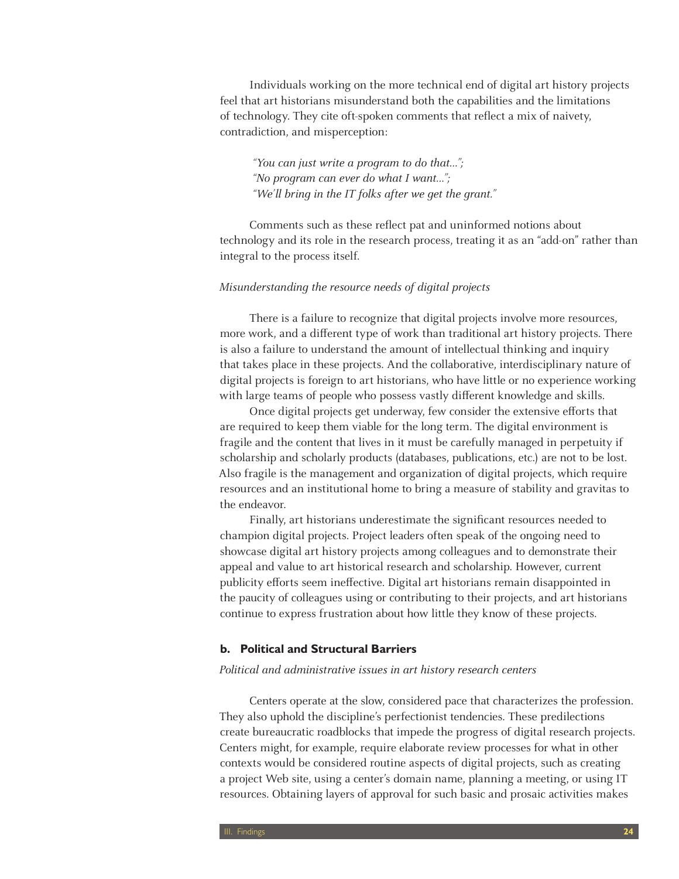Individuals working on the more technical end of digital art history projects feel that art historians misunderstand both the capabilities and the limitations of technology. They cite oft-spoken comments that reflect a mix of naivety, contradiction, and misperception:

> *"You can just write a program to do that...";*
> *"No program can ever do what I want...";*
> *"We'll bring in the IT folks after we get the grant."*

Comments such as these reflect pat and uninformed notions about technology and its role in the research process, treating it as an "add-on" rather than integral to the process itself.

*Misunderstanding the resource needs of digital projects*

There is a failure to recognize that digital projects involve more resources, more work, and a different type of work than traditional art history projects. There is also a failure to understand the amount of intellectual thinking and inquiry that takes place in these projects. And the collaborative, interdisciplinary nature of digital projects is foreign to art historians, who have little or no experience working with large teams of people who possess vastly different knowledge and skills.

Once digital projects get underway, few consider the extensive efforts that are required to keep them viable for the long term. The digital environment is fragile and the content that lives in it must be carefully managed in perpetuity if scholarship and scholarly products (databases, publications, etc.) are not to be lost. Also fragile is the management and organization of digital projects, which require resources and an institutional home to bring a measure of stability and gravitas to the endeavor.

Finally, art historians underestimate the significant resources needed to champion digital projects. Project leaders often speak of the ongoing need to showcase digital art history projects among colleagues and to demonstrate their appeal and value to art historical research and scholarship. However, current publicity efforts seem ineffective. Digital art historians remain disappointed in the paucity of colleagues using or contributing to their projects, and art historians continue to express frustration about how little they know of these projects.

### b. Political and Structural Barriers

*Political and administrative issues in art history research centers*

Centers operate at the slow, considered pace that characterizes the profession. They also uphold the discipline's perfectionist tendencies. These predilections create bureaucratic roadblocks that impede the progress of digital research projects. Centers might, for example, require elaborate review processes for what in other contexts would be considered routine aspects of digital projects, such as creating a project Web site, using a center's domain name, planning a meeting, or using IT resources. Obtaining layers of approval for such basic and prosaic activities makes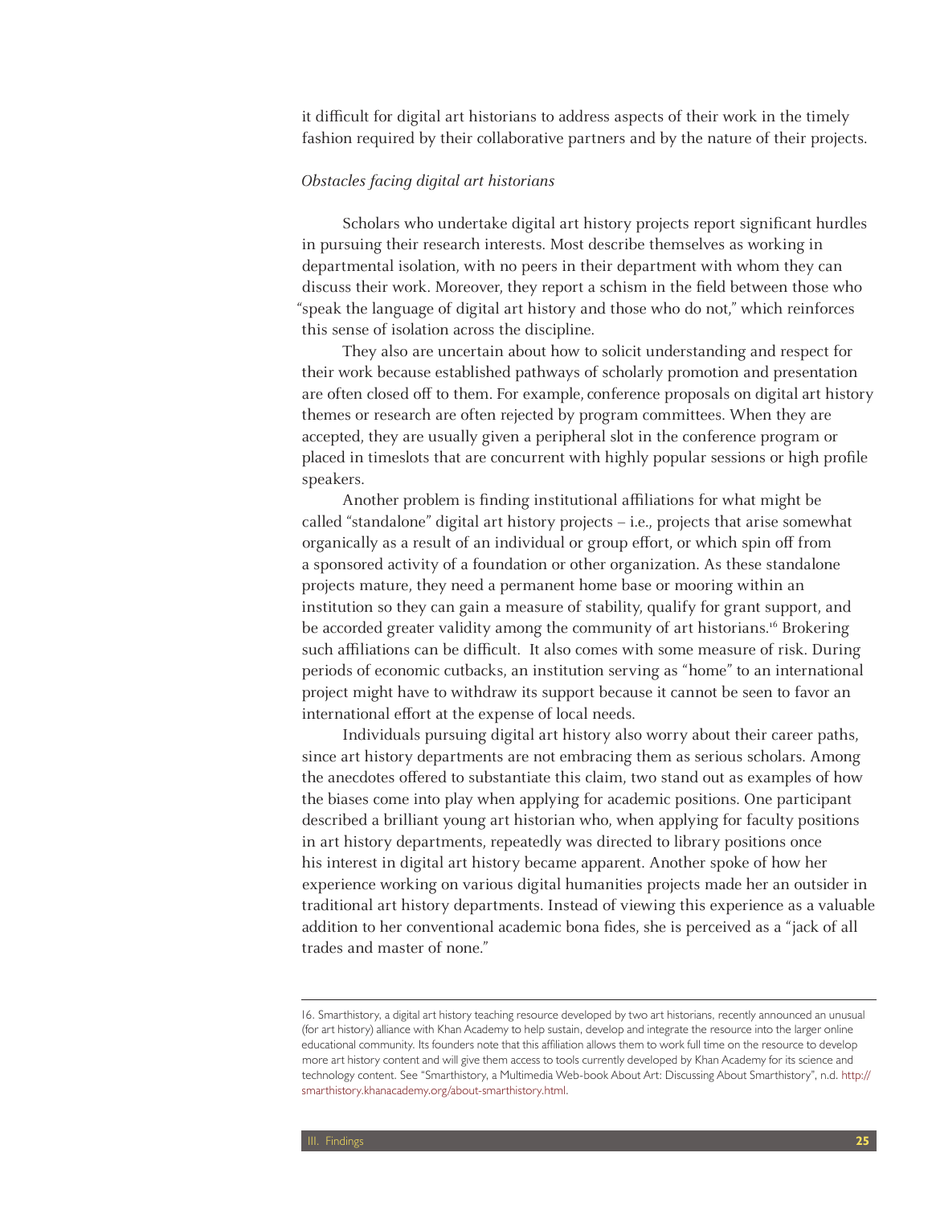it difficult for digital art historians to address aspects of their work in the timely fashion required by their collaborative partners and by the nature of their projects.

*Obstacles facing digital art historians*

Scholars who undertake digital art history projects report significant hurdles in pursuing their research interests. Most describe themselves as working in departmental isolation, with no peers in their department with whom they can discuss their work. Moreover, they report a schism in the field between those who "speak the language of digital art history and those who do not," which reinforces this sense of isolation across the discipline.

They also are uncertain about how to solicit understanding and respect for their work because established pathways of scholarly promotion and presentation are often closed off to them. For example, conference proposals on digital art history themes or research are often rejected by program committees. When they are accepted, they are usually given a peripheral slot in the conference program or placed in timeslots that are concurrent with highly popular sessions or high profile speakers.

Another problem is finding institutional affiliations for what might be called "standalone" digital art history projects – i.e., projects that arise somewhat organically as a result of an individual or group effort, or which spin off from a sponsored activity of a foundation or other organization. As these standalone projects mature, they need a permanent home base or mooring within an institution so they can gain a measure of stability, qualify for grant support, and be accorded greater validity among the community of art historians.[16] Brokering such affiliations can be difficult. It also comes with some measure of risk. During periods of economic cutbacks, an institution serving as "home" to an international project might have to withdraw its support because it cannot be seen to favor an international effort at the expense of local needs.

Individuals pursuing digital art history also worry about their career paths, since art history departments are not embracing them as serious scholars. Among the anecdotes offered to substantiate this claim, two stand out as examples of how the biases come into play when applying for academic positions. One participant described a brilliant young art historian who, when applying for faculty positions in art history departments, repeatedly was directed to library positions once his interest in digital art history became apparent. Another spoke of how her experience working on various digital humanities projects made her an outsider in traditional art history departments. Instead of viewing this experience as a valuable addition to her conventional academic bona fides, she is perceived as a "jack of all trades and master of none."

---

16. Smarthistory, a digital art history teaching resource developed by two art historians, recently announced an unusual (for art history) alliance with Khan Academy to help sustain, develop and integrate the resource into the larger online educational community. Its founders note that this affiliation allows them to work full time on the resource to develop more art history content and will give them access to tools currently developed by Khan Academy for its science and technology content. See "Smarthistory, a Multimedia Web-book About Art: Discussing About Smarthistory", n.d. http://smarthistory.khanacademy.org/about-smarthistory.html.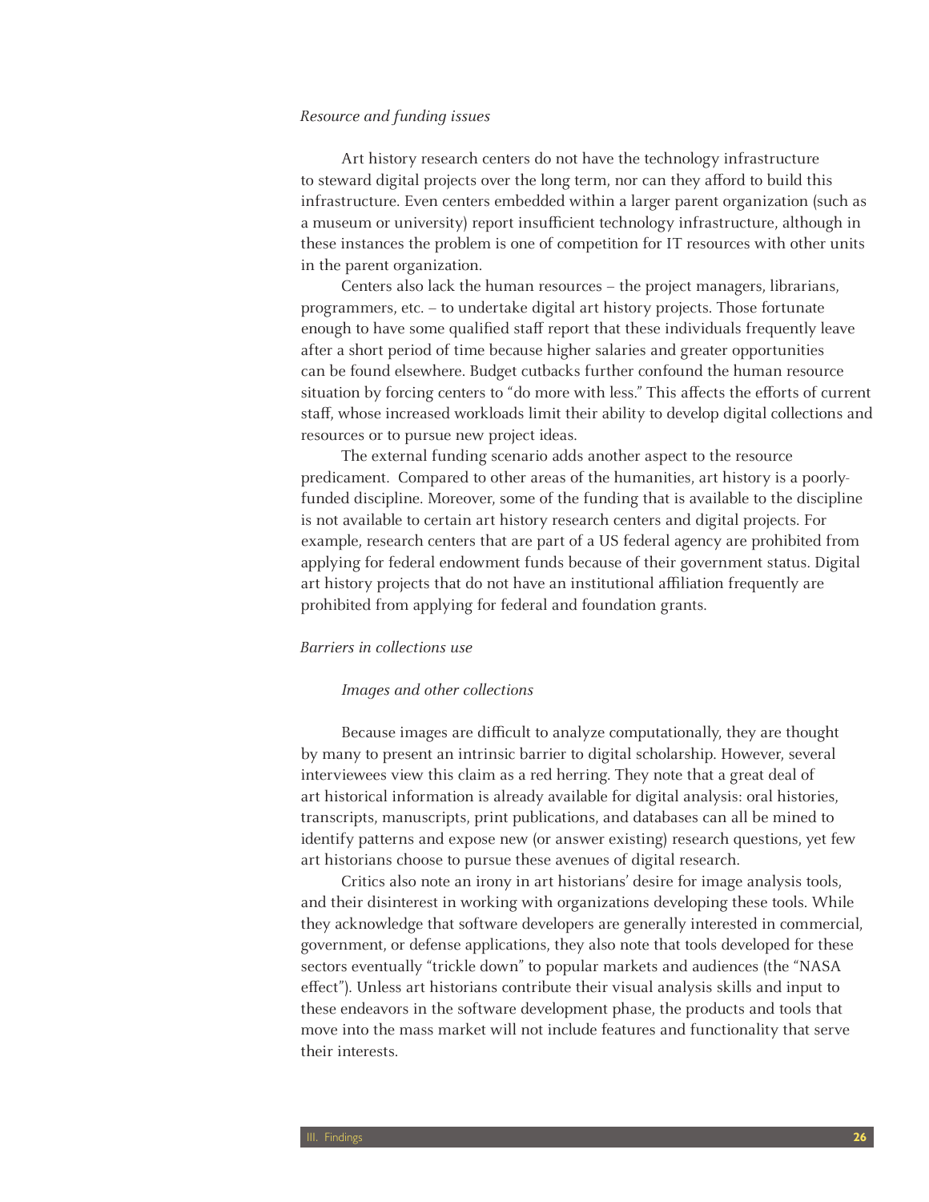*Resource and funding issues*

Art history research centers do not have the technology infrastructure to steward digital projects over the long term, nor can they afford to build this infrastructure. Even centers embedded within a larger parent organization (such as a museum or university) report insufficient technology infrastructure, although in these instances the problem is one of competition for IT resources with other units in the parent organization.

Centers also lack the human resources – the project managers, librarians, programmers, etc. – to undertake digital art history projects. Those fortunate enough to have some qualified staff report that these individuals frequently leave after a short period of time because higher salaries and greater opportunities can be found elsewhere. Budget cutbacks further confound the human resource situation by forcing centers to "do more with less." This affects the efforts of current staff, whose increased workloads limit their ability to develop digital collections and resources or to pursue new project ideas.

The external funding scenario adds another aspect to the resource predicament. Compared to other areas of the humanities, art history is a poorly-funded discipline. Moreover, some of the funding that is available to the discipline is not available to certain art history research centers and digital projects. For example, research centers that are part of a US federal agency are prohibited from applying for federal endowment funds because of their government status. Digital art history projects that do not have an institutional affiliation frequently are prohibited from applying for federal and foundation grants.

*Barriers in collections use*

*Images and other collections*

Because images are difficult to analyze computationally, they are thought by many to present an intrinsic barrier to digital scholarship. However, several interviewees view this claim as a red herring. They note that a great deal of art historical information is already available for digital analysis: oral histories, transcripts, manuscripts, print publications, and databases can all be mined to identify patterns and expose new (or answer existing) research questions, yet few art historians choose to pursue these avenues of digital research.

Critics also note an irony in art historians' desire for image analysis tools, and their disinterest in working with organizations developing these tools. While they acknowledge that software developers are generally interested in commercial, government, or defense applications, they also note that tools developed for these sectors eventually "trickle down" to popular markets and audiences (the "NASA effect"). Unless art historians contribute their visual analysis skills and input to these endeavors in the software development phase, the products and tools that move into the mass market will not include features and functionality that serve their interests.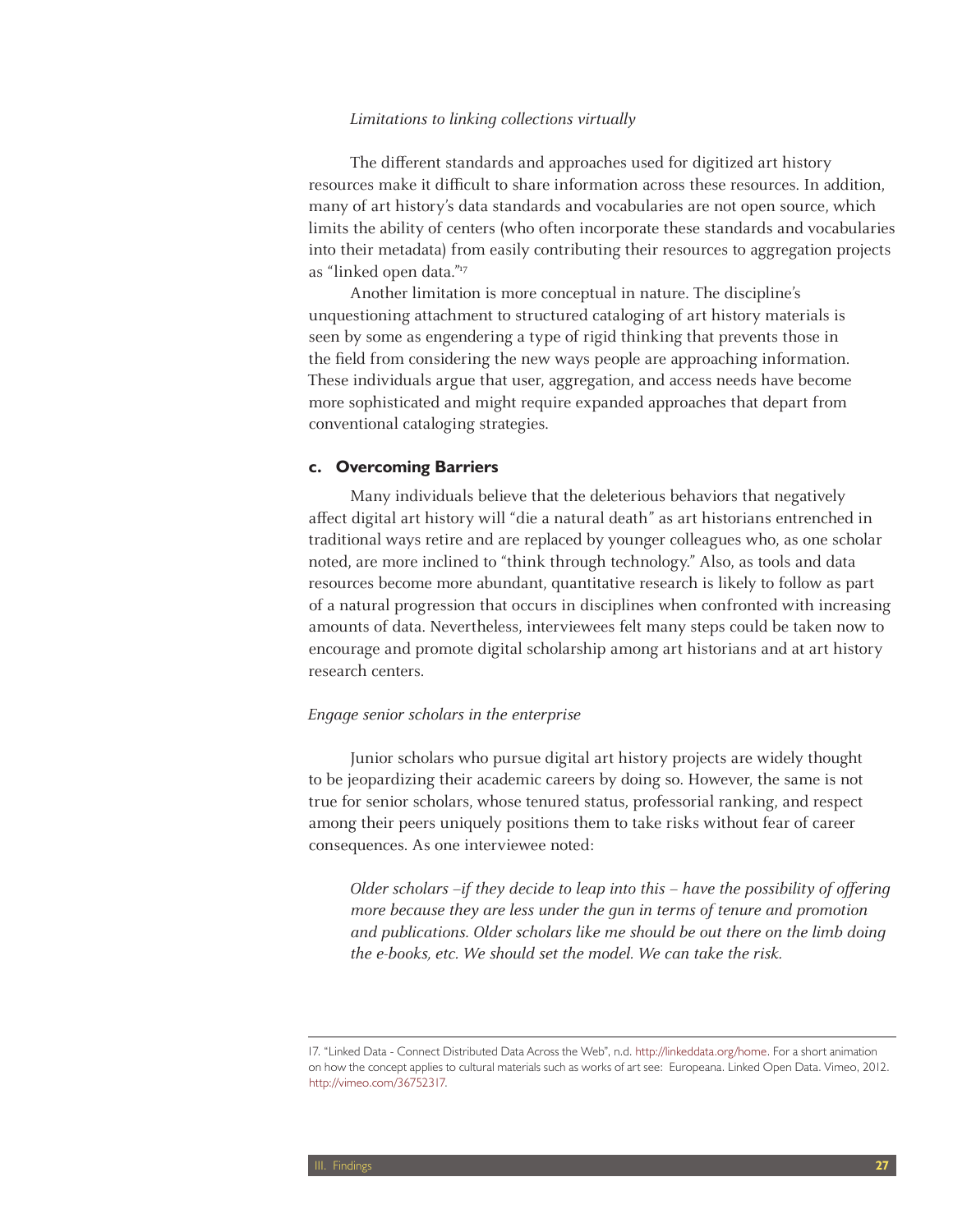*Limitations to linking collections virtually*

The different standards and approaches used for digitized art history resources make it difficult to share information across these resources. In addition, many of art history's data standards and vocabularies are not open source, which limits the ability of centers (who often incorporate these standards and vocabularies into their metadata) from easily contributing their resources to aggregation projects as "linked open data."[17]

Another limitation is more conceptual in nature. The discipline's unquestioning attachment to structured cataloging of art history materials is seen by some as engendering a type of rigid thinking that prevents those in the field from considering the new ways people are approaching information. These individuals argue that user, aggregation, and access needs have become more sophisticated and might require expanded approaches that depart from conventional cataloging strategies.

### c. Overcoming Barriers

Many individuals believe that the deleterious behaviors that negatively affect digital art history will "die a natural death" as art historians entrenched in traditional ways retire and are replaced by younger colleagues who, as one scholar noted, are more inclined to "think through technology." Also, as tools and data resources become more abundant, quantitative research is likely to follow as part of a natural progression that occurs in disciplines when confronted with increasing amounts of data. Nevertheless, interviewees felt many steps could be taken now to encourage and promote digital scholarship among art historians and at art history research centers.

*Engage senior scholars in the enterprise*

Junior scholars who pursue digital art history projects are widely thought to be jeopardizing their academic careers by doing so. However, the same is not true for senior scholars, whose tenured status, professorial ranking, and respect among their peers uniquely positions them to take risks without fear of career consequences. As one interviewee noted:

> *Older scholars –if they decide to leap into this – have the possibility of offering more because they are less under the gun in terms of tenure and promotion and publications. Older scholars like me should be out there on the limb doing the e-books, etc. We should set the model. We can take the risk.*

---

17. "Linked Data - Connect Distributed Data Across the Web", n.d. http://linkeddata.org/home. For a short animation on how the concept applies to cultural materials such as works of art see: Europeana. Linked Open Data. Vimeo, 2012. http://vimeo.com/36752317.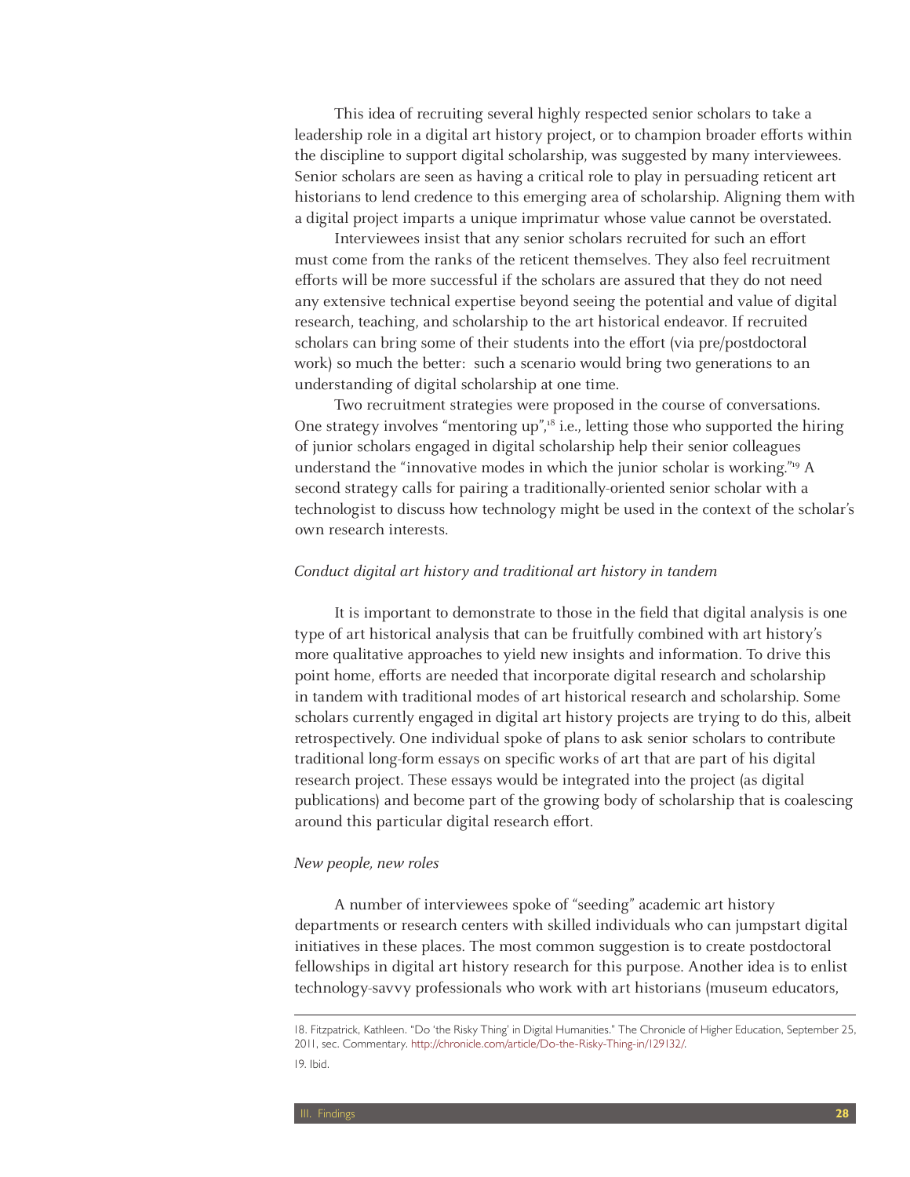This idea of recruiting several highly respected senior scholars to take a leadership role in a digital art history project, or to champion broader efforts within the discipline to support digital scholarship, was suggested by many interviewees. Senior scholars are seen as having a critical role to play in persuading reticent art historians to lend credence to this emerging area of scholarship. Aligning them with a digital project imparts a unique imprimatur whose value cannot be overstated.

Interviewees insist that any senior scholars recruited for such an effort must come from the ranks of the reticent themselves. They also feel recruitment efforts will be more successful if the scholars are assured that they do not need any extensive technical expertise beyond seeing the potential and value of digital research, teaching, and scholarship to the art historical endeavor. If recruited scholars can bring some of their students into the effort (via pre/postdoctoral work) so much the better: such a scenario would bring two generations to an understanding of digital scholarship at one time.

Two recruitment strategies were proposed in the course of conversations. One strategy involves "mentoring up",[18] i.e., letting those who supported the hiring of junior scholars engaged in digital scholarship help their senior colleagues understand the "innovative modes in which the junior scholar is working."[19] A second strategy calls for pairing a traditionally-oriented senior scholar with a technologist to discuss how technology might be used in the context of the scholar's own research interests.

*Conduct digital art history and traditional art history in tandem*

It is important to demonstrate to those in the field that digital analysis is one type of art historical analysis that can be fruitfully combined with art history's more qualitative approaches to yield new insights and information. To drive this point home, efforts are needed that incorporate digital research and scholarship in tandem with traditional modes of art historical research and scholarship. Some scholars currently engaged in digital art history projects are trying to do this, albeit retrospectively. One individual spoke of plans to ask senior scholars to contribute traditional long-form essays on specific works of art that are part of his digital research project. These essays would be integrated into the project (as digital publications) and become part of the growing body of scholarship that is coalescing around this particular digital research effort.

*New people, new roles*

A number of interviewees spoke of "seeding" academic art history departments or research centers with skilled individuals who can jumpstart digital initiatives in these places. The most common suggestion is to create postdoctoral fellowships in digital art history research for this purpose. Another idea is to enlist technology-savvy professionals who work with art historians (museum educators,

---

18. Fitzpatrick, Kathleen. "Do 'the Risky Thing' in Digital Humanities." The Chronicle of Higher Education, September 25, 2011, sec. Commentary. http://chronicle.com/article/Do-the-Risky-Thing-in/129132/.

19. Ibid.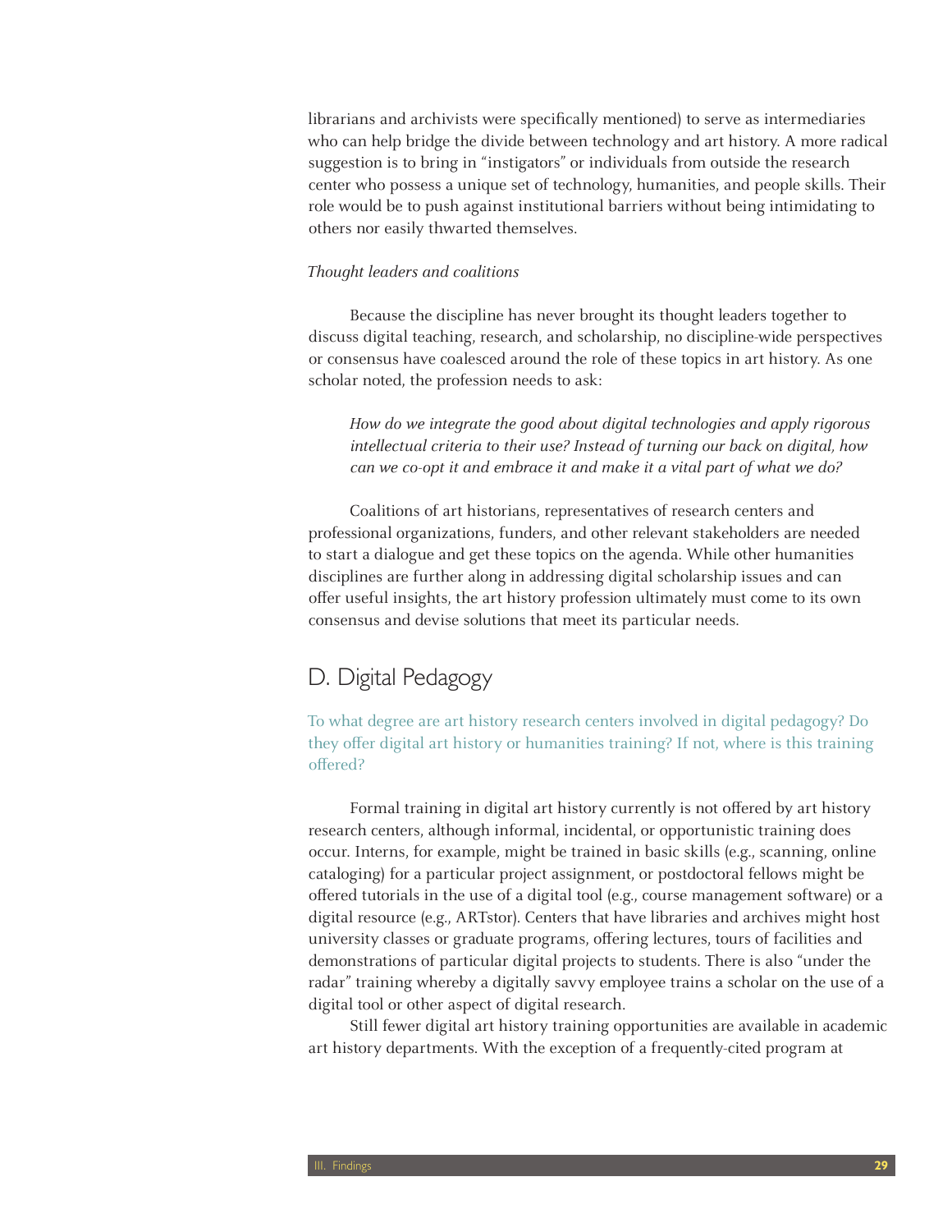librarians and archivists were specifically mentioned) to serve as intermediaries who can help bridge the divide between technology and art history. A more radical suggestion is to bring in "instigators" or individuals from outside the research center who possess a unique set of technology, humanities, and people skills. Their role would be to push against institutional barriers without being intimidating to others nor easily thwarted themselves.

*Thought leaders and coalitions*

Because the discipline has never brought its thought leaders together to discuss digital teaching, research, and scholarship, no discipline-wide perspectives or consensus have coalesced around the role of these topics in art history. As one scholar noted, the profession needs to ask:

> *How do we integrate the good about digital technologies and apply rigorous intellectual criteria to their use? Instead of turning our back on digital, how can we co-opt it and embrace it and make it a vital part of what we do?*

Coalitions of art historians, representatives of research centers and professional organizations, funders, and other relevant stakeholders are needed to start a dialogue and get these topics on the agenda. While other humanities disciplines are further along in addressing digital scholarship issues and can offer useful insights, the art history profession ultimately must come to its own consensus and devise solutions that meet its particular needs.

## D. Digital Pedagogy

To what degree are art history research centers involved in digital pedagogy? Do they offer digital art history or humanities training? If not, where is this training offered?

Formal training in digital art history currently is not offered by art history research centers, although informal, incidental, or opportunistic training does occur. Interns, for example, might be trained in basic skills (e.g., scanning, online cataloging) for a particular project assignment, or postdoctoral fellows might be offered tutorials in the use of a digital tool (e.g., course management software) or a digital resource (e.g., ARTstor). Centers that have libraries and archives might host university classes or graduate programs, offering lectures, tours of facilities and demonstrations of particular digital projects to students. There is also "under the radar" training whereby a digitally savvy employee trains a scholar on the use of a digital tool or other aspect of digital research.

Still fewer digital art history training opportunities are available in academic art history departments. With the exception of a frequently-cited program at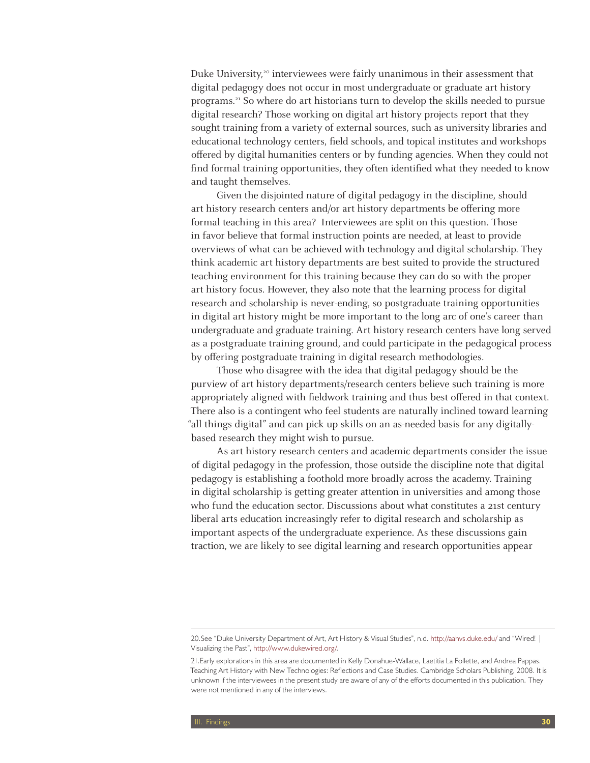Duke University,[20] interviewees were fairly unanimous in their assessment that digital pedagogy does not occur in most undergraduate or graduate art history programs.[21] So where do art historians turn to develop the skills needed to pursue digital research? Those working on digital art history projects report that they sought training from a variety of external sources, such as university libraries and educational technology centers, field schools, and topical institutes and workshops offered by digital humanities centers or by funding agencies. When they could not find formal training opportunities, they often identified what they needed to know and taught themselves.

Given the disjointed nature of digital pedagogy in the discipline, should art history research centers and/or art history departments be offering more formal teaching in this area? Interviewees are split on this question. Those in favor believe that formal instruction points are needed, at least to provide overviews of what can be achieved with technology and digital scholarship. They think academic art history departments are best suited to provide the structured teaching environment for this training because they can do so with the proper art history focus. However, they also note that the learning process for digital research and scholarship is never-ending, so postgraduate training opportunities in digital art history might be more important to the long arc of one's career than undergraduate and graduate training. Art history research centers have long served as a postgraduate training ground, and could participate in the pedagogical process by offering postgraduate training in digital research methodologies.

Those who disagree with the idea that digital pedagogy should be the purview of art history departments/research centers believe such training is more appropriately aligned with fieldwork training and thus best offered in that context. There also is a contingent who feel students are naturally inclined toward learning "all things digital" and can pick up skills on an as-needed basis for any digitally-based research they might wish to pursue.

As art history research centers and academic departments consider the issue of digital pedagogy in the profession, those outside the discipline note that digital pedagogy is establishing a foothold more broadly across the academy. Training in digital scholarship is getting greater attention in universities and among those who fund the education sector. Discussions about what constitutes a 21st century liberal arts education increasingly refer to digital research and scholarship as important aspects of the undergraduate experience. As these discussions gain traction, we are likely to see digital learning and research opportunities appear

---

20.See "Duke University Department of Art, Art History & Visual Studies", n.d. http://aahvs.duke.edu/ and "Wired! | Visualizing the Past", http://www.dukewired.org/.

21.Early explorations in this area are documented in Kelly Donahue-Wallace, Laetitia La Follette, and Andrea Pappas. Teaching Art History with New Technologies: Reflections and Case Studies. Cambridge Scholars Publishing, 2008. It is unknown if the interviewees in the present study are aware of any of the efforts documented in this publication. They were not mentioned in any of the interviews.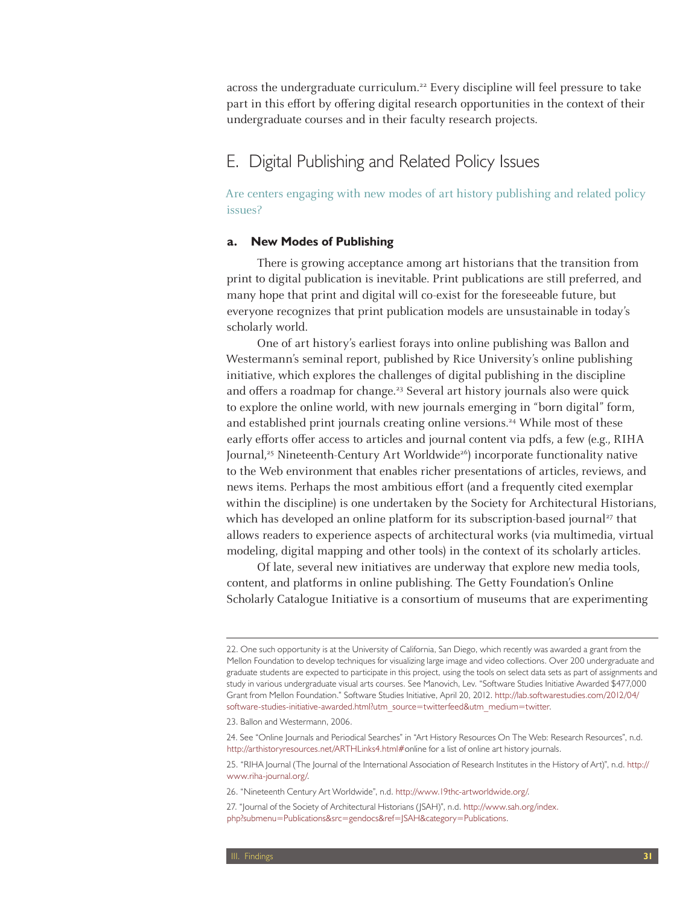across the undergraduate curriculum.[22] Every discipline will feel pressure to take part in this effort by offering digital research opportunities in the context of their undergraduate courses and in their faculty research projects.

## E. Digital Publishing and Related Policy Issues

Are centers engaging with new modes of art history publishing and related policy issues?

### a. New Modes of Publishing

There is growing acceptance among art historians that the transition from print to digital publication is inevitable. Print publications are still preferred, and many hope that print and digital will co-exist for the foreseeable future, but everyone recognizes that print publication models are unsustainable in today's scholarly world.

One of art history's earliest forays into online publishing was Ballon and Westermann's seminal report, published by Rice University's online publishing initiative, which explores the challenges of digital publishing in the discipline and offers a roadmap for change.[23] Several art history journals also were quick to explore the online world, with new journals emerging in "born digital" form, and established print journals creating online versions.[24] While most of these early efforts offer access to articles and journal content via pdfs, a few (e.g., RIHA Journal,[25] Nineteenth-Century Art Worldwide[26]) incorporate functionality native to the Web environment that enables richer presentations of articles, reviews, and news items. Perhaps the most ambitious effort (and a frequently cited exemplar within the discipline) is one undertaken by the Society for Architectural Historians, which has developed an online platform for its subscription-based journal[27] that allows readers to experience aspects of architectural works (via multimedia, virtual modeling, digital mapping and other tools) in the context of its scholarly articles.

Of late, several new initiatives are underway that explore new media tools, content, and platforms in online publishing. The Getty Foundation's Online Scholarly Catalogue Initiative is a consortium of museums that are experimenting

---

22. One such opportunity is at the University of California, San Diego, which recently was awarded a grant from the Mellon Foundation to develop techniques for visualizing large image and video collections. Over 200 undergraduate and graduate students are expected to participate in this project, using the tools on select data sets as part of assignments and study in various undergraduate visual arts courses. See Manovich, Lev. "Software Studies Initiative Awarded $477,000 Grant from Mellon Foundation." Software Studies Initiative, April 20, 2012. http://lab.softwarestudies.com/2012/04/software-studies-initiative-awarded.html?utm_source=twitterfeed&utm_medium=twitter.

23. Ballon and Westermann, 2006.

24. See "Online Journals and Periodical Searches" in "Art History Resources On The Web: Research Resources", n.d. http://arthistoryresources.net/ARTHLinks4.html#online for a list of online art history journals.

25. "RIHA Journal (The Journal of the International Association of Research Institutes in the History of Art)", n.d. http://www.riha-journal.org/.

26. "Nineteenth Century Art Worldwide", n.d. http://www.19thc-artworldwide.org/.

27. "Journal of the Society of Architectural Historians (JSAH)", n.d. http://www.sah.org/index.php?submenu=Publications&src=gendocs&ref=JSAH&category=Publications.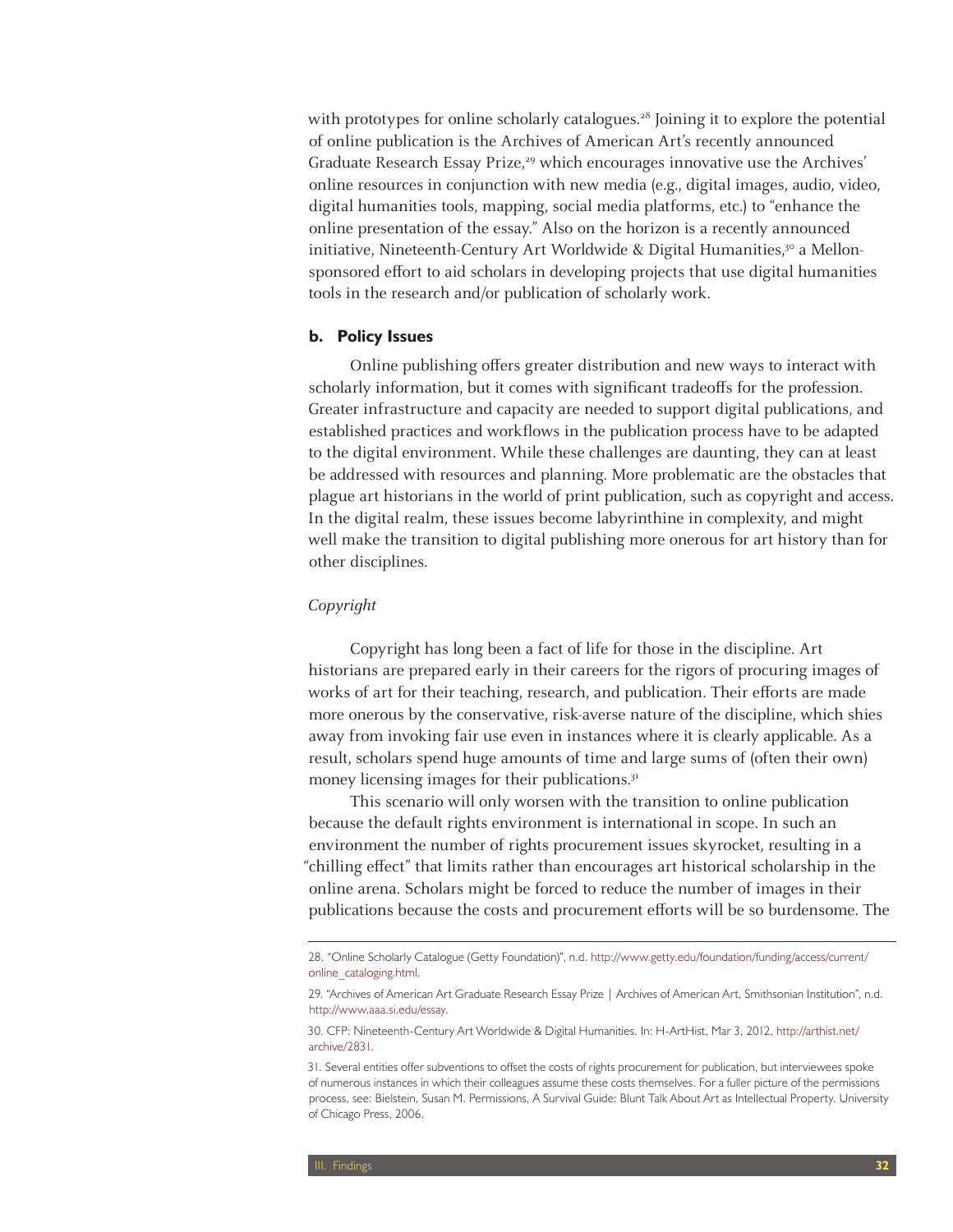with prototypes for online scholarly catalogues.[28] Joining it to explore the potential of online publication is the Archives of American Art's recently announced Graduate Research Essay Prize,[29] which encourages innovative use the Archives' online resources in conjunction with new media (e.g., digital images, audio, video, digital humanities tools, mapping, social media platforms, etc.) to "enhance the online presentation of the essay." Also on the horizon is a recently announced initiative, Nineteenth-Century Art Worldwide & Digital Humanities,[30] a Mellon-sponsored effort to aid scholars in developing projects that use digital humanities tools in the research and/or publication of scholarly work.

### b. Policy Issues

Online publishing offers greater distribution and new ways to interact with scholarly information, but it comes with significant tradeoffs for the profession. Greater infrastructure and capacity are needed to support digital publications, and established practices and workflows in the publication process have to be adapted to the digital environment. While these challenges are daunting, they can at least be addressed with resources and planning. More problematic are the obstacles that plague art historians in the world of print publication, such as copyright and access. In the digital realm, these issues become labyrinthine in complexity, and might well make the transition to digital publishing more onerous for art history than for other disciplines.

*Copyright*

Copyright has long been a fact of life for those in the discipline. Art historians are prepared early in their careers for the rigors of procuring images of works of art for their teaching, research, and publication. Their efforts are made more onerous by the conservative, risk-averse nature of the discipline, which shies away from invoking fair use even in instances where it is clearly applicable. As a result, scholars spend huge amounts of time and large sums of (often their own) money licensing images for their publications.[31]

This scenario will only worsen with the transition to online publication because the default rights environment is international in scope. In such an environment the number of rights procurement issues skyrocket, resulting in a "chilling effect" that limits rather than encourages art historical scholarship in the online arena. Scholars might be forced to reduce the number of images in their publications because the costs and procurement efforts will be so burdensome. The

---

28. "Online Scholarly Catalogue (Getty Foundation)", n.d. http://www.getty.edu/foundation/funding/access/current/online_cataloging.html.

29. "Archives of American Art Graduate Research Essay Prize | Archives of American Art, Smithsonian Institution", n.d. http://www.aaa.si.edu/essay.

30. CFP: Nineteenth-Century Art Worldwide & Digital Humanities. In: H-ArtHist, Mar 3, 2012, http://arthist.net/archive/2831.

31. Several entities offer subventions to offset the costs of rights procurement for publication, but interviewees spoke of numerous instances in which their colleagues assume these costs themselves. For a fuller picture of the permissions process, see: Bielstein, Susan M. Permissions, A Survival Guide: Blunt Talk About Art as Intellectual Property. University of Chicago Press, 2006.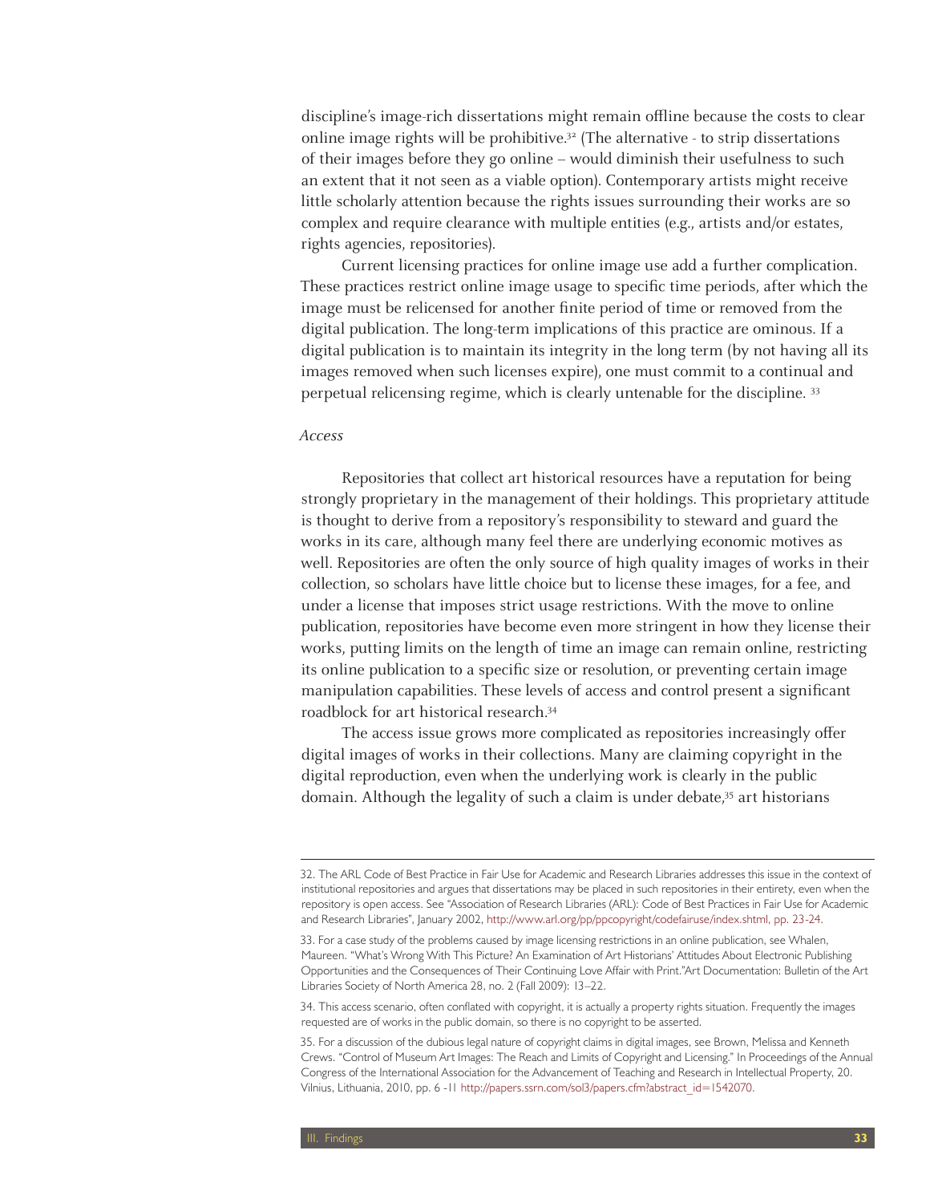discipline's image-rich dissertations might remain offline because the costs to clear online image rights will be prohibitive.[32] (The alternative - to strip dissertations of their images before they go online – would diminish their usefulness to such an extent that it not seen as a viable option). Contemporary artists might receive little scholarly attention because the rights issues surrounding their works are so complex and require clearance with multiple entities (e.g., artists and/or estates, rights agencies, repositories).

Current licensing practices for online image use add a further complication. These practices restrict online image usage to specific time periods, after which the image must be relicensed for another finite period of time or removed from the digital publication. The long-term implications of this practice are ominous. If a digital publication is to maintain its integrity in the long term (by not having all its images removed when such licenses expire), one must commit to a continual and perpetual relicensing regime, which is clearly untenable for the discipline. [33]

*Access*

Repositories that collect art historical resources have a reputation for being strongly proprietary in the management of their holdings. This proprietary attitude is thought to derive from a repository's responsibility to steward and guard the works in its care, although many feel there are underlying economic motives as well. Repositories are often the only source of high quality images of works in their collection, so scholars have little choice but to license these images, for a fee, and under a license that imposes strict usage restrictions. With the move to online publication, repositories have become even more stringent in how they license their works, putting limits on the length of time an image can remain online, restricting its online publication to a specific size or resolution, or preventing certain image manipulation capabilities. These levels of access and control present a significant roadblock for art historical research.[34]

The access issue grows more complicated as repositories increasingly offer digital images of works in their collections. Many are claiming copyright in the digital reproduction, even when the underlying work is clearly in the public domain. Although the legality of such a claim is under debate,[35] art historians

---

32. The ARL Code of Best Practice in Fair Use for Academic and Research Libraries addresses this issue in the context of institutional repositories and argues that dissertations may be placed in such repositories in their entirety, even when the repository is open access. See "Association of Research Libraries (ARL): Code of Best Practices in Fair Use for Academic and Research Libraries", January 2002, http://www.arl.org/pp/ppcopyright/codefairuse/index.shtml, pp. 23-24.

33. For a case study of the problems caused by image licensing restrictions in an online publication, see Whalen, Maureen. "What's Wrong With This Picture? An Examination of Art Historians' Attitudes About Electronic Publishing Opportunities and the Consequences of Their Continuing Love Affair with Print."Art Documentation: Bulletin of the Art Libraries Society of North America 28, no. 2 (Fall 2009): 13–22.

34. This access scenario, often conflated with copyright, it is actually a property rights situation. Frequently the images requested are of works in the public domain, so there is no copyright to be asserted.

35. For a discussion of the dubious legal nature of copyright claims in digital images, see Brown, Melissa and Kenneth Crews. "Control of Museum Art Images: The Reach and Limits of Copyright and Licensing." In Proceedings of the Annual Congress of the International Association for the Advancement of Teaching and Research in Intellectual Property, 20. Vilnius, Lithuania, 2010, pp. 6 -11 http://papers.ssrn.com/sol3/papers.cfm?abstract_id=1542070.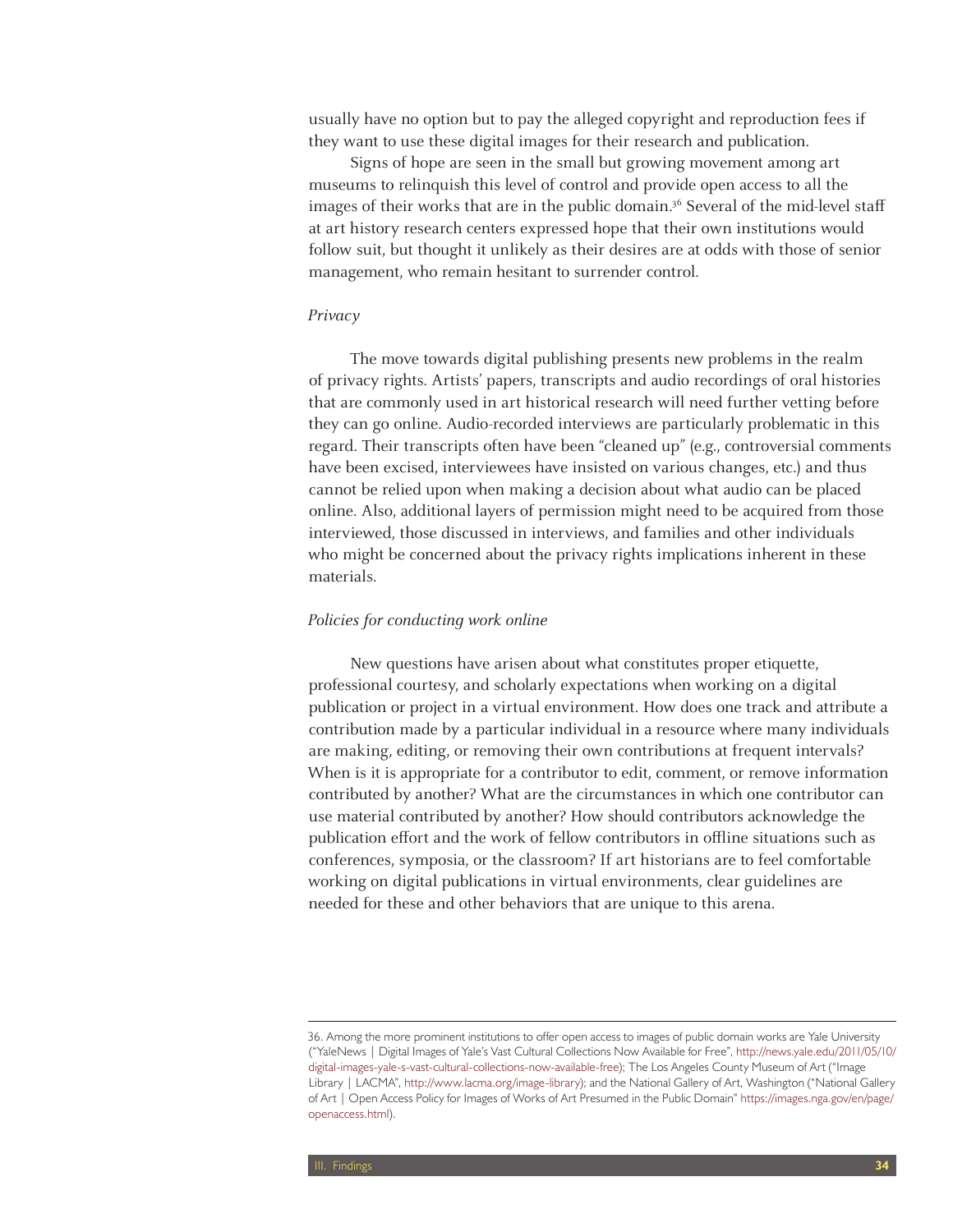usually have no option but to pay the alleged copyright and reproduction fees if they want to use these digital images for their research and publication.

Signs of hope are seen in the small but growing movement among art museums to relinquish this level of control and provide open access to all the images of their works that are in the public domain.[36] Several of the mid-level staff at art history research centers expressed hope that their own institutions would follow suit, but thought it unlikely as their desires are at odds with those of senior management, who remain hesitant to surrender control.

*Privacy*

The move towards digital publishing presents new problems in the realm of privacy rights. Artists' papers, transcripts and audio recordings of oral histories that are commonly used in art historical research will need further vetting before they can go online. Audio-recorded interviews are particularly problematic in this regard. Their transcripts often have been "cleaned up" (e.g., controversial comments have been excised, interviewees have insisted on various changes, etc.) and thus cannot be relied upon when making a decision about what audio can be placed online. Also, additional layers of permission might need to be acquired from those interviewed, those discussed in interviews, and families and other individuals who might be concerned about the privacy rights implications inherent in these materials.

*Policies for conducting work online*

New questions have arisen about what constitutes proper etiquette, professional courtesy, and scholarly expectations when working on a digital publication or project in a virtual environment. How does one track and attribute a contribution made by a particular individual in a resource where many individuals are making, editing, or removing their own contributions at frequent intervals? When is it is appropriate for a contributor to edit, comment, or remove information contributed by another? What are the circumstances in which one contributor can use material contributed by another? How should contributors acknowledge the publication effort and the work of fellow contributors in offline situations such as conferences, symposia, or the classroom? If art historians are to feel comfortable working on digital publications in virtual environments, clear guidelines are needed for these and other behaviors that are unique to this arena.

---

36. Among the more prominent institutions to offer open access to images of public domain works are Yale University ("YaleNews | Digital Images of Yale's Vast Cultural Collections Now Available for Free", http://news.yale.edu/2011/05/10/digital-images-yale-s-vast-cultural-collections-now-available-free); The Los Angeles County Museum of Art ("Image Library | LACMA", http://www.lacma.org/image-library); and the National Gallery of Art, Washington ("National Gallery of Art | Open Access Policy for Images of Works of Art Presumed in the Public Domain" https://images.nga.gov/en/page/openaccess.html).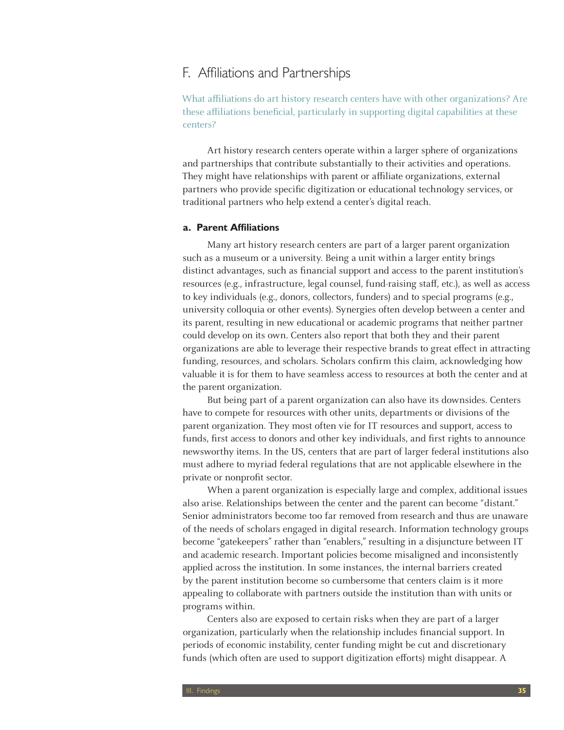## F. Affiliations and Partnerships

What affiliations do art history research centers have with other organizations? Are these affiliations beneficial, particularly in supporting digital capabilities at these centers?

Art history research centers operate within a larger sphere of organizations and partnerships that contribute substantially to their activities and operations. They might have relationships with parent or affiliate organizations, external partners who provide specific digitization or educational technology services, or traditional partners who help extend a center's digital reach.

### a. Parent Affiliations

Many art history research centers are part of a larger parent organization such as a museum or a university. Being a unit within a larger entity brings distinct advantages, such as financial support and access to the parent institution's resources (e.g., infrastructure, legal counsel, fund-raising staff, etc.), as well as access to key individuals (e.g., donors, collectors, funders) and to special programs (e.g., university colloquia or other events). Synergies often develop between a center and its parent, resulting in new educational or academic programs that neither partner could develop on its own. Centers also report that both they and their parent organizations are able to leverage their respective brands to great effect in attracting funding, resources, and scholars. Scholars confirm this claim, acknowledging how valuable it is for them to have seamless access to resources at both the center and at the parent organization.

But being part of a parent organization can also have its downsides. Centers have to compete for resources with other units, departments or divisions of the parent organization. They most often vie for IT resources and support, access to funds, first access to donors and other key individuals, and first rights to announce newsworthy items. In the US, centers that are part of larger federal institutions also must adhere to myriad federal regulations that are not applicable elsewhere in the private or nonprofit sector.

When a parent organization is especially large and complex, additional issues also arise. Relationships between the center and the parent can become "distant." Senior administrators become too far removed from research and thus are unaware of the needs of scholars engaged in digital research. Information technology groups become "gatekeepers" rather than "enablers," resulting in a disjuncture between IT and academic research. Important policies become misaligned and inconsistently applied across the institution. In some instances, the internal barriers created by the parent institution become so cumbersome that centers claim is it more appealing to collaborate with partners outside the institution than with units or programs within.

Centers also are exposed to certain risks when they are part of a larger organization, particularly when the relationship includes financial support. In periods of economic instability, center funding might be cut and discretionary funds (which often are used to support digitization efforts) might disappear. A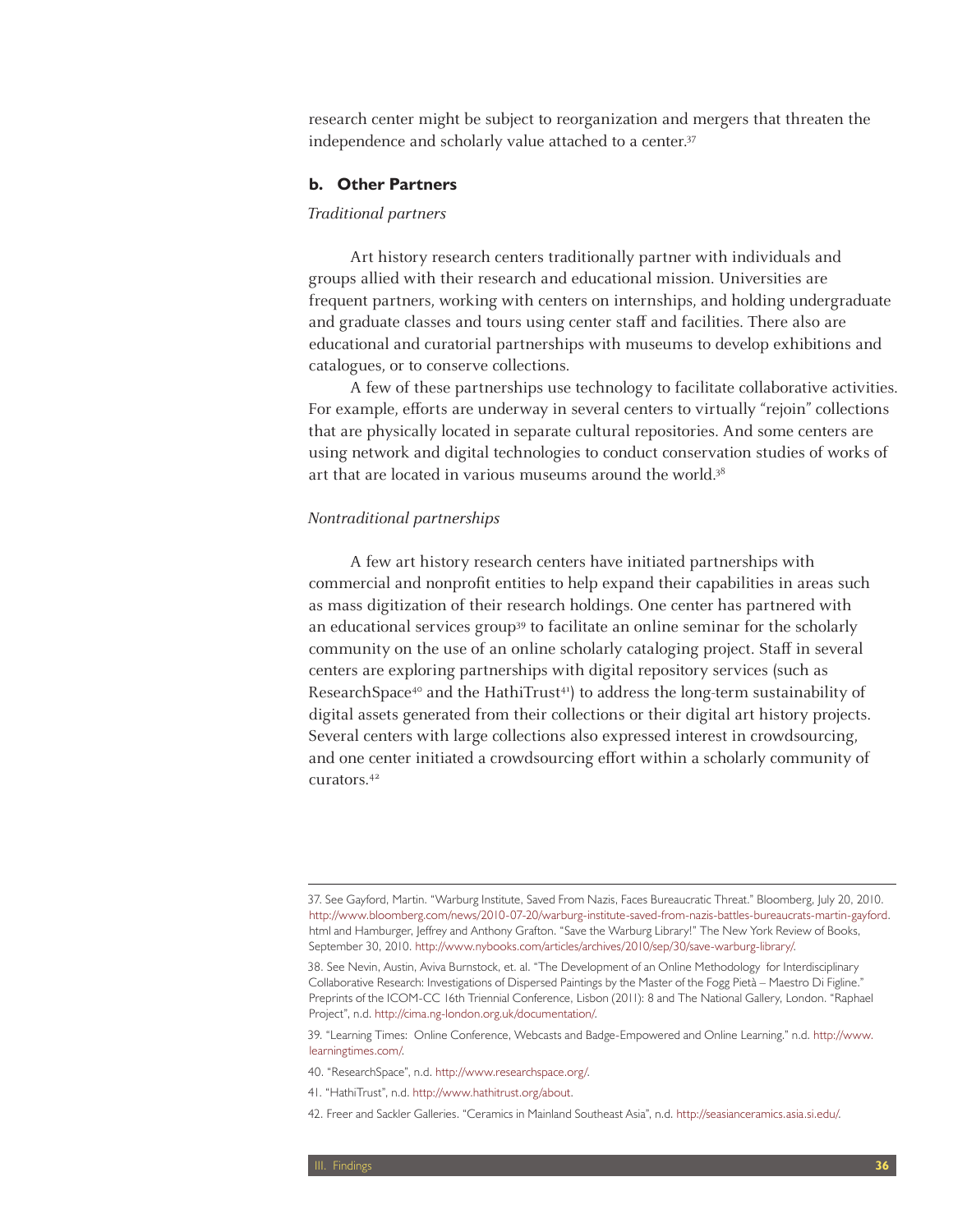research center might be subject to reorganization and mergers that threaten the independence and scholarly value attached to a center.[37]

### b. Other Partners

*Traditional partners*

Art history research centers traditionally partner with individuals and groups allied with their research and educational mission. Universities are frequent partners, working with centers on internships, and holding undergraduate and graduate classes and tours using center staff and facilities. There also are educational and curatorial partnerships with museums to develop exhibitions and catalogues, or to conserve collections.

A few of these partnerships use technology to facilitate collaborative activities. For example, efforts are underway in several centers to virtually "rejoin" collections that are physically located in separate cultural repositories. And some centers are using network and digital technologies to conduct conservation studies of works of art that are located in various museums around the world.[38]

*Nontraditional partnerships*

A few art history research centers have initiated partnerships with commercial and nonprofit entities to help expand their capabilities in areas such as mass digitization of their research holdings. One center has partnered with an educational services group[39] to facilitate an online seminar for the scholarly community on the use of an online scholarly cataloging project. Staff in several centers are exploring partnerships with digital repository services (such as ResearchSpace[40] and the HathiTrust[41]) to address the long-term sustainability of digital assets generated from their collections or their digital art history projects. Several centers with large collections also expressed interest in crowdsourcing, and one center initiated a crowdsourcing effort within a scholarly community of curators.[42]

---

37. See Gayford, Martin. "Warburg Institute, Saved From Nazis, Faces Bureaucratic Threat." Bloomberg, July 20, 2010. http://www.bloomberg.com/news/2010-07-20/warburg-institute-saved-from-nazis-battles-bureaucrats-martin-gayford.html and Hamburger, Jeffrey and Anthony Grafton. "Save the Warburg Library!" The New York Review of Books, September 30, 2010. http://www.nybooks.com/articles/archives/2010/sep/30/save-warburg-library/.

38. See Nevin, Austin, Aviva Burnstock, et. al. "The Development of an Online Methodology for Interdisciplinary Collaborative Research: Investigations of Dispersed Paintings by the Master of the Fogg Pietà – Maestro Di Figline." Preprints of the ICOM-CC 16th Triennial Conference, Lisbon (2011): 8 and The National Gallery, London. "Raphael Project", n.d. http://cima.ng-london.org.uk/documentation/.

39. "Learning Times: Online Conference, Webcasts and Badge-Empowered and Online Learning." n.d. http://www.learningtimes.com/.

40. "ResearchSpace", n.d. http://www.researchspace.org/.

41. "HathiTrust", n.d. http://www.hathitrust.org/about.

42. Freer and Sackler Galleries. "Ceramics in Mainland Southeast Asia", n.d. http://seasianceramics.asia.si.edu/.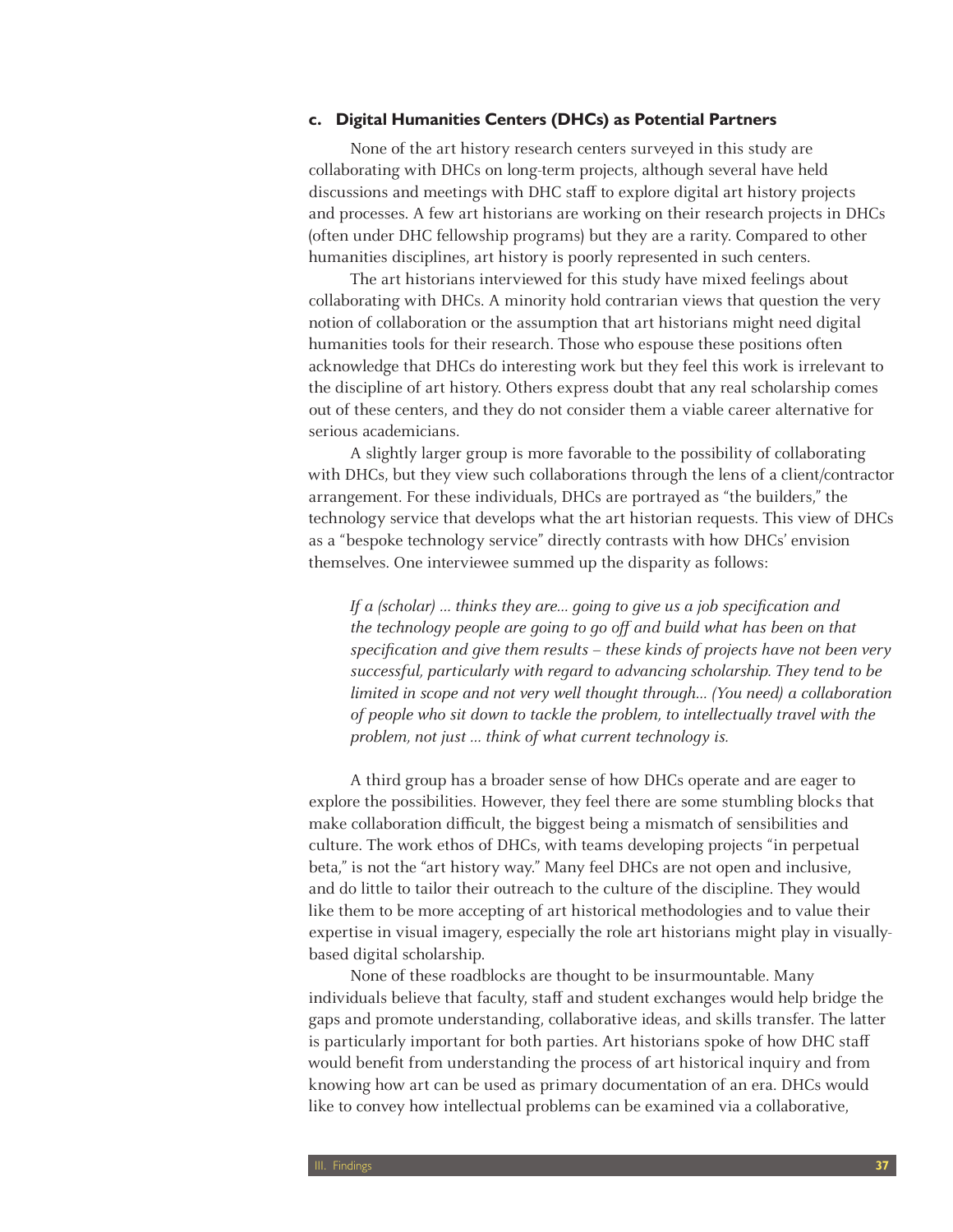### c. Digital Humanities Centers (DHCs) as Potential Partners

None of the art history research centers surveyed in this study are collaborating with DHCs on long-term projects, although several have held discussions and meetings with DHC staff to explore digital art history projects and processes. A few art historians are working on their research projects in DHCs (often under DHC fellowship programs) but they are a rarity. Compared to other humanities disciplines, art history is poorly represented in such centers.

The art historians interviewed for this study have mixed feelings about collaborating with DHCs. A minority hold contrarian views that question the very notion of collaboration or the assumption that art historians might need digital humanities tools for their research. Those who espouse these positions often acknowledge that DHCs do interesting work but they feel this work is irrelevant to the discipline of art history. Others express doubt that any real scholarship comes out of these centers, and they do not consider them a viable career alternative for serious academicians.

A slightly larger group is more favorable to the possibility of collaborating with DHCs, but they view such collaborations through the lens of a client/contractor arrangement. For these individuals, DHCs are portrayed as "the builders," the technology service that develops what the art historian requests. This view of DHCs as a "bespoke technology service" directly contrasts with how DHCs' envision themselves. One interviewee summed up the disparity as follows:

> *If a (scholar) ... thinks they are... going to give us a job specification and the technology people are going to go off and build what has been on that specification and give them results – these kinds of projects have not been very successful, particularly with regard to advancing scholarship. They tend to be limited in scope and not very well thought through... (You need) a collaboration of people who sit down to tackle the problem, to intellectually travel with the problem, not just ... think of what current technology is.*

A third group has a broader sense of how DHCs operate and are eager to explore the possibilities. However, they feel there are some stumbling blocks that make collaboration difficult, the biggest being a mismatch of sensibilities and culture. The work ethos of DHCs, with teams developing projects "in perpetual beta," is not the "art history way." Many feel DHCs are not open and inclusive, and do little to tailor their outreach to the culture of the discipline. They would like them to be more accepting of art historical methodologies and to value their expertise in visual imagery, especially the role art historians might play in visually-based digital scholarship.

None of these roadblocks are thought to be insurmountable. Many individuals believe that faculty, staff and student exchanges would help bridge the gaps and promote understanding, collaborative ideas, and skills transfer. The latter is particularly important for both parties. Art historians spoke of how DHC staff would benefit from understanding the process of art historical inquiry and from knowing how art can be used as primary documentation of an era. DHCs would like to convey how intellectual problems can be examined via a collaborative,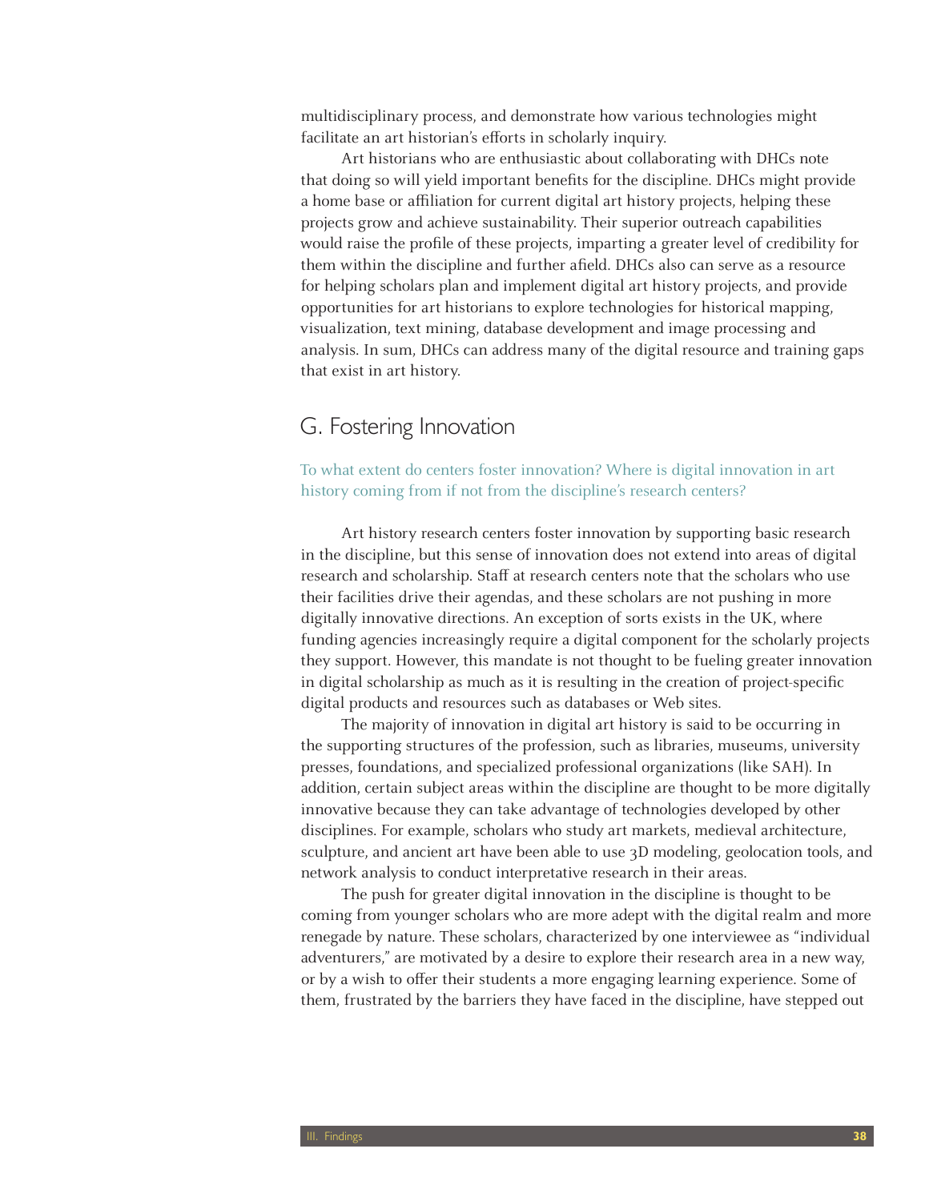multidisciplinary process, and demonstrate how various technologies might facilitate an art historian's efforts in scholarly inquiry.

Art historians who are enthusiastic about collaborating with DHCs note that doing so will yield important benefits for the discipline. DHCs might provide a home base or affiliation for current digital art history projects, helping these projects grow and achieve sustainability. Their superior outreach capabilities would raise the profile of these projects, imparting a greater level of credibility for them within the discipline and further afield. DHCs also can serve as a resource for helping scholars plan and implement digital art history projects, and provide opportunities for art historians to explore technologies for historical mapping, visualization, text mining, database development and image processing and analysis. In sum, DHCs can address many of the digital resource and training gaps that exist in art history.

## G. Fostering Innovation

To what extent do centers foster innovation? Where is digital innovation in art history coming from if not from the discipline's research centers?

Art history research centers foster innovation by supporting basic research in the discipline, but this sense of innovation does not extend into areas of digital research and scholarship. Staff at research centers note that the scholars who use their facilities drive their agendas, and these scholars are not pushing in more digitally innovative directions. An exception of sorts exists in the UK, where funding agencies increasingly require a digital component for the scholarly projects they support. However, this mandate is not thought to be fueling greater innovation in digital scholarship as much as it is resulting in the creation of project-specific digital products and resources such as databases or Web sites.

The majority of innovation in digital art history is said to be occurring in the supporting structures of the profession, such as libraries, museums, university presses, foundations, and specialized professional organizations (like SAH). In addition, certain subject areas within the discipline are thought to be more digitally innovative because they can take advantage of technologies developed by other disciplines. For example, scholars who study art markets, medieval architecture, sculpture, and ancient art have been able to use 3D modeling, geolocation tools, and network analysis to conduct interpretative research in their areas.

The push for greater digital innovation in the discipline is thought to be coming from younger scholars who are more adept with the digital realm and more renegade by nature. These scholars, characterized by one interviewee as "individual adventurers," are motivated by a desire to explore their research area in a new way, or by a wish to offer their students a more engaging learning experience. Some of them, frustrated by the barriers they have faced in the discipline, have stepped out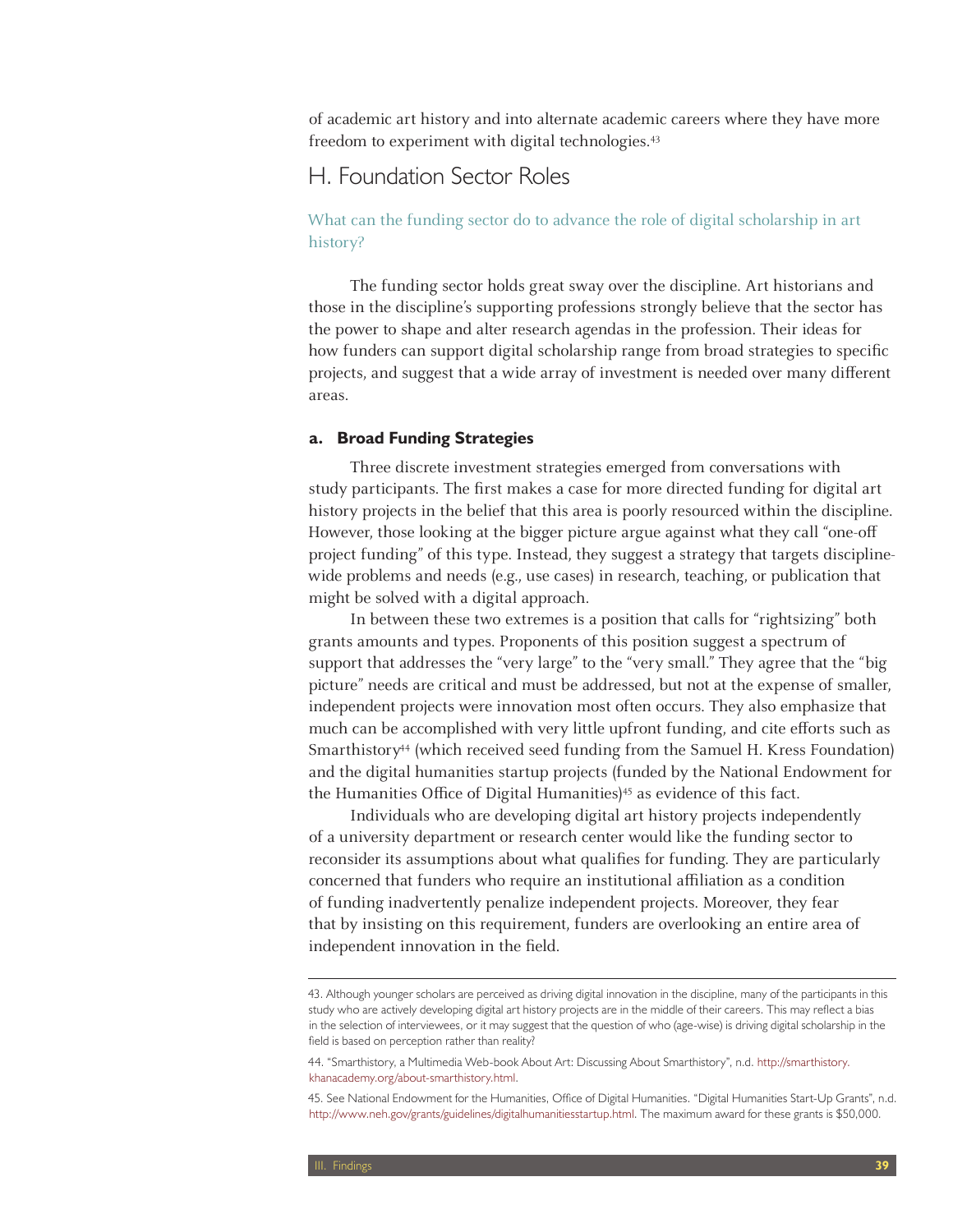of academic art history and into alternate academic careers where they have more freedom to experiment with digital technologies.[43]

## H. Foundation Sector Roles

What can the funding sector do to advance the role of digital scholarship in art history?

The funding sector holds great sway over the discipline. Art historians and those in the discipline's supporting professions strongly believe that the sector has the power to shape and alter research agendas in the profession. Their ideas for how funders can support digital scholarship range from broad strategies to specific projects, and suggest that a wide array of investment is needed over many different areas.

### a. Broad Funding Strategies

Three discrete investment strategies emerged from conversations with study participants. The first makes a case for more directed funding for digital art history projects in the belief that this area is poorly resourced within the discipline. However, those looking at the bigger picture argue against what they call "one-off project funding" of this type. Instead, they suggest a strategy that targets discipline-wide problems and needs (e.g., use cases) in research, teaching, or publication that might be solved with a digital approach.

In between these two extremes is a position that calls for "rightsizing" both grants amounts and types. Proponents of this position suggest a spectrum of support that addresses the "very large" to the "very small." They agree that the "big picture" needs are critical and must be addressed, but not at the expense of smaller, independent projects were innovation most often occurs. They also emphasize that much can be accomplished with very little upfront funding, and cite efforts such as Smarthistory[44] (which received seed funding from the Samuel H. Kress Foundation) and the digital humanities startup projects (funded by the National Endowment for the Humanities Office of Digital Humanities)[45] as evidence of this fact.

Individuals who are developing digital art history projects independently of a university department or research center would like the funding sector to reconsider its assumptions about what qualifies for funding. They are particularly concerned that funders who require an institutional affiliation as a condition of funding inadvertently penalize independent projects. Moreover, they fear that by insisting on this requirement, funders are overlooking an entire area of independent innovation in the field.

---

43. Although younger scholars are perceived as driving digital innovation in the discipline, many of the participants in this study who are actively developing digital art history projects are in the middle of their careers. This may reflect a bias in the selection of interviewees, or it may suggest that the question of who (age-wise) is driving digital scholarship in the field is based on perception rather than reality?

44. "Smarthistory, a Multimedia Web-book About Art: Discussing About Smarthistory", n.d. http://smarthistory.khanacademy.org/about-smarthistory.html.

45. See National Endowment for the Humanities, Office of Digital Humanities. "Digital Humanities Start-Up Grants", n.d. http://www.neh.gov/grants/guidelines/digitalhumanitiesstartup.html. The maximum award for these grants is $50,000.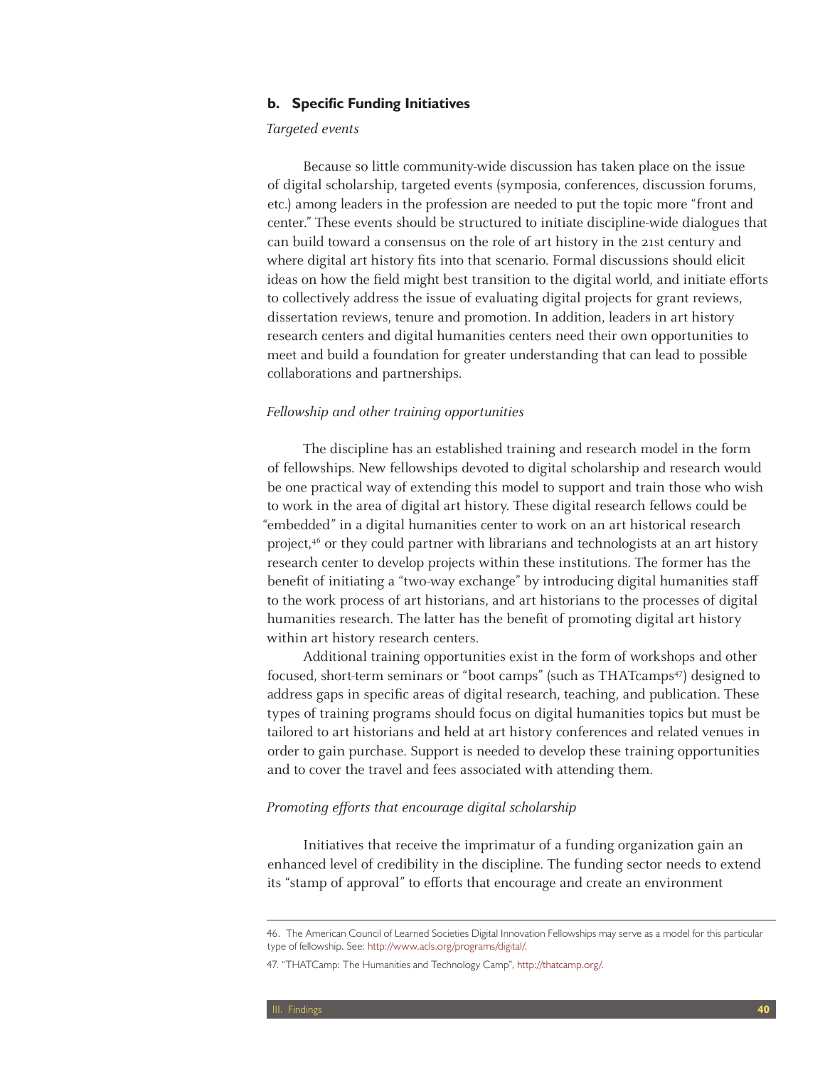### b. Specific Funding Initiatives

*Targeted events*

Because so little community-wide discussion has taken place on the issue of digital scholarship, targeted events (symposia, conferences, discussion forums, etc.) among leaders in the profession are needed to put the topic more "front and center." These events should be structured to initiate discipline-wide dialogues that can build toward a consensus on the role of art history in the 21st century and where digital art history fits into that scenario. Formal discussions should elicit ideas on how the field might best transition to the digital world, and initiate efforts to collectively address the issue of evaluating digital projects for grant reviews, dissertation reviews, tenure and promotion. In addition, leaders in art history research centers and digital humanities centers need their own opportunities to meet and build a foundation for greater understanding that can lead to possible collaborations and partnerships.

*Fellowship and other training opportunities*

The discipline has an established training and research model in the form of fellowships. New fellowships devoted to digital scholarship and research would be one practical way of extending this model to support and train those who wish to work in the area of digital art history. These digital research fellows could be "embedded" in a digital humanities center to work on an art historical research project,[46] or they could partner with librarians and technologists at an art history research center to develop projects within these institutions. The former has the benefit of initiating a "two-way exchange" by introducing digital humanities staff to the work process of art historians, and art historians to the processes of digital humanities research. The latter has the benefit of promoting digital art history within art history research centers.

Additional training opportunities exist in the form of workshops and other focused, short-term seminars or "boot camps" (such as THATcamps[47]) designed to address gaps in specific areas of digital research, teaching, and publication. These types of training programs should focus on digital humanities topics but must be tailored to art historians and held at art history conferences and related venues in order to gain purchase. Support is needed to develop these training opportunities and to cover the travel and fees associated with attending them.

*Promoting efforts that encourage digital scholarship*

Initiatives that receive the imprimatur of a funding organization gain an enhanced level of credibility in the discipline. The funding sector needs to extend its "stamp of approval" to efforts that encourage and create an environment

---

46. The American Council of Learned Societies Digital Innovation Fellowships may serve as a model for this particular type of fellowship. See: http://www.acls.org/programs/digital/.

47. "THATCamp: The Humanities and Technology Camp", http://thatcamp.org/.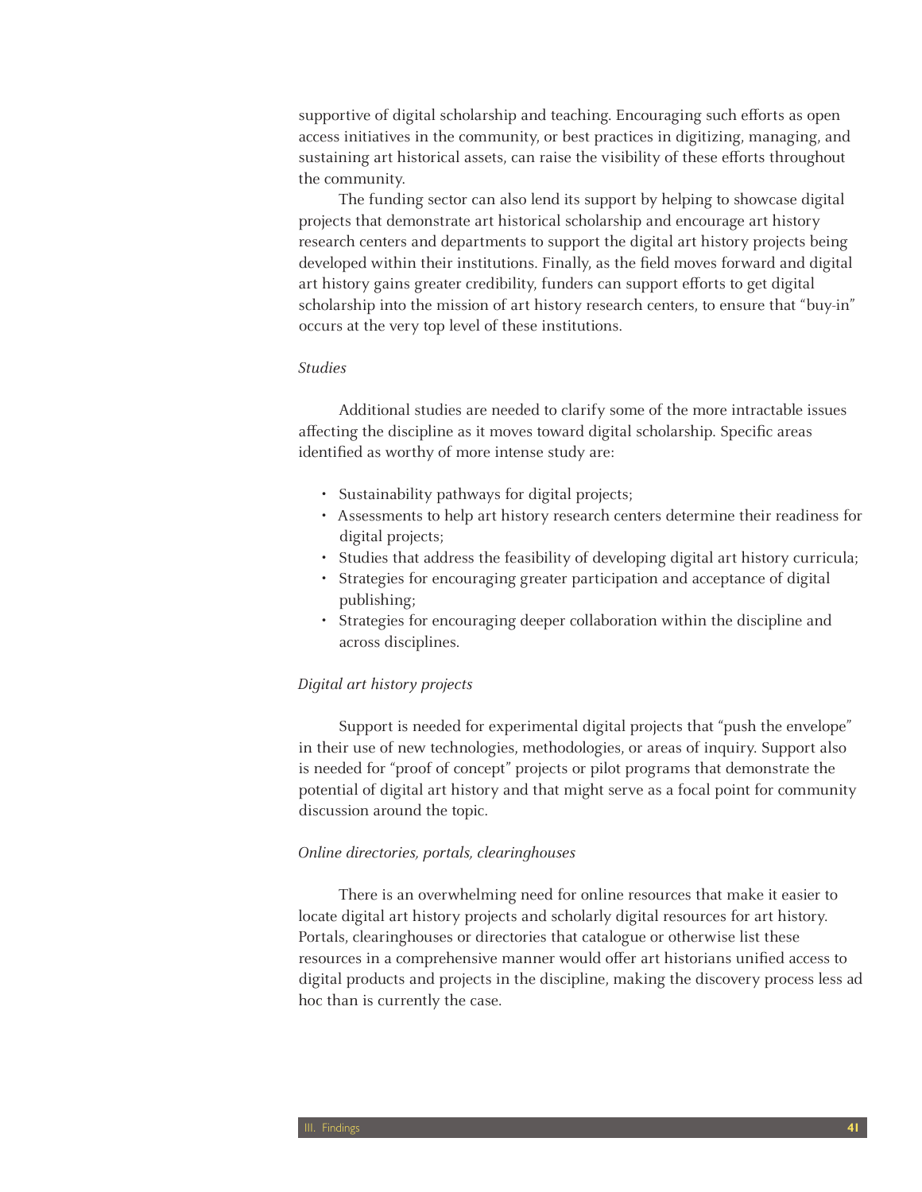supportive of digital scholarship and teaching. Encouraging such efforts as open access initiatives in the community, or best practices in digitizing, managing, and sustaining art historical assets, can raise the visibility of these efforts throughout the community.

The funding sector can also lend its support by helping to showcase digital projects that demonstrate art historical scholarship and encourage art history research centers and departments to support the digital art history projects being developed within their institutions. Finally, as the field moves forward and digital art history gains greater credibility, funders can support efforts to get digital scholarship into the mission of art history research centers, to ensure that "buy-in" occurs at the very top level of these institutions.

*Studies*

Additional studies are needed to clarify some of the more intractable issues affecting the discipline as it moves toward digital scholarship. Specific areas identified as worthy of more intense study are:

- Sustainability pathways for digital projects;
- Assessments to help art history research centers determine their readiness for digital projects;
- Studies that address the feasibility of developing digital art history curricula;
- Strategies for encouraging greater participation and acceptance of digital publishing;
- Strategies for encouraging deeper collaboration within the discipline and across disciplines.

*Digital art history projects*

Support is needed for experimental digital projects that "push the envelope" in their use of new technologies, methodologies, or areas of inquiry. Support also is needed for "proof of concept" projects or pilot programs that demonstrate the potential of digital art history and that might serve as a focal point for community discussion around the topic.

*Online directories, portals, clearinghouses*

There is an overwhelming need for online resources that make it easier to locate digital art history projects and scholarly digital resources for art history. Portals, clearinghouses or directories that catalogue or otherwise list these resources in a comprehensive manner would offer art historians unified access to digital products and projects in the discipline, making the discovery process less ad hoc than is currently the case.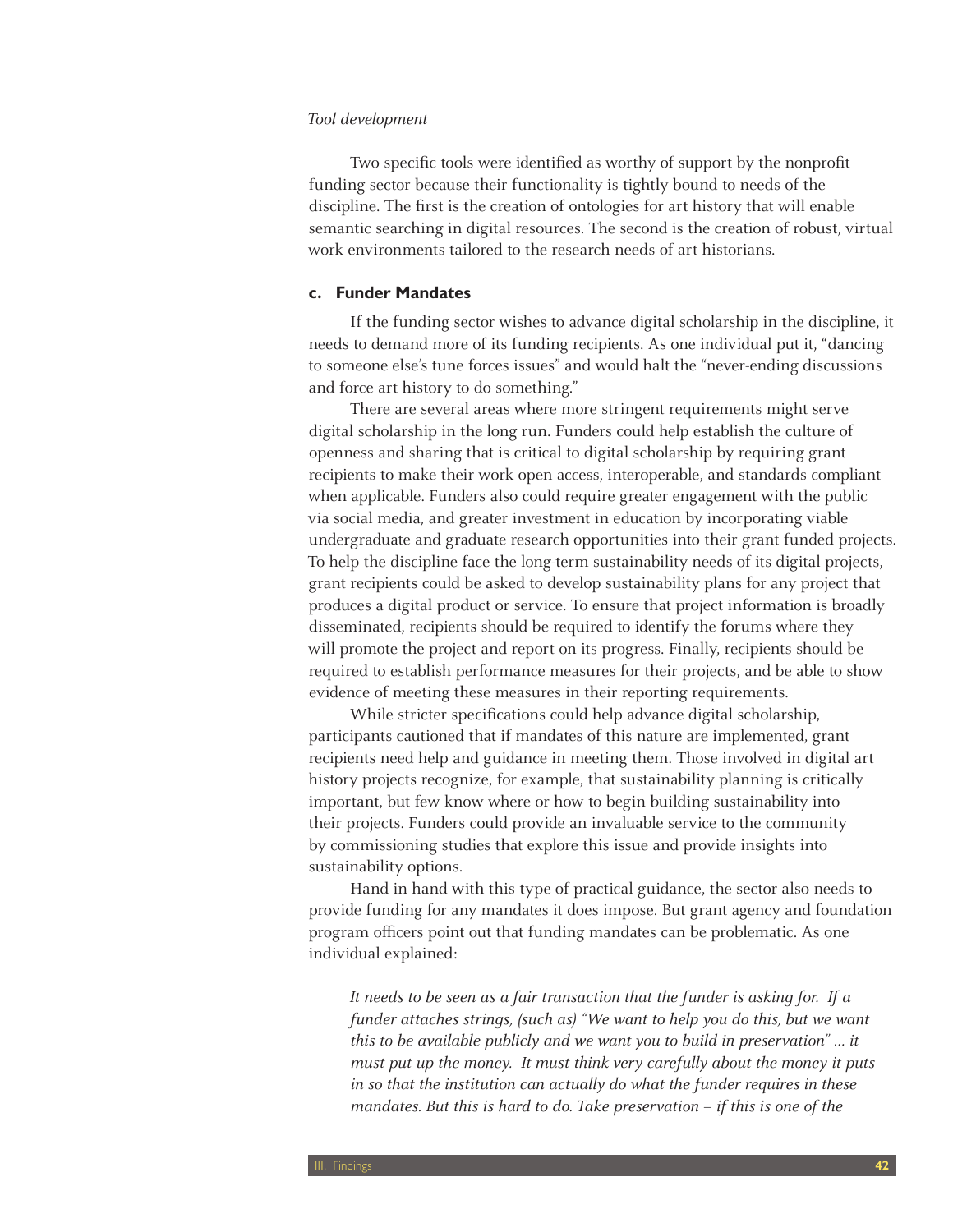*Tool development*

Two specific tools were identified as worthy of support by the nonprofit funding sector because their functionality is tightly bound to needs of the discipline. The first is the creation of ontologies for art history that will enable semantic searching in digital resources. The second is the creation of robust, virtual work environments tailored to the research needs of art historians.

### c. Funder Mandates

If the funding sector wishes to advance digital scholarship in the discipline, it needs to demand more of its funding recipients. As one individual put it, "dancing to someone else's tune forces issues" and would halt the "never-ending discussions and force art history to do something."

There are several areas where more stringent requirements might serve digital scholarship in the long run. Funders could help establish the culture of openness and sharing that is critical to digital scholarship by requiring grant recipients to make their work open access, interoperable, and standards compliant when applicable. Funders also could require greater engagement with the public via social media, and greater investment in education by incorporating viable undergraduate and graduate research opportunities into their grant funded projects. To help the discipline face the long-term sustainability needs of its digital projects, grant recipients could be asked to develop sustainability plans for any project that produces a digital product or service. To ensure that project information is broadly disseminated, recipients should be required to identify the forums where they will promote the project and report on its progress. Finally, recipients should be required to establish performance measures for their projects, and be able to show evidence of meeting these measures in their reporting requirements.

While stricter specifications could help advance digital scholarship, participants cautioned that if mandates of this nature are implemented, grant recipients need help and guidance in meeting them. Those involved in digital art history projects recognize, for example, that sustainability planning is critically important, but few know where or how to begin building sustainability into their projects. Funders could provide an invaluable service to the community by commissioning studies that explore this issue and provide insights into sustainability options.

Hand in hand with this type of practical guidance, the sector also needs to provide funding for any mandates it does impose. But grant agency and foundation program officers point out that funding mandates can be problematic. As one individual explained:

> *It needs to be seen as a fair transaction that the funder is asking for. If a funder attaches strings, (such as) "We want to help you do this, but we want this to be available publicly and we want you to build in preservation" ... it must put up the money. It must think very carefully about the money it puts in so that the institution can actually do what the funder requires in these mandates. But this is hard to do. Take preservation – if this is one of the*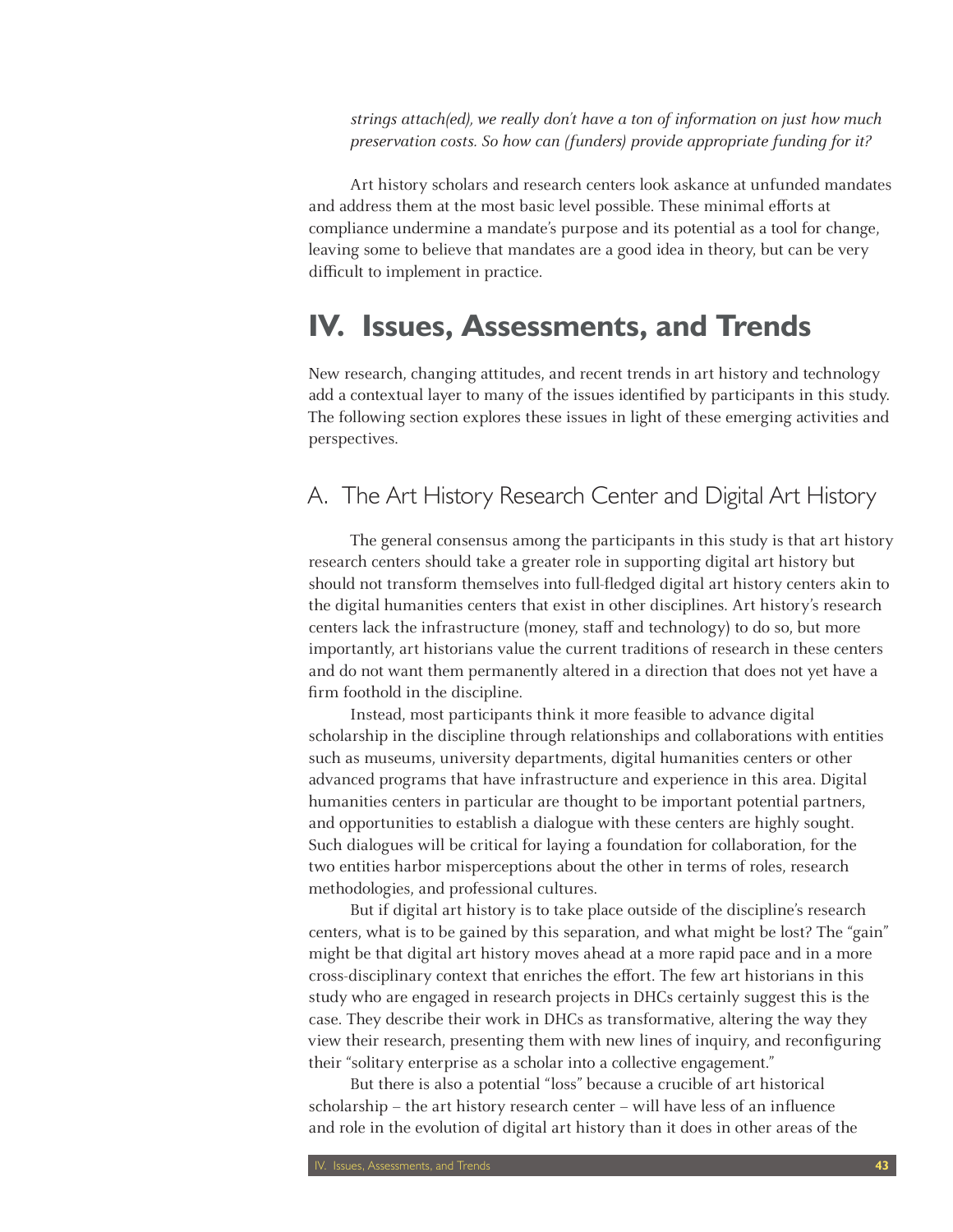*strings attach(ed), we really don't have a ton of information on just how much preservation costs. So how can (funders) provide appropriate funding for it?*

Art history scholars and research centers look askance at unfunded mandates and address them at the most basic level possible. These minimal efforts at compliance undermine a mandate's purpose and its potential as a tool for change, leaving some to believe that mandates are a good idea in theory, but can be very difficult to implement in practice.

# IV. Issues, Assessments, and Trends

New research, changing attitudes, and recent trends in art history and technology add a contextual layer to many of the issues identified by participants in this study. The following section explores these issues in light of these emerging activities and perspectives.

## A. The Art History Research Center and Digital Art History

The general consensus among the participants in this study is that art history research centers should take a greater role in supporting digital art history but should not transform themselves into full-fledged digital art history centers akin to the digital humanities centers that exist in other disciplines. Art history's research centers lack the infrastructure (money, staff and technology) to do so, but more importantly, art historians value the current traditions of research in these centers and do not want them permanently altered in a direction that does not yet have a firm foothold in the discipline.

Instead, most participants think it more feasible to advance digital scholarship in the discipline through relationships and collaborations with entities such as museums, university departments, digital humanities centers or other advanced programs that have infrastructure and experience in this area. Digital humanities centers in particular are thought to be important potential partners, and opportunities to establish a dialogue with these centers are highly sought. Such dialogues will be critical for laying a foundation for collaboration, for the two entities harbor misperceptions about the other in terms of roles, research methodologies, and professional cultures.

But if digital art history is to take place outside of the discipline's research centers, what is to be gained by this separation, and what might be lost? The "gain" might be that digital art history moves ahead at a more rapid pace and in a more cross-disciplinary context that enriches the effort. The few art historians in this study who are engaged in research projects in DHCs certainly suggest this is the case. They describe their work in DHCs as transformative, altering the way they view their research, presenting them with new lines of inquiry, and reconfiguring their "solitary enterprise as a scholar into a collective engagement."

But there is also a potential "loss" because a crucible of art historical scholarship – the art history research center – will have less of an influence and role in the evolution of digital art history than it does in other areas of the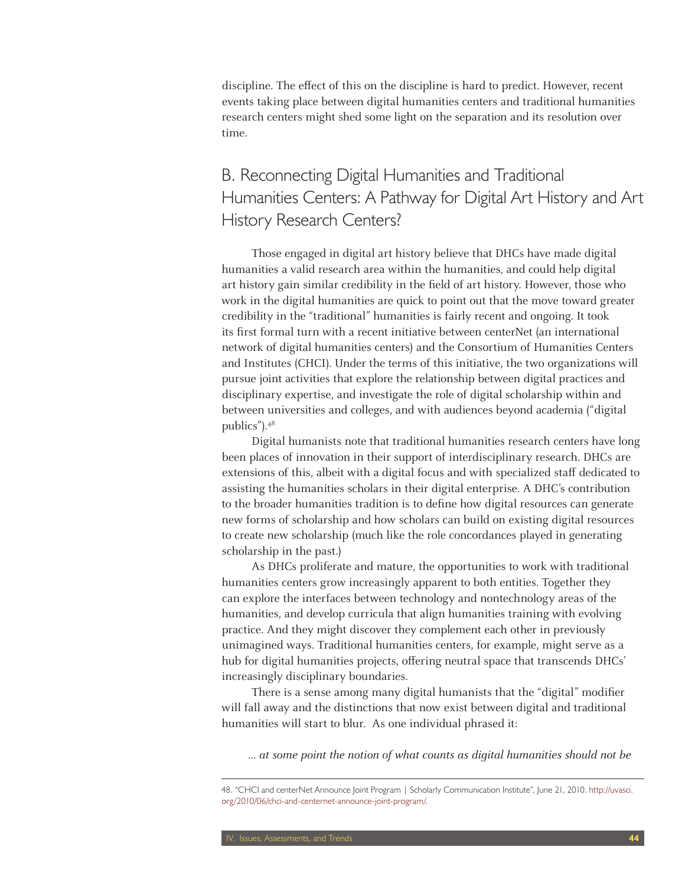discipline. The effect of this on the discipline is hard to predict. However, recent events taking place between digital humanities centers and traditional humanities research centers might shed some light on the separation and its resolution over time.

## B. Reconnecting Digital Humanities and Traditional Humanities Centers: A Pathway for Digital Art History and Art History Research Centers?

Those engaged in digital art history believe that DHCs have made digital humanities a valid research area within the humanities, and could help digital art history gain similar credibility in the field of art history. However, those who work in the digital humanities are quick to point out that the move toward greater credibility in the "traditional" humanities is fairly recent and ongoing. It took its first formal turn with a recent initiative between centerNet (an international network of digital humanities centers) and the Consortium of Humanities Centers and Institutes (CHCI). Under the terms of this initiative, the two organizations will pursue joint activities that explore the relationship between digital practices and disciplinary expertise, and investigate the role of digital scholarship within and between universities and colleges, and with audiences beyond academia ("digital publics").[48]

Digital humanists note that traditional humanities research centers have long been places of innovation in their support of interdisciplinary research. DHCs are extensions of this, albeit with a digital focus and with specialized staff dedicated to assisting the humanities scholars in their digital enterprise. A DHC's contribution to the broader humanities tradition is to define how digital resources can generate new forms of scholarship and how scholars can build on existing digital resources to create new scholarship (much like the role concordances played in generating scholarship in the past.)

As DHCs proliferate and mature, the opportunities to work with traditional humanities centers grow increasingly apparent to both entities. Together they can explore the interfaces between technology and nontechnology areas of the humanities, and develop curricula that align humanities training with evolving practice. And they might discover they complement each other in previously unimagined ways. Traditional humanities centers, for example, might serve as a hub for digital humanities projects, offering neutral space that transcends DHCs' increasingly disciplinary boundaries.

There is a sense among many digital humanists that the "digital" modifier will fall away and the distinctions that now exist between digital and traditional humanities will start to blur. As one individual phrased it:

*... at some point the notion of what counts as digital humanities should not be*

---

48. "CHCI and centerNet Announce Joint Program | Scholarly Communication Institute", June 21, 2010. http://uvasci.org/2010/06/chci-and-centernet-announce-joint-program/.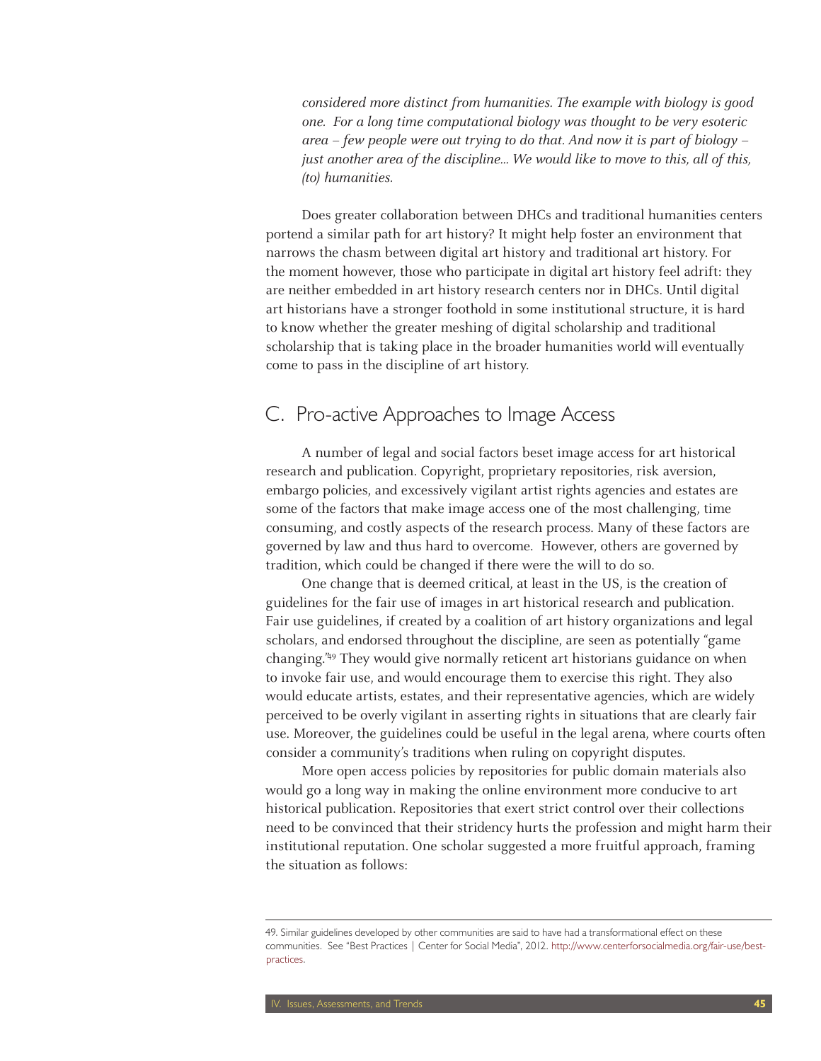*considered more distinct from humanities. The example with biology is good one. For a long time computational biology was thought to be very esoteric area – few people were out trying to do that. And now it is part of biology – just another area of the discipline... We would like to move to this, all of this, (to) humanities.*

Does greater collaboration between DHCs and traditional humanities centers portend a similar path for art history? It might help foster an environment that narrows the chasm between digital art history and traditional art history. For the moment however, those who participate in digital art history feel adrift: they are neither embedded in art history research centers nor in DHCs. Until digital art historians have a stronger foothold in some institutional structure, it is hard to know whether the greater meshing of digital scholarship and traditional scholarship that is taking place in the broader humanities world will eventually come to pass in the discipline of art history.

## C. Pro-active Approaches to Image Access

A number of legal and social factors beset image access for art historical research and publication. Copyright, proprietary repositories, risk aversion, embargo policies, and excessively vigilant artist rights agencies and estates are some of the factors that make image access one of the most challenging, time consuming, and costly aspects of the research process. Many of these factors are governed by law and thus hard to overcome. However, others are governed by tradition, which could be changed if there were the will to do so.

One change that is deemed critical, at least in the US, is the creation of guidelines for the fair use of images in art historical research and publication. Fair use guidelines, if created by a coalition of art history organizations and legal scholars, and endorsed throughout the discipline, are seen as potentially "game changing."[49] They would give normally reticent art historians guidance on when to invoke fair use, and would encourage them to exercise this right. They also would educate artists, estates, and their representative agencies, which are widely perceived to be overly vigilant in asserting rights in situations that are clearly fair use. Moreover, the guidelines could be useful in the legal arena, where courts often consider a community's traditions when ruling on copyright disputes.

More open access policies by repositories for public domain materials also would go a long way in making the online environment more conducive to art historical publication. Repositories that exert strict control over their collections need to be convinced that their stridency hurts the profession and might harm their institutional reputation. One scholar suggested a more fruitful approach, framing the situation as follows:

---

49. Similar guidelines developed by other communities are said to have had a transformational effect on these communities. See "Best Practices | Center for Social Media", 2012. http://www.centerforsocialmedia.org/fair-use/best-practices.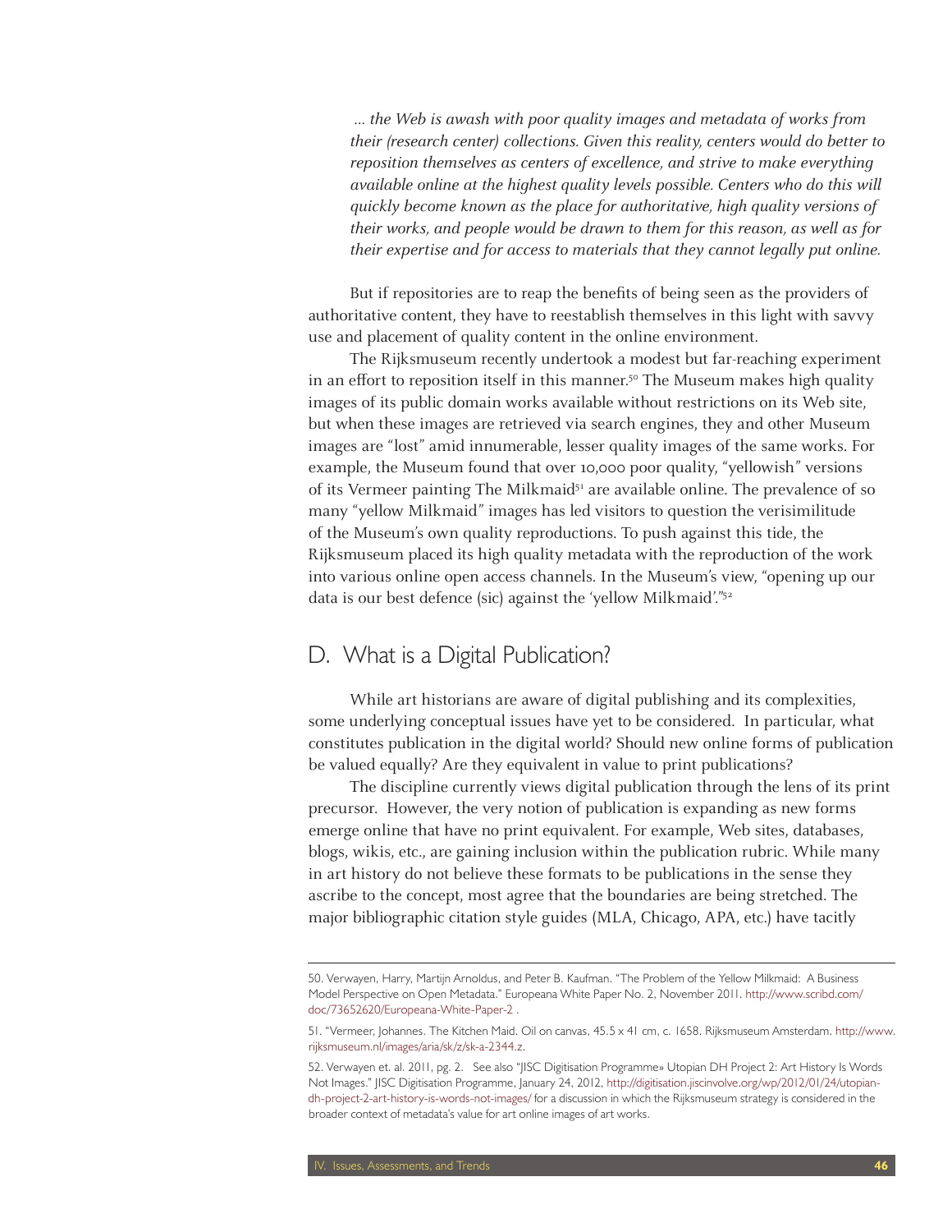*... the Web is awash with poor quality images and metadata of works from their (research center) collections. Given this reality, centers would do better to reposition themselves as centers of excellence, and strive to make everything available online at the highest quality levels possible. Centers who do this will quickly become known as the place for authoritative, high quality versions of their works, and people would be drawn to them for this reason, as well as for their expertise and for access to materials that they cannot legally put online.*

But if repositories are to reap the benefits of being seen as the providers of authoritative content, they have to reestablish themselves in this light with savvy use and placement of quality content in the online environment.

The Rijksmuseum recently undertook a modest but far-reaching experiment in an effort to reposition itself in this manner.[50] The Museum makes high quality images of its public domain works available without restrictions on its Web site, but when these images are retrieved via search engines, they and other Museum images are "lost" amid innumerable, lesser quality images of the same works. For example, the Museum found that over 10,000 poor quality, "yellowish" versions of its Vermeer painting The Milkmaid[51] are available online. The prevalence of so many "yellow Milkmaid" images has led visitors to question the verisimilitude of the Museum's own quality reproductions. To push against this tide, the Rijksmuseum placed its high quality metadata with the reproduction of the work into various online open access channels. In the Museum's view, "opening up our data is our best defence (sic) against the 'yellow Milkmaid'."[52]

## D. What is a Digital Publication?

While art historians are aware of digital publishing and its complexities, some underlying conceptual issues have yet to be considered. In particular, what constitutes publication in the digital world? Should new online forms of publication be valued equally? Are they equivalent in value to print publications?

The discipline currently views digital publication through the lens of its print precursor. However, the very notion of publication is expanding as new forms emerge online that have no print equivalent. For example, Web sites, databases, blogs, wikis, etc., are gaining inclusion within the publication rubric. While many in art history do not believe these formats to be publications in the sense they ascribe to the concept, most agree that the boundaries are being stretched. The major bibliographic citation style guides (MLA, Chicago, APA, etc.) have tacitly

---

50. Verwayen, Harry, Martijn Arnoldus, and Peter B. Kaufman. "The Problem of the Yellow Milkmaid: A Business Model Perspective on Open Metadata." Europeana White Paper No. 2, November 2011. http://www.scribd.com/doc/73652620/Europeana-White-Paper-2 .

51. "Vermeer, Johannes. The Kitchen Maid. Oil on canvas, 45.5 x 41 cm, c. 1658. Rijksmuseum Amsterdam. http://www.rijksmuseum.nl/images/aria/sk/z/sk-a-2344.z.

52. Verwayen et. al. 2011, pg. 2. See also "JISC Digitisation Programme» Utopian DH Project 2: Art History Is Words Not Images." JISC Digitisation Programme, January 24, 2012, http://digitisation.jiscinvolve.org/wp/2012/01/24/utopian-dh-project-2-art-history-is-words-not-images/ for a discussion in which the Rijksmuseum strategy is considered in the broader context of metadata's value for art online images of art works.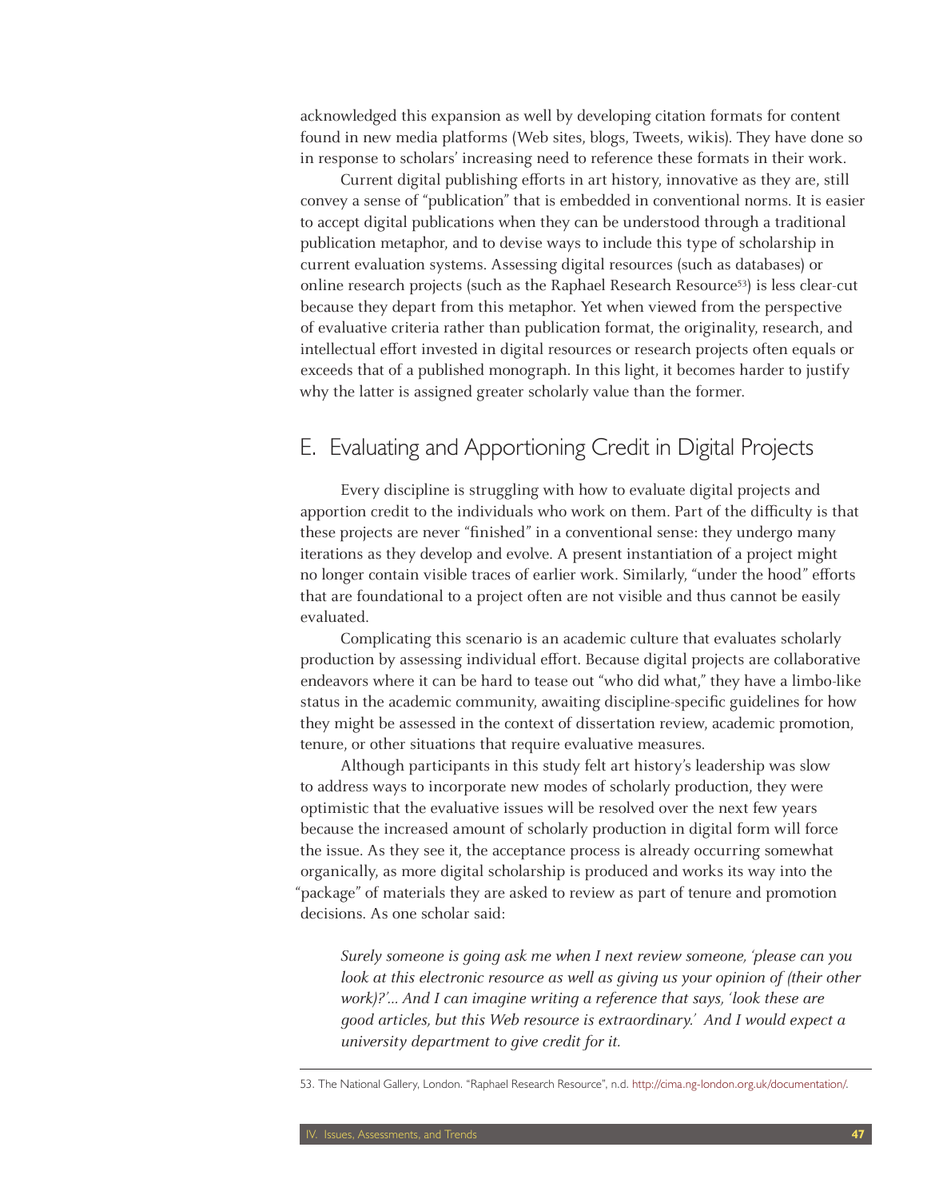acknowledged this expansion as well by developing citation formats for content found in new media platforms (Web sites, blogs, Tweets, wikis). They have done so in response to scholars' increasing need to reference these formats in their work.

Current digital publishing efforts in art history, innovative as they are, still convey a sense of "publication" that is embedded in conventional norms. It is easier to accept digital publications when they can be understood through a traditional publication metaphor, and to devise ways to include this type of scholarship in current evaluation systems. Assessing digital resources (such as databases) or online research projects (such as the Raphael Research Resource[53]) is less clear-cut because they depart from this metaphor. Yet when viewed from the perspective of evaluative criteria rather than publication format, the originality, research, and intellectual effort invested in digital resources or research projects often equals or exceeds that of a published monograph. In this light, it becomes harder to justify why the latter is assigned greater scholarly value than the former.

## E. Evaluating and Apportioning Credit in Digital Projects

Every discipline is struggling with how to evaluate digital projects and apportion credit to the individuals who work on them. Part of the difficulty is that these projects are never "finished" in a conventional sense: they undergo many iterations as they develop and evolve. A present instantiation of a project might no longer contain visible traces of earlier work. Similarly, "under the hood" efforts that are foundational to a project often are not visible and thus cannot be easily evaluated.

Complicating this scenario is an academic culture that evaluates scholarly production by assessing individual effort. Because digital projects are collaborative endeavors where it can be hard to tease out "who did what," they have a limbo-like status in the academic community, awaiting discipline-specific guidelines for how they might be assessed in the context of dissertation review, academic promotion, tenure, or other situations that require evaluative measures.

Although participants in this study felt art history's leadership was slow to address ways to incorporate new modes of scholarly production, they were optimistic that the evaluative issues will be resolved over the next few years because the increased amount of scholarly production in digital form will force the issue. As they see it, the acceptance process is already occurring somewhat organically, as more digital scholarship is produced and works its way into the "package" of materials they are asked to review as part of tenure and promotion decisions. As one scholar said:

> *Surely someone is going ask me when I next review someone, 'please can you look at this electronic resource as well as giving us your opinion of (their other work)?'... And I can imagine writing a reference that says, 'look these are good articles, but this Web resource is extraordinary.' And I would expect a university department to give credit for it.*

---

53. The National Gallery, London. "Raphael Research Resource", n.d. http://cima.ng-london.org.uk/documentation/.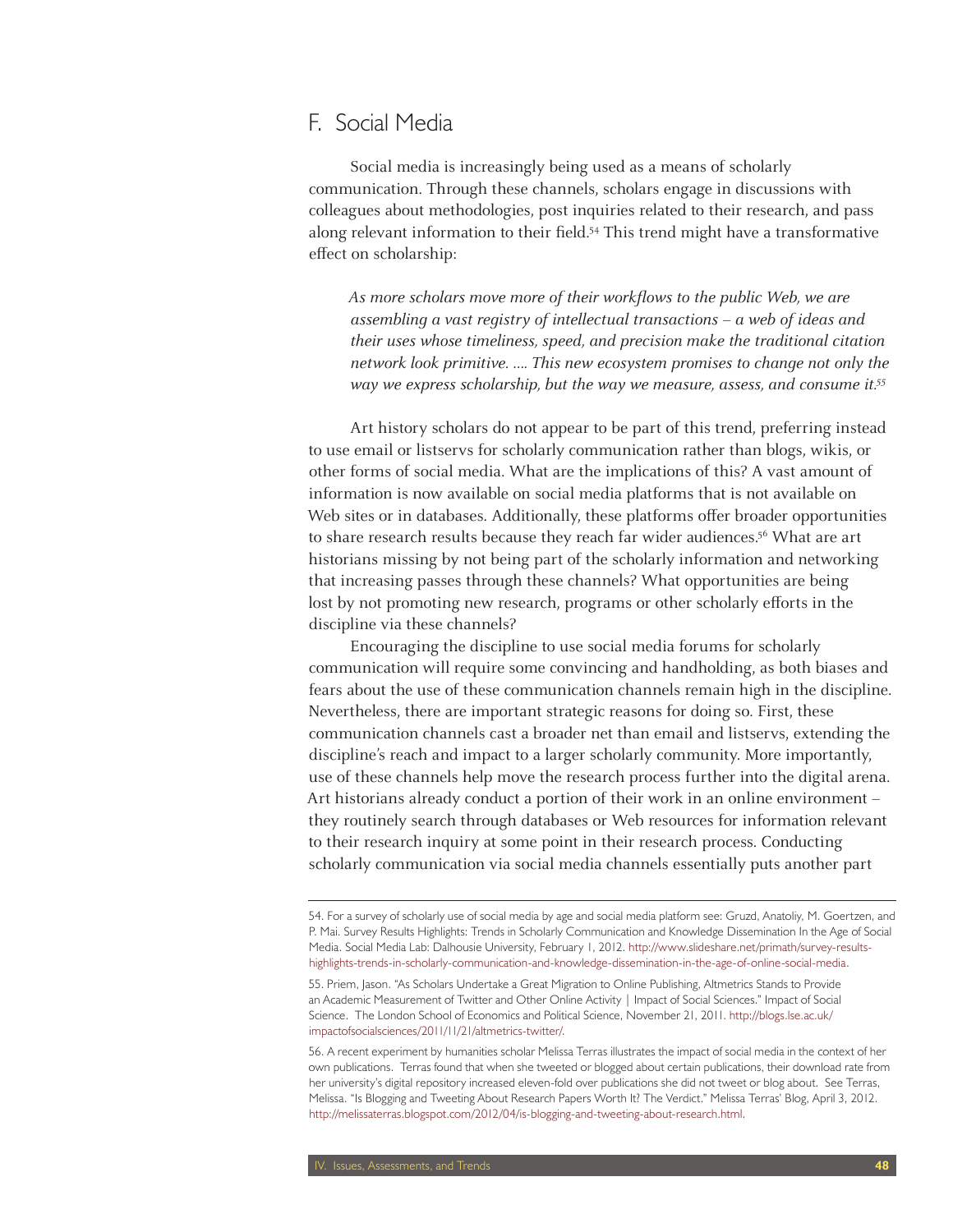## F. Social Media

Social media is increasingly being used as a means of scholarly communication. Through these channels, scholars engage in discussions with colleagues about methodologies, post inquiries related to their research, and pass along relevant information to their field.[54] This trend might have a transformative effect on scholarship:

> *As more scholars move more of their workflows to the public Web, we are assembling a vast registry of intellectual transactions – a web of ideas and their uses whose timeliness, speed, and precision make the traditional citation network look primitive. .... This new ecosystem promises to change not only the way we express scholarship, but the way we measure, assess, and consume it.*[55]

Art history scholars do not appear to be part of this trend, preferring instead to use email or listservs for scholarly communication rather than blogs, wikis, or other forms of social media. What are the implications of this? A vast amount of information is now available on social media platforms that is not available on Web sites or in databases. Additionally, these platforms offer broader opportunities to share research results because they reach far wider audiences.[56] What are art historians missing by not being part of the scholarly information and networking that increasing passes through these channels? What opportunities are being lost by not promoting new research, programs or other scholarly efforts in the discipline via these channels?

Encouraging the discipline to use social media forums for scholarly communication will require some convincing and handholding, as both biases and fears about the use of these communication channels remain high in the discipline. Nevertheless, there are important strategic reasons for doing so. First, these communication channels cast a broader net than email and listservs, extending the discipline's reach and impact to a larger scholarly community. More importantly, use of these channels help move the research process further into the digital arena. Art historians already conduct a portion of their work in an online environment – they routinely search through databases or Web resources for information relevant to their research inquiry at some point in their research process. Conducting scholarly communication via social media channels essentially puts another part

---

54. For a survey of scholarly use of social media by age and social media platform see: Gruzd, Anatoliy, M. Goertzen, and P. Mai. Survey Results Highlights: Trends in Scholarly Communication and Knowledge Dissemination In the Age of Social Media. Social Media Lab: Dalhousie University, February 1, 2012. http://www.slideshare.net/primath/survey-results-highlights-trends-in-scholarly-communication-and-knowledge-dissemination-in-the-age-of-online-social-media.

55. Priem, Jason. "As Scholars Undertake a Great Migration to Online Publishing, Altmetrics Stands to Provide an Academic Measurement of Twitter and Other Online Activity | Impact of Social Sciences." Impact of Social Science. The London School of Economics and Political Science, November 21, 2011. http://blogs.lse.ac.uk/impactofsocialsciences/2011/11/21/altmetrics-twitter/.

56. A recent experiment by humanities scholar Melissa Terras illustrates the impact of social media in the context of her own publications. Terras found that when she tweeted or blogged about certain publications, their download rate from her university's digital repository increased eleven-fold over publications she did not tweet or blog about. See Terras, Melissa. "Is Blogging and Tweeting About Research Papers Worth It? The Verdict." Melissa Terras' Blog, April 3, 2012. http://melissaterras.blogspot.com/2012/04/is-blogging-and-tweeting-about-research.html.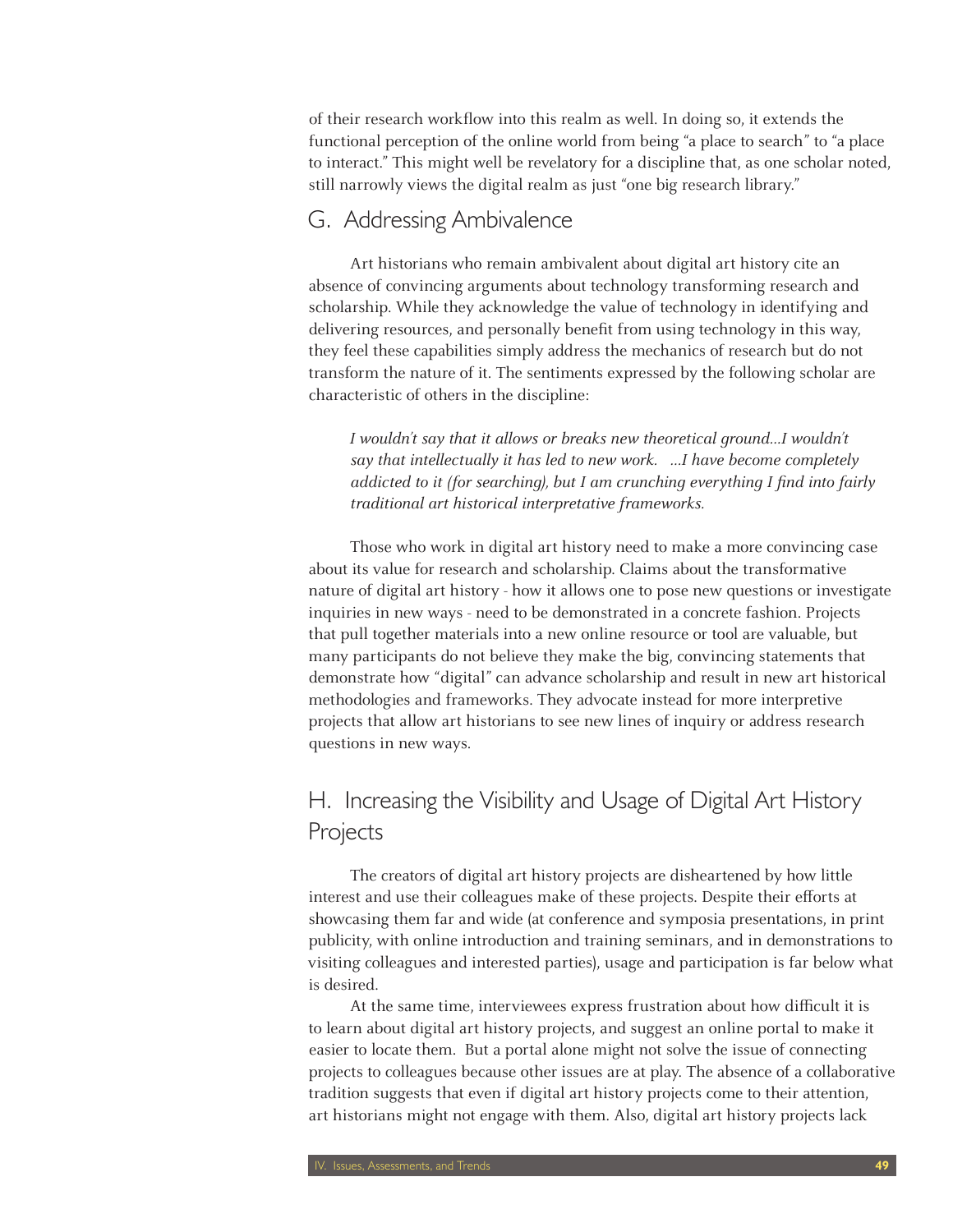of their research workflow into this realm as well. In doing so, it extends the functional perception of the online world from being "a place to search" to "a place to interact." This might well be revelatory for a discipline that, as one scholar noted, still narrowly views the digital realm as just "one big research library."

## G. Addressing Ambivalence

Art historians who remain ambivalent about digital art history cite an absence of convincing arguments about technology transforming research and scholarship. While they acknowledge the value of technology in identifying and delivering resources, and personally benefit from using technology in this way, they feel these capabilities simply address the mechanics of research but do not transform the nature of it. The sentiments expressed by the following scholar are characteristic of others in the discipline:

> *I wouldn't say that it allows or breaks new theoretical ground...I wouldn't say that intellectually it has led to new work. ...I have become completely addicted to it (for searching), but I am crunching everything I find into fairly traditional art historical interpretative frameworks.*

Those who work in digital art history need to make a more convincing case about its value for research and scholarship. Claims about the transformative nature of digital art history - how it allows one to pose new questions or investigate inquiries in new ways - need to be demonstrated in a concrete fashion. Projects that pull together materials into a new online resource or tool are valuable, but many participants do not believe they make the big, convincing statements that demonstrate how "digital" can advance scholarship and result in new art historical methodologies and frameworks. They advocate instead for more interpretive projects that allow art historians to see new lines of inquiry or address research questions in new ways.

## H. Increasing the Visibility and Usage of Digital Art History Projects

The creators of digital art history projects are disheartened by how little interest and use their colleagues make of these projects. Despite their efforts at showcasing them far and wide (at conference and symposia presentations, in print publicity, with online introduction and training seminars, and in demonstrations to visiting colleagues and interested parties), usage and participation is far below what is desired.

At the same time, interviewees express frustration about how difficult it is to learn about digital art history projects, and suggest an online portal to make it easier to locate them. But a portal alone might not solve the issue of connecting projects to colleagues because other issues are at play. The absence of a collaborative tradition suggests that even if digital art history projects come to their attention, art historians might not engage with them. Also, digital art history projects lack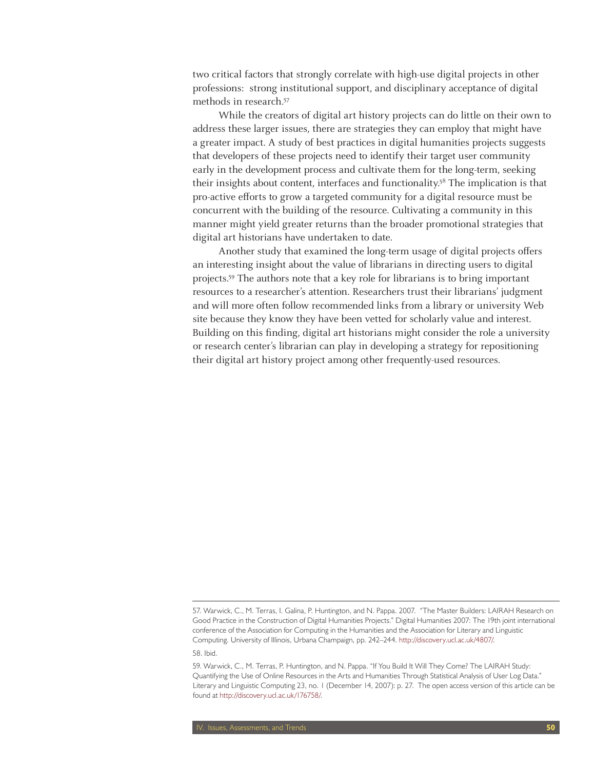two critical factors that strongly correlate with high-use digital projects in other professions: strong institutional support, and disciplinary acceptance of digital methods in research.[57]

While the creators of digital art history projects can do little on their own to address these larger issues, there are strategies they can employ that might have a greater impact. A study of best practices in digital humanities projects suggests that developers of these projects need to identify their target user community early in the development process and cultivate them for the long-term, seeking their insights about content, interfaces and functionality.[58] The implication is that pro-active efforts to grow a targeted community for a digital resource must be concurrent with the building of the resource. Cultivating a community in this manner might yield greater returns than the broader promotional strategies that digital art historians have undertaken to date.

Another study that examined the long-term usage of digital projects offers an interesting insight about the value of librarians in directing users to digital projects.[59] The authors note that a key role for librarians is to bring important resources to a researcher's attention. Researchers trust their librarians' judgment and will more often follow recommended links from a library or university Web site because they know they have been vetted for scholarly value and interest. Building on this finding, digital art historians might consider the role a university or research center's librarian can play in developing a strategy for repositioning their digital art history project among other frequently-used resources.

---

57. Warwick, C., M. Terras, I. Galina, P. Huntington, and N. Pappa. 2007. "The Master Builders: LAIRAH Research on Good Practice in the Construction of Digital Humanities Projects." Digital Humanities 2007: The 19th joint international conference of the Association for Computing in the Humanities and the Association for Literary and Linguistic Computing. University of Illinois, Urbana Champaign, pp. 242–244. http://discovery.ucl.ac.uk/4807/.

58. Ibid.

59. Warwick, C., M. Terras, P. Huntington, and N. Pappa. "If You Build It Will They Come? The LAIRAH Study: Quantifying the Use of Online Resources in the Arts and Humanities Through Statistical Analysis of User Log Data." Literary and Linguistic Computing 23, no. 1 (December 14, 2007): p. 27. The open access version of this article can be found at http://discovery.ucl.ac.uk/176758/.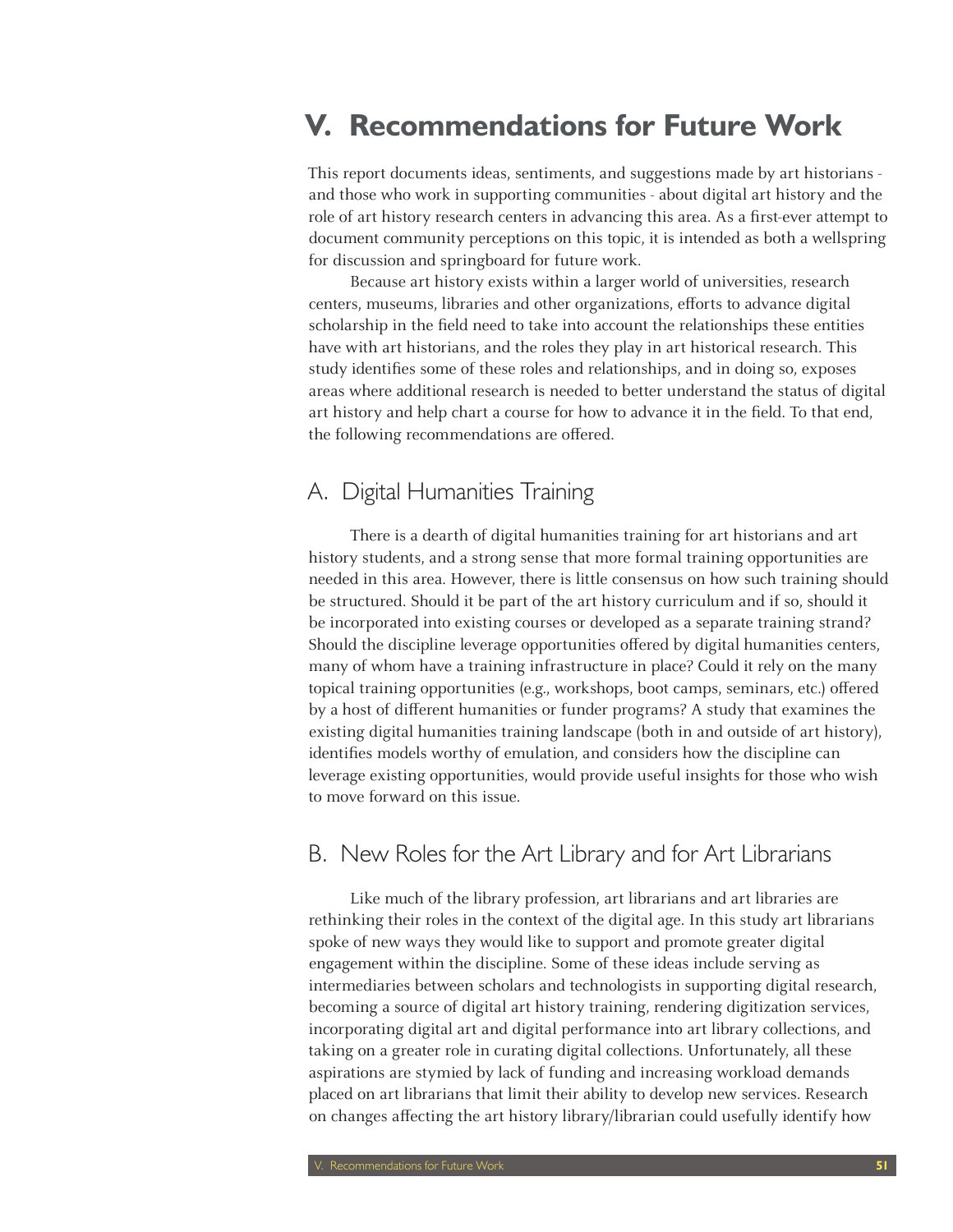# V. Recommendations for Future Work

This report documents ideas, sentiments, and suggestions made by art historians - and those who work in supporting communities - about digital art history and the role of art history research centers in advancing this area. As a first-ever attempt to document community perceptions on this topic, it is intended as both a wellspring for discussion and springboard for future work.

Because art history exists within a larger world of universities, research centers, museums, libraries and other organizations, efforts to advance digital scholarship in the field need to take into account the relationships these entities have with art historians, and the roles they play in art historical research. This study identifies some of these roles and relationships, and in doing so, exposes areas where additional research is needed to better understand the status of digital art history and help chart a course for how to advance it in the field. To that end, the following recommendations are offered.

## A. Digital Humanities Training

There is a dearth of digital humanities training for art historians and art history students, and a strong sense that more formal training opportunities are needed in this area. However, there is little consensus on how such training should be structured. Should it be part of the art history curriculum and if so, should it be incorporated into existing courses or developed as a separate training strand? Should the discipline leverage opportunities offered by digital humanities centers, many of whom have a training infrastructure in place? Could it rely on the many topical training opportunities (e.g., workshops, boot camps, seminars, etc.) offered by a host of different humanities or funder programs? A study that examines the existing digital humanities training landscape (both in and outside of art history), identifies models worthy of emulation, and considers how the discipline can leverage existing opportunities, would provide useful insights for those who wish to move forward on this issue.

## B. New Roles for the Art Library and for Art Librarians

Like much of the library profession, art librarians and art libraries are rethinking their roles in the context of the digital age. In this study art librarians spoke of new ways they would like to support and promote greater digital engagement within the discipline. Some of these ideas include serving as intermediaries between scholars and technologists in supporting digital research, becoming a source of digital art history training, rendering digitization services, incorporating digital art and digital performance into art library collections, and taking on a greater role in curating digital collections. Unfortunately, all these aspirations are stymied by lack of funding and increasing workload demands placed on art librarians that limit their ability to develop new services. Research on changes affecting the art history library/librarian could usefully identify how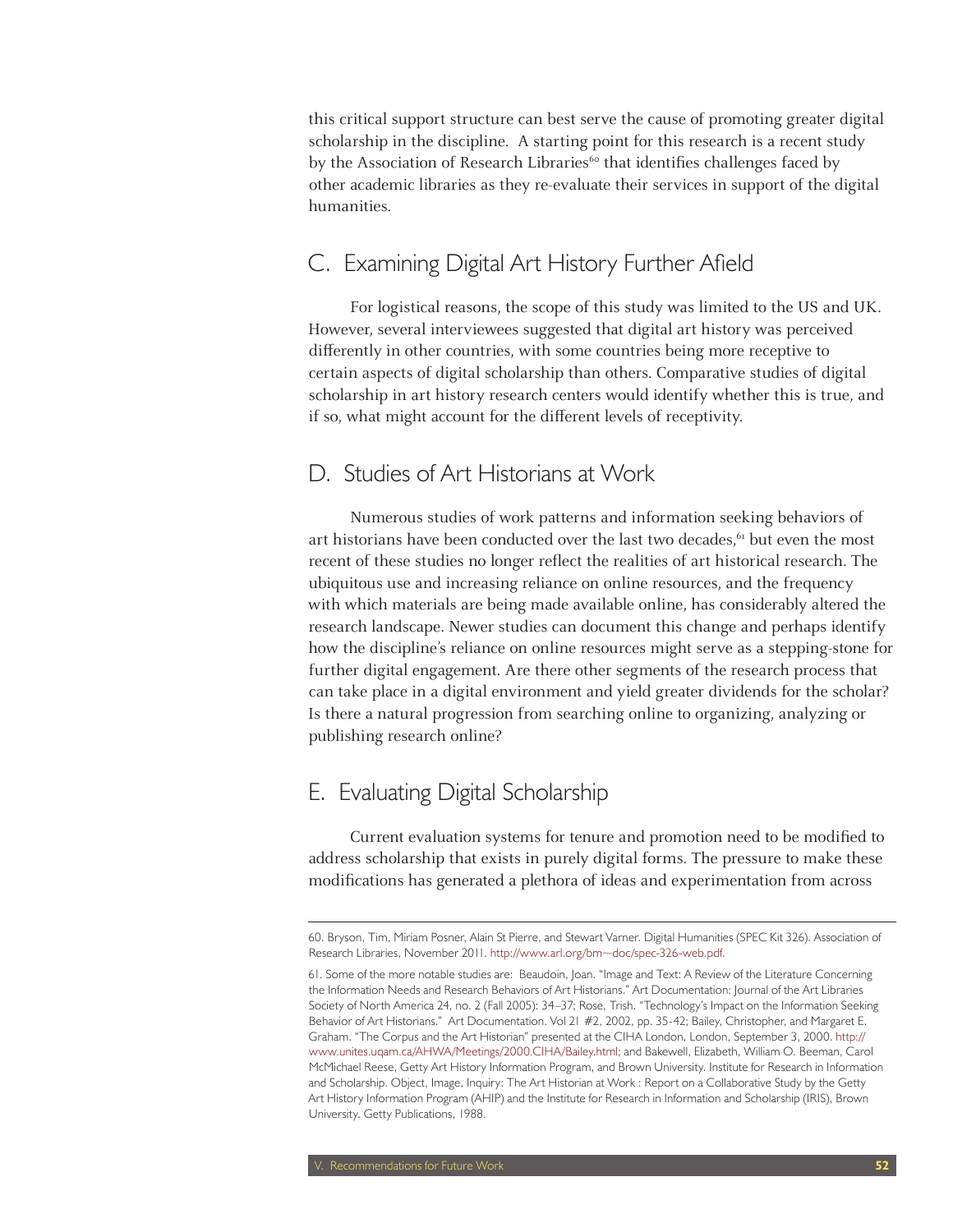this critical support structure can best serve the cause of promoting greater digital scholarship in the discipline. A starting point for this research is a recent study by the Association of Research Libraries[60] that identifies challenges faced by other academic libraries as they re-evaluate their services in support of the digital humanities.

## C. Examining Digital Art History Further Afield

For logistical reasons, the scope of this study was limited to the US and UK. However, several interviewees suggested that digital art history was perceived differently in other countries, with some countries being more receptive to certain aspects of digital scholarship than others. Comparative studies of digital scholarship in art history research centers would identify whether this is true, and if so, what might account for the different levels of receptivity.

## D. Studies of Art Historians at Work

Numerous studies of work patterns and information seeking behaviors of art historians have been conducted over the last two decades,[61] but even the most recent of these studies no longer reflect the realities of art historical research. The ubiquitous use and increasing reliance on online resources, and the frequency with which materials are being made available online, has considerably altered the research landscape. Newer studies can document this change and perhaps identify how the discipline's reliance on online resources might serve as a stepping-stone for further digital engagement. Are there other segments of the research process that can take place in a digital environment and yield greater dividends for the scholar? Is there a natural progression from searching online to organizing, analyzing or publishing research online?

## E. Evaluating Digital Scholarship

Current evaluation systems for tenure and promotion need to be modified to address scholarship that exists in purely digital forms. The pressure to make these modifications has generated a plethora of ideas and experimentation from across

---

60. Bryson, Tim, Miriam Posner, Alain St Pierre, and Stewart Varner. Digital Humanities (SPEC Kit 326). Association of Research Libraries, November 2011. http://www.arl.org/bm~doc/spec-326-web.pdf.

61. Some of the more notable studies are: Beaudoin, Joan. "Image and Text: A Review of the Literature Concerning the Information Needs and Research Behaviors of Art Historians." Art Documentation: Journal of the Art Libraries Society of North America 24, no. 2 (Fall 2005): 34–37; Rose, Trish. "Technology's Impact on the Information Seeking Behavior of Art Historians." Art Documentation. Vol 21 #2, 2002, pp. 35-42; Bailey, Christopher, and Margaret E. Graham. "The Corpus and the Art Historian" presented at the CIHA London, London, September 3, 2000. http://www.unites.uqam.ca/AHWA/Meetings/2000.CIHA/Bailey.html; and Bakewell, Elizabeth, William O. Beeman, Carol McMichael Reese, Getty Art History Information Program, and Brown University. Institute for Research in Information and Scholarship. Object, Image, Inquiry: The Art Historian at Work : Report on a Collaborative Study by the Getty Art History Information Program (AHIP) and the Institute for Research in Information and Scholarship (IRIS), Brown University. Getty Publications, 1988.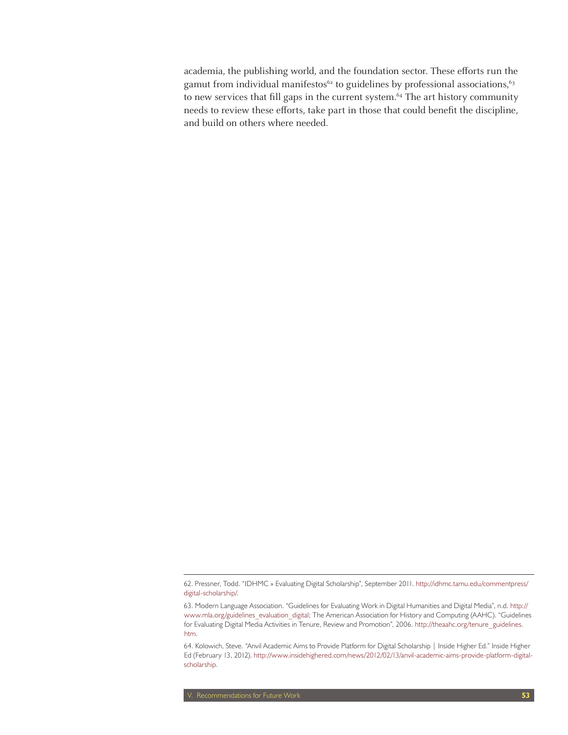academia, the publishing world, and the foundation sector. These efforts run the gamut from individual manifestos[62] to guidelines by professional associations,[63] to new services that fill gaps in the current system.[64] The art history community needs to review these efforts, take part in those that could benefit the discipline, and build on others where needed.

---

62. Pressner, Todd. "IDHMC » Evaluating Digital Scholarship", September 2011. http://idhmc.tamu.edu/commentpress/digital-scholarship/.

63. Modern Language Association. "Guidelines for Evaluating Work in Digital Humanities and Digital Media", n.d. http://www.mla.org/guidelines_evaluation_digital; The American Association for History and Computing (AAHC). "Guidelines for Evaluating Digital Media Activities in Tenure, Review and Promotion", 2006. http://theaahc.org/tenure_guidelines.htm.

64. Kolowich, Steve. "Anvil Academic Aims to Provide Platform for Digital Scholarship | Inside Higher Ed." Inside Higher Ed (February 13, 2012). http://www.insidehighered.com/news/2012/02/13/anvil-academic-aims-provide-platform-digital-scholarship.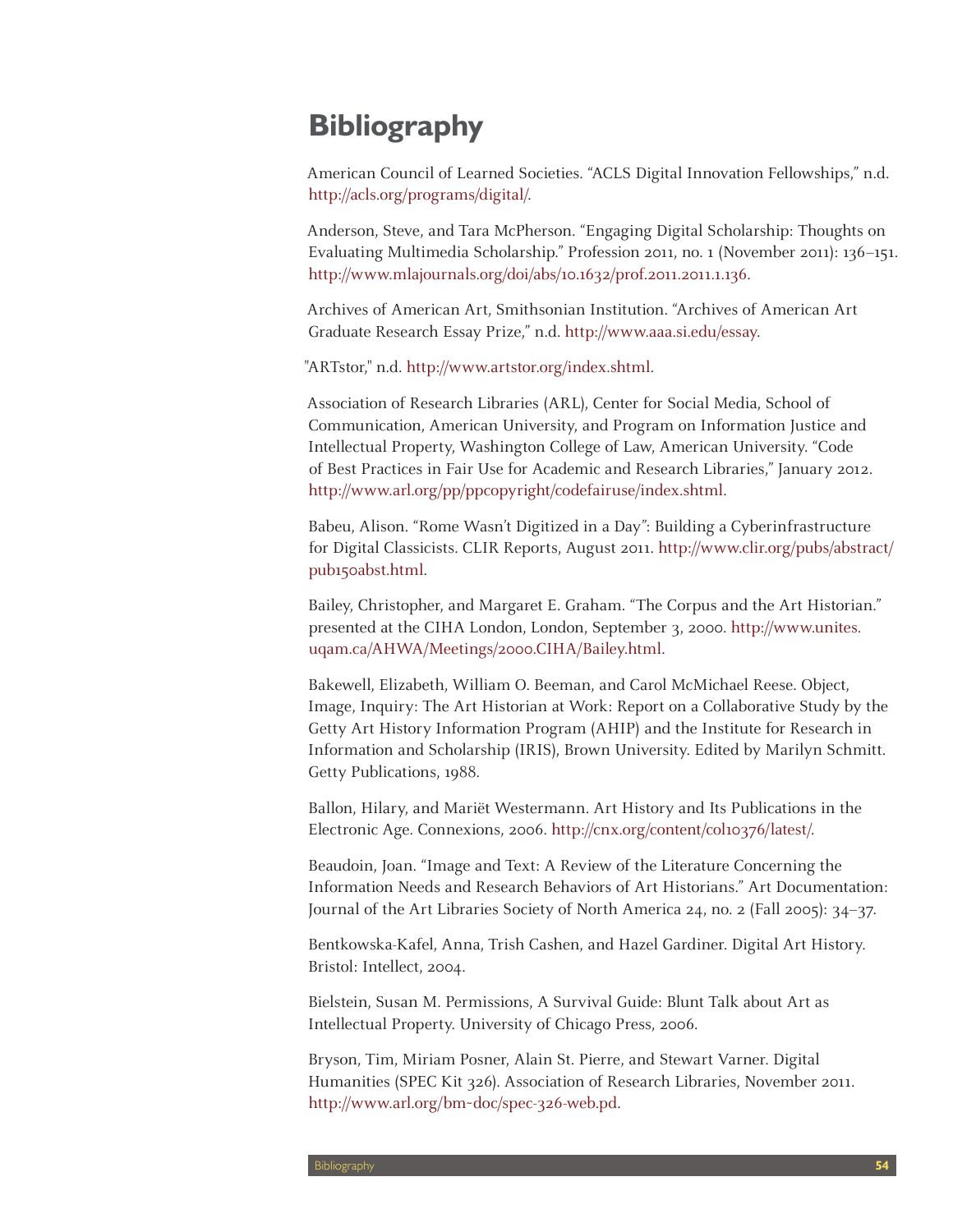# Bibliography

American Council of Learned Societies. "ACLS Digital Innovation Fellowships," n.d. http://acls.org/programs/digital/.

Anderson, Steve, and Tara McPherson. "Engaging Digital Scholarship: Thoughts on Evaluating Multimedia Scholarship." Profession 2011, no. 1 (November 2011): 136–151. http://www.mlajournals.org/doi/abs/10.1632/prof.2011.2011.1.136.

Archives of American Art, Smithsonian Institution. "Archives of American Art Graduate Research Essay Prize," n.d. http://www.aaa.si.edu/essay.

"ARTstor," n.d. http://www.artstor.org/index.shtml.

Association of Research Libraries (ARL), Center for Social Media, School of Communication, American University, and Program on Information Justice and Intellectual Property, Washington College of Law, American University. "Code of Best Practices in Fair Use for Academic and Research Libraries," January 2012. http://www.arl.org/pp/ppcopyright/codefairuse/index.shtml.

Babeu, Alison. "Rome Wasn't Digitized in a Day": Building a Cyberinfrastructure for Digital Classicists. CLIR Reports, August 2011. http://www.clir.org/pubs/abstract/pub150abst.html.

Bailey, Christopher, and Margaret E. Graham. "The Corpus and the Art Historian." presented at the CIHA London, London, September 3, 2000. http://www.unites.uqam.ca/AHWA/Meetings/2000.CIHA/Bailey.html.

Bakewell, Elizabeth, William O. Beeman, and Carol McMichael Reese. Object, Image, Inquiry: The Art Historian at Work: Report on a Collaborative Study by the Getty Art History Information Program (AHIP) and the Institute for Research in Information and Scholarship (IRIS), Brown University. Edited by Marilyn Schmitt. Getty Publications, 1988.

Ballon, Hilary, and Mariët Westermann. Art History and Its Publications in the Electronic Age. Connexions, 2006. http://cnx.org/content/col10376/latest/.

Beaudoin, Joan. "Image and Text: A Review of the Literature Concerning the Information Needs and Research Behaviors of Art Historians." Art Documentation: Journal of the Art Libraries Society of North America 24, no. 2 (Fall 2005): 34–37.

Bentkowska-Kafel, Anna, Trish Cashen, and Hazel Gardiner. Digital Art History. Bristol: Intellect, 2004.

Bielstein, Susan M. Permissions, A Survival Guide: Blunt Talk about Art as Intellectual Property. University of Chicago Press, 2006.

Bryson, Tim, Miriam Posner, Alain St. Pierre, and Stewart Varner. Digital Humanities (SPEC Kit 326). Association of Research Libraries, November 2011. http://www.arl.org/bm~doc/spec-326-web.pd.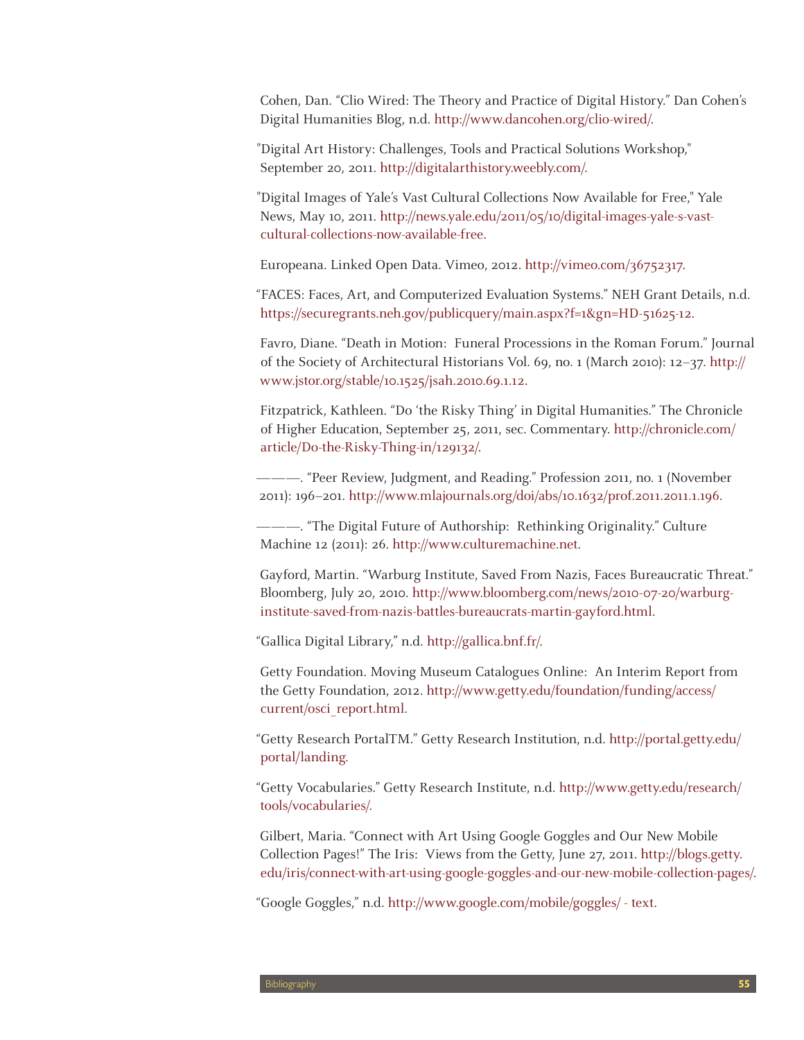Cohen, Dan. "Clio Wired: The Theory and Practice of Digital History." Dan Cohen's Digital Humanities Blog, n.d. http://www.dancohen.org/clio-wired/.

"Digital Art History: Challenges, Tools and Practical Solutions Workshop," September 20, 2011. http://digitalarthistory.weebly.com/.

"Digital Images of Yale's Vast Cultural Collections Now Available for Free," Yale News, May 10, 2011. http://news.yale.edu/2011/05/10/digital-images-yale-s-vast-cultural-collections-now-available-free.

Europeana. Linked Open Data. Vimeo, 2012. http://vimeo.com/36752317.

"FACES: Faces, Art, and Computerized Evaluation Systems." NEH Grant Details, n.d. https://securegrants.neh.gov/publicquery/main.aspx?f=1&gn=HD-51625-12.

Favro, Diane. "Death in Motion: Funeral Processions in the Roman Forum." Journal of the Society of Architectural Historians Vol. 69, no. 1 (March 2010): 12–37. http://www.jstor.org/stable/10.1525/jsah.2010.69.1.12.

Fitzpatrick, Kathleen. "Do 'the Risky Thing' in Digital Humanities." The Chronicle of Higher Education, September 25, 2011, sec. Commentary. http://chronicle.com/article/Do-the-Risky-Thing-in/129132/.

———. "Peer Review, Judgment, and Reading." Profession 2011, no. 1 (November 2011): 196–201. http://www.mlajournals.org/doi/abs/10.1632/prof.2011.2011.1.196.

———. "The Digital Future of Authorship: Rethinking Originality." Culture Machine 12 (2011): 26. http://www.culturemachine.net.

Gayford, Martin. "Warburg Institute, Saved From Nazis, Faces Bureaucratic Threat." Bloomberg, July 20, 2010. http://www.bloomberg.com/news/2010-07-20/warburg-institute-saved-from-nazis-battles-bureaucrats-martin-gayford.html.

"Gallica Digital Library," n.d. http://gallica.bnf.fr/.

Getty Foundation. Moving Museum Catalogues Online: An Interim Report from the Getty Foundation, 2012. http://www.getty.edu/foundation/funding/access/current/osci_report.html.

"Getty Research PortalTM." Getty Research Institution, n.d. http://portal.getty.edu/portal/landing.

"Getty Vocabularies." Getty Research Institute, n.d. http://www.getty.edu/research/tools/vocabularies/.

Gilbert, Maria. "Connect with Art Using Google Goggles and Our New Mobile Collection Pages!" The Iris: Views from the Getty, June 27, 2011. http://blogs.getty.edu/iris/connect-with-art-using-google-goggles-and-our-new-mobile-collection-pages/.

"Google Goggles," n.d. http://www.google.com/mobile/goggles/ - text.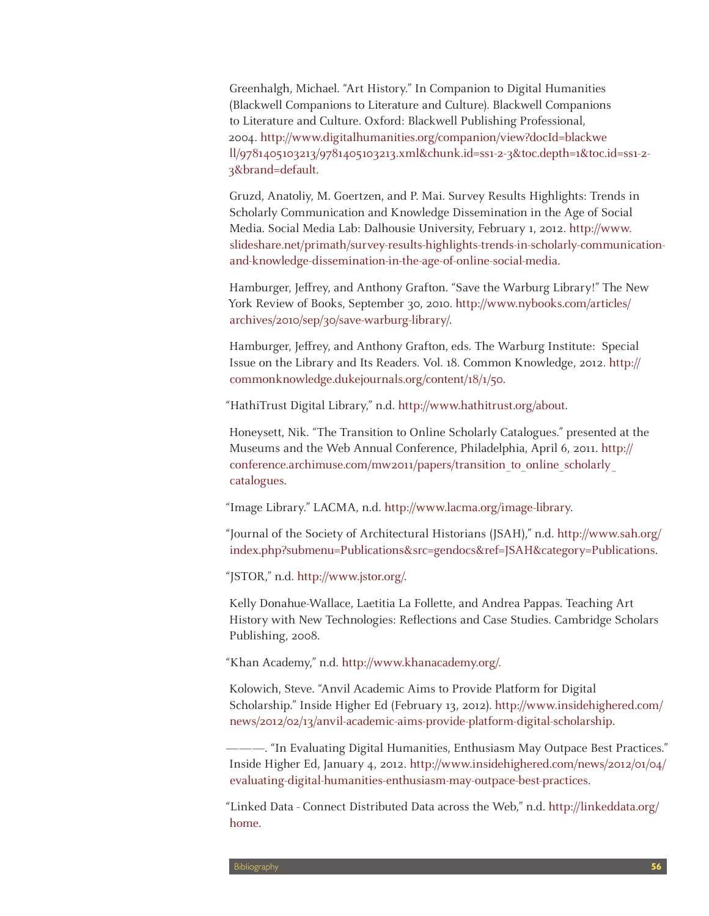Greenhalgh, Michael. "Art History." In Companion to Digital Humanities (Blackwell Companions to Literature and Culture). Blackwell Companions to Literature and Culture. Oxford: Blackwell Publishing Professional, 2004. http://www.digitalhumanities.org/companion/view?docId=blackwell/9781405103213/9781405103213.xml&chunk.id=ss1-2-3&toc.depth=1&toc.id=ss1-2-3&brand=default.

Gruzd, Anatoliy, M. Goertzen, and P. Mai. Survey Results Highlights: Trends in Scholarly Communication and Knowledge Dissemination in the Age of Social Media. Social Media Lab: Dalhousie University, February 1, 2012. http://www.slideshare.net/primath/survey-results-highlights-trends-in-scholarly-communication-and-knowledge-dissemination-in-the-age-of-online-social-media.

Hamburger, Jeffrey, and Anthony Grafton. "Save the Warburg Library!" The New York Review of Books, September 30, 2010. http://www.nybooks.com/articles/archives/2010/sep/30/save-warburg-library/.

Hamburger, Jeffrey, and Anthony Grafton, eds. The Warburg Institute: Special Issue on the Library and Its Readers. Vol. 18. Common Knowledge, 2012. http://commonknowledge.dukejournals.org/content/18/1/50.

"HathiTrust Digital Library," n.d. http://www.hathitrust.org/about.

Honeysett, Nik. "The Transition to Online Scholarly Catalogues." presented at the Museums and the Web Annual Conference, Philadelphia, April 6, 2011. http://conference.archimuse.com/mw2011/papers/transition_to_online_scholarly_catalogues.

"Image Library." LACMA, n.d. http://www.lacma.org/image-library.

"Journal of the Society of Architectural Historians (JSAH)," n.d. http://www.sah.org/index.php?submenu=Publications&src=gendocs&ref=JSAH&category=Publications.

"JSTOR," n.d. http://www.jstor.org/.

Kelly Donahue-Wallace, Laetitia La Follette, and Andrea Pappas. Teaching Art History with New Technologies: Reflections and Case Studies. Cambridge Scholars Publishing, 2008.

"Khan Academy," n.d. http://www.khanacademy.org/.

Kolowich, Steve. "Anvil Academic Aims to Provide Platform for Digital Scholarship." Inside Higher Ed (February 13, 2012). http://www.insidehighered.com/news/2012/02/13/anvil-academic-aims-provide-platform-digital-scholarship.

———. "In Evaluating Digital Humanities, Enthusiasm May Outpace Best Practices." Inside Higher Ed, January 4, 2012. http://www.insidehighered.com/news/2012/01/04/evaluating-digital-humanities-enthusiasm-may-outpace-best-practices.

"Linked Data - Connect Distributed Data across the Web," n.d. http://linkeddata.org/home.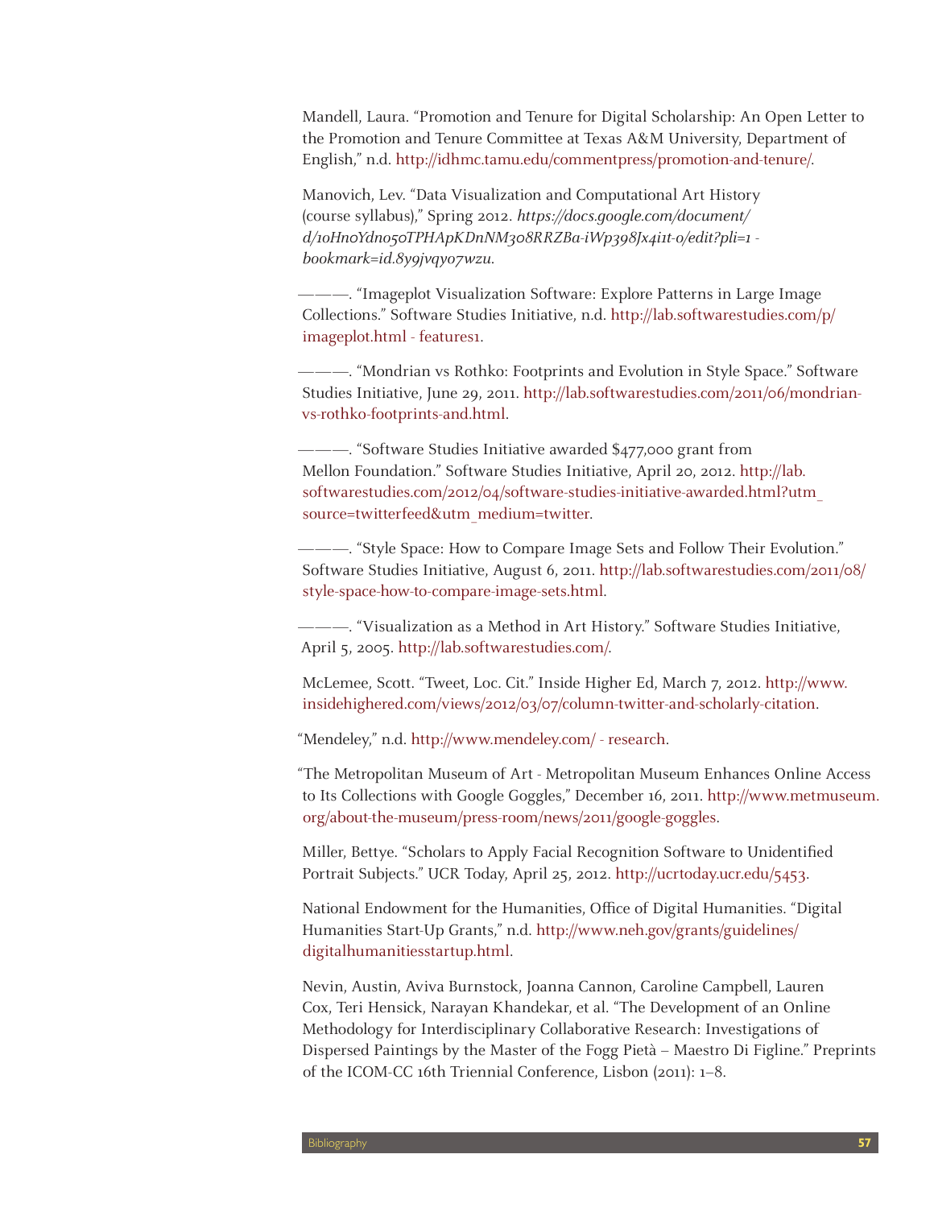Mandell, Laura. "Promotion and Tenure for Digital Scholarship: An Open Letter to the Promotion and Tenure Committee at Texas A&M University, Department of English," n.d. http://idhmc.tamu.edu/commentpress/promotion-and-tenure/.

Manovich, Lev. "Data Visualization and Computational Art History (course syllabus)," Spring 2012. *https://docs.google.com/document/d/10Hn0Ydn050TPHApKDnNM308RRZBa-iWp398Jx4i1t-0/edit?pli=1 - bookmark=id.8y9jvqy07wzu.*

———. "Imageplot Visualization Software: Explore Patterns in Large Image Collections." Software Studies Initiative, n.d. http://lab.softwarestudies.com/p/imageplot.html - features1.

———. "Mondrian vs Rothko: Footprints and Evolution in Style Space." Software Studies Initiative, June 29, 2011. http://lab.softwarestudies.com/2011/06/mondrian-vs-rothko-footprints-and.html.

———. "Software Studies Initiative awarded $477,000 grant from Mellon Foundation." Software Studies Initiative, April 20, 2012. http://lab.softwarestudies.com/2012/04/software-studies-initiative-awarded.html?utm_source=twitterfeed&utm_medium=twitter.

———. "Style Space: How to Compare Image Sets and Follow Their Evolution." Software Studies Initiative, August 6, 2011. http://lab.softwarestudies.com/2011/08/style-space-how-to-compare-image-sets.html.

———. "Visualization as a Method in Art History." Software Studies Initiative, April 5, 2005. http://lab.softwarestudies.com/.

McLemee, Scott. "Tweet, Loc. Cit." Inside Higher Ed, March 7, 2012. http://www.insidehighered.com/views/2012/03/07/column-twitter-and-scholarly-citation.

"Mendeley," n.d. http://www.mendeley.com/ - research.

"The Metropolitan Museum of Art - Metropolitan Museum Enhances Online Access to Its Collections with Google Goggles," December 16, 2011. http://www.metmuseum.org/about-the-museum/press-room/news/2011/google-goggles.

Miller, Bettye. "Scholars to Apply Facial Recognition Software to Unidentified Portrait Subjects." UCR Today, April 25, 2012. http://ucrtoday.ucr.edu/5453.

National Endowment for the Humanities, Office of Digital Humanities. "Digital Humanities Start-Up Grants," n.d. http://www.neh.gov/grants/guidelines/digitalhumanitiesstartup.html.

Nevin, Austin, Aviva Burnstock, Joanna Cannon, Caroline Campbell, Lauren Cox, Teri Hensick, Narayan Khandekar, et al. "The Development of an Online Methodology for Interdisciplinary Collaborative Research: Investigations of Dispersed Paintings by the Master of the Fogg Pietà – Maestro Di Figline." Preprints of the ICOM-CC 16th Triennial Conference, Lisbon (2011): 1–8.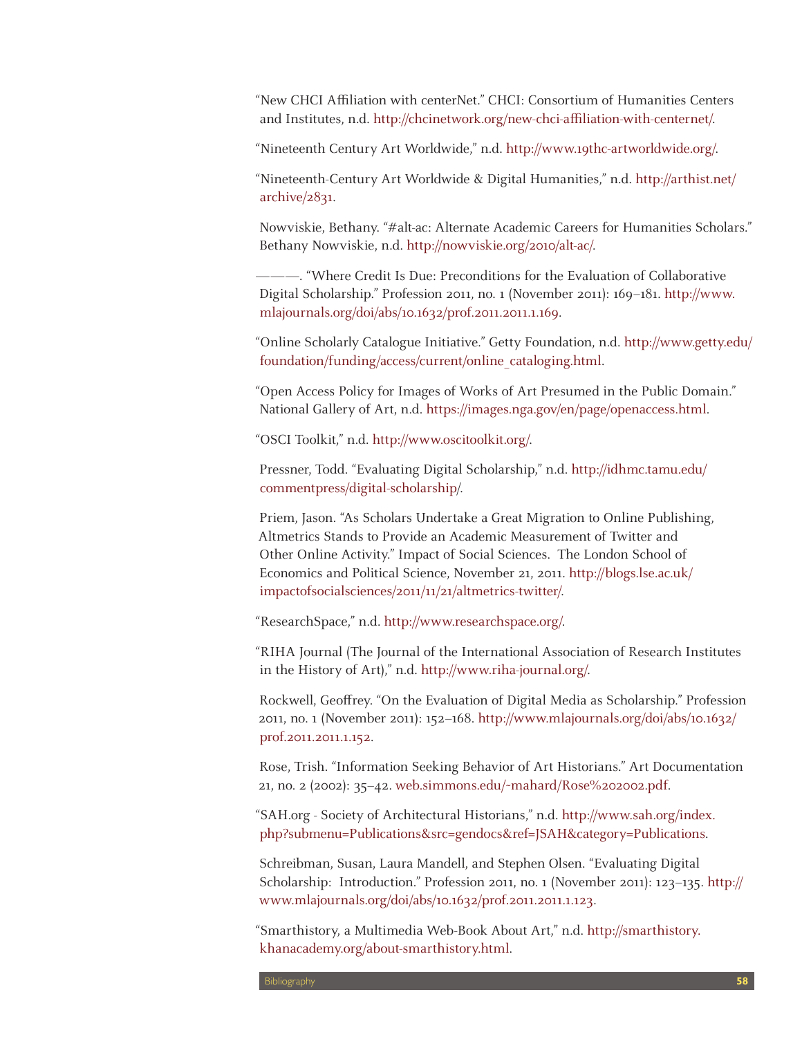"New CHCI Affiliation with centerNet." CHCI: Consortium of Humanities Centers and Institutes, n.d. http://chcinetwork.org/new-chci-affiliation-with-centernet/.

"Nineteenth Century Art Worldwide," n.d. http://www.19thc-artworldwide.org/.

"Nineteenth-Century Art Worldwide & Digital Humanities," n.d. http://arthist.net/archive/2831.

Nowviskie, Bethany. "#alt-ac: Alternate Academic Careers for Humanities Scholars." Bethany Nowviskie, n.d. http://nowviskie.org/2010/alt-ac/.

———. "Where Credit Is Due: Preconditions for the Evaluation of Collaborative Digital Scholarship." Profession 2011, no. 1 (November 2011): 169–181. http://www.mlajournals.org/doi/abs/10.1632/prof.2011.2011.1.169.

"Online Scholarly Catalogue Initiative." Getty Foundation, n.d. http://www.getty.edu/foundation/funding/access/current/online_cataloging.html.

"Open Access Policy for Images of Works of Art Presumed in the Public Domain." National Gallery of Art, n.d. https://images.nga.gov/en/page/openaccess.html.

"OSCI Toolkit," n.d. http://www.oscitoolkit.org/.

Pressner, Todd. "Evaluating Digital Scholarship," n.d. http://idhmc.tamu.edu/commentpress/digital-scholarship/.

Priem, Jason. "As Scholars Undertake a Great Migration to Online Publishing, Altmetrics Stands to Provide an Academic Measurement of Twitter and Other Online Activity." Impact of Social Sciences. The London School of Economics and Political Science, November 21, 2011. http://blogs.lse.ac.uk/impactofsocialsciences/2011/11/21/altmetrics-twitter/.

"ResearchSpace," n.d. http://www.researchspace.org/.

"RIHA Journal (The Journal of the International Association of Research Institutes in the History of Art)," n.d. http://www.riha-journal.org/.

Rockwell, Geoffrey. "On the Evaluation of Digital Media as Scholarship." Profession 2011, no. 1 (November 2011): 152–168. http://www.mlajournals.org/doi/abs/10.1632/prof.2011.2011.1.152.

Rose, Trish. "Information Seeking Behavior of Art Historians." Art Documentation 21, no. 2 (2002): 35–42. web.simmons.edu/~mahard/Rose%202002.pdf.

"SAH.org - Society of Architectural Historians," n.d. http://www.sah.org/index.php?submenu=Publications&src=gendocs&ref=JSAH&category=Publications.

Schreibman, Susan, Laura Mandell, and Stephen Olsen. "Evaluating Digital Scholarship: Introduction." Profession 2011, no. 1 (November 2011): 123–135. http://www.mlajournals.org/doi/abs/10.1632/prof.2011.2011.1.123.

"Smarthistory, a Multimedia Web-Book About Art," n.d. http://smarthistory.khanacademy.org/about-smarthistory.html.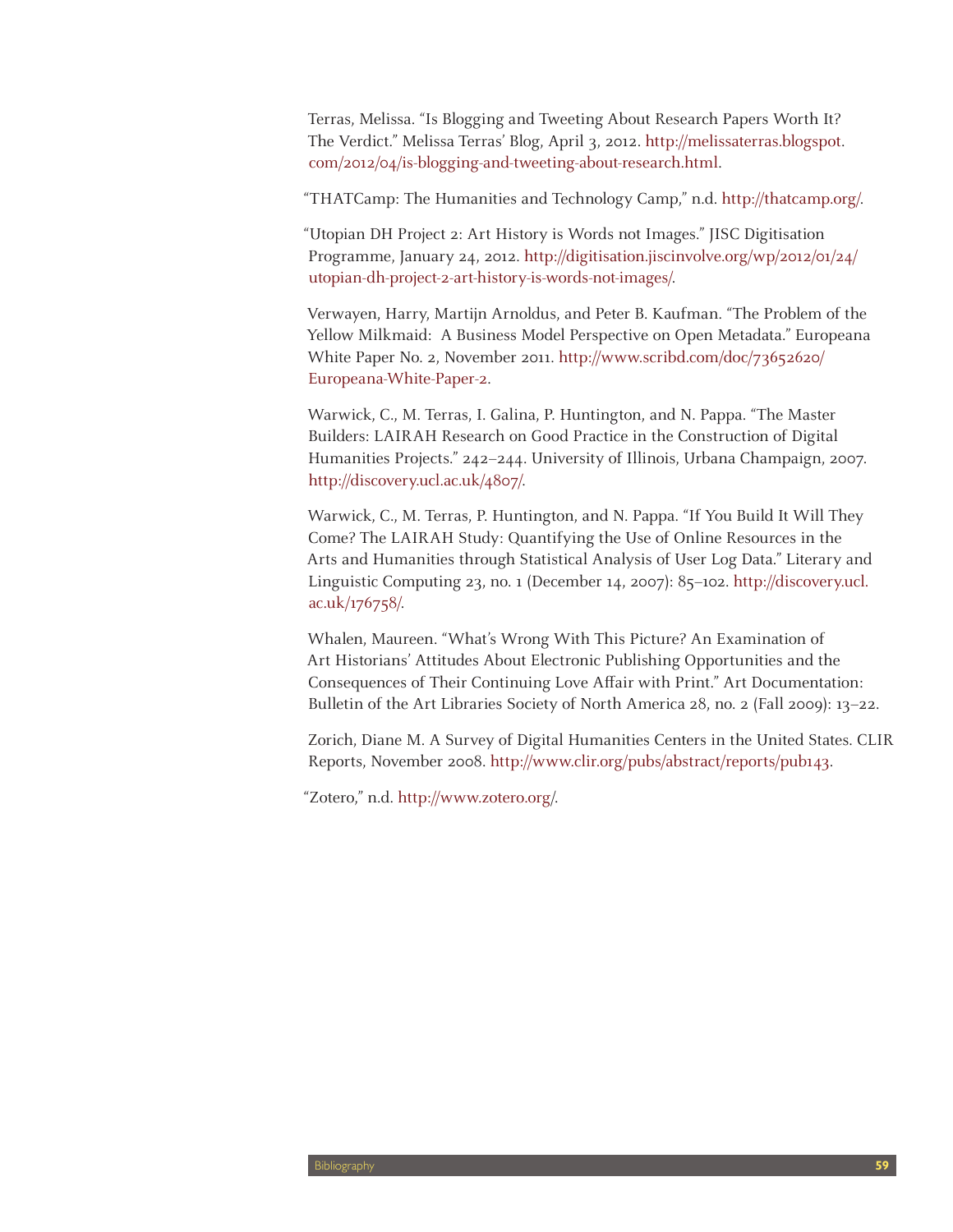Terras, Melissa. "Is Blogging and Tweeting About Research Papers Worth It? The Verdict." Melissa Terras' Blog, April 3, 2012. http://melissaterras.blogspot.com/2012/04/is-blogging-and-tweeting-about-research.html.

"THATCamp: The Humanities and Technology Camp," n.d. http://thatcamp.org/.

"Utopian DH Project 2: Art History is Words not Images." JISC Digitisation Programme, January 24, 2012. http://digitisation.jiscinvolve.org/wp/2012/01/24/utopian-dh-project-2-art-history-is-words-not-images/.

Verwayen, Harry, Martijn Arnoldus, and Peter B. Kaufman. "The Problem of the Yellow Milkmaid: A Business Model Perspective on Open Metadata." Europeana White Paper No. 2, November 2011. http://www.scribd.com/doc/73652620/Europeana-White-Paper-2.

Warwick, C., M. Terras, I. Galina, P. Huntington, and N. Pappa. "The Master Builders: LAIRAH Research on Good Practice in the Construction of Digital Humanities Projects." 242–244. University of Illinois, Urbana Champaign, 2007. http://discovery.ucl.ac.uk/4807/.

Warwick, C., M. Terras, P. Huntington, and N. Pappa. "If You Build It Will They Come? The LAIRAH Study: Quantifying the Use of Online Resources in the Arts and Humanities through Statistical Analysis of User Log Data." Literary and Linguistic Computing 23, no. 1 (December 14, 2007): 85–102. http://discovery.ucl.ac.uk/176758/.

Whalen, Maureen. "What's Wrong With This Picture? An Examination of Art Historians' Attitudes About Electronic Publishing Opportunities and the Consequences of Their Continuing Love Affair with Print." Art Documentation: Bulletin of the Art Libraries Society of North America 28, no. 2 (Fall 2009): 13–22.

Zorich, Diane M. A Survey of Digital Humanities Centers in the United States. CLIR Reports, November 2008. http://www.clir.org/pubs/abstract/reports/pub143.

"Zotero," n.d. http://www.zotero.org/.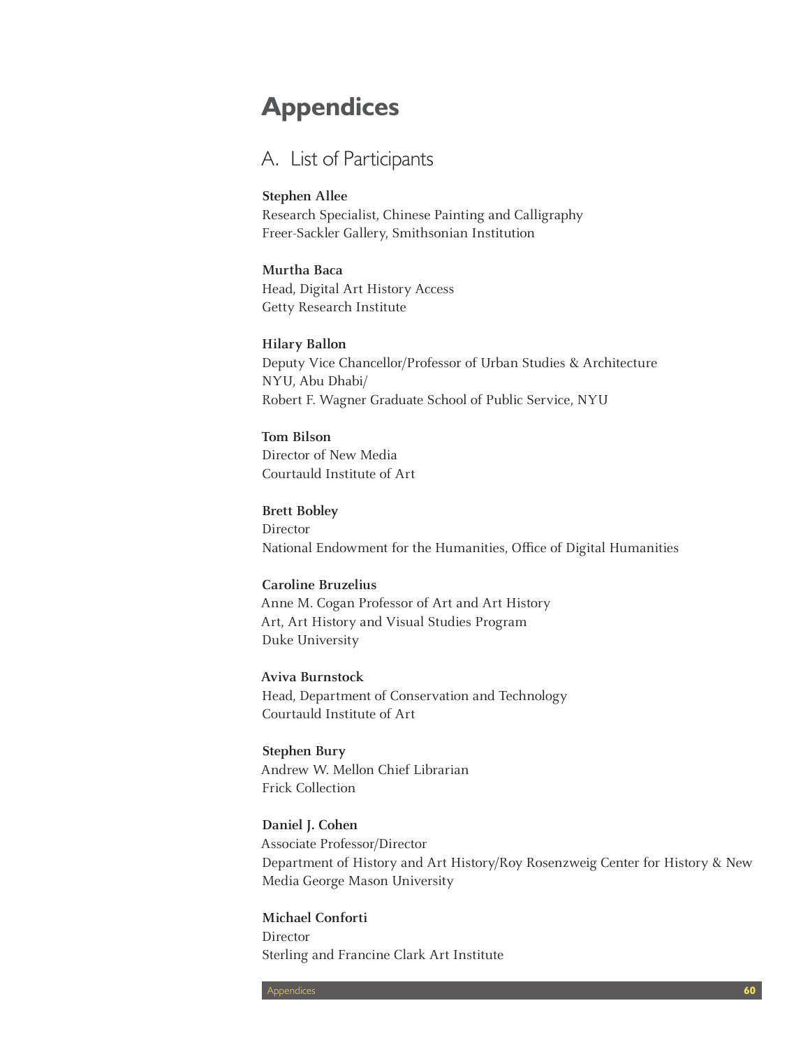# Appendices

## A. List of Participants

**Stephen Allee**
Research Specialist, Chinese Painting and Calligraphy
Freer-Sackler Gallery, Smithsonian Institution

**Murtha Baca**
Head, Digital Art History Access
Getty Research Institute

**Hilary Ballon**
Deputy Vice Chancellor/Professor of Urban Studies & Architecture
NYU, Abu Dhabi/
Robert F. Wagner Graduate School of Public Service, NYU

**Tom Bilson**
Director of New Media
Courtauld Institute of Art

**Brett Bobley**
Director
National Endowment for the Humanities, Office of Digital Humanities

**Caroline Bruzelius**
Anne M. Cogan Professor of Art and Art History
Art, Art History and Visual Studies Program
Duke University

**Aviva Burnstock**
Head, Department of Conservation and Technology
Courtauld Institute of Art

**Stephen Bury**
Andrew W. Mellon Chief Librarian
Frick Collection

**Daniel J. Cohen**
Associate Professor/Director
Department of History and Art History/Roy Rosenzweig Center for History & New Media George Mason University

**Michael Conforti**
Director
Sterling and Francine Clark Art Institute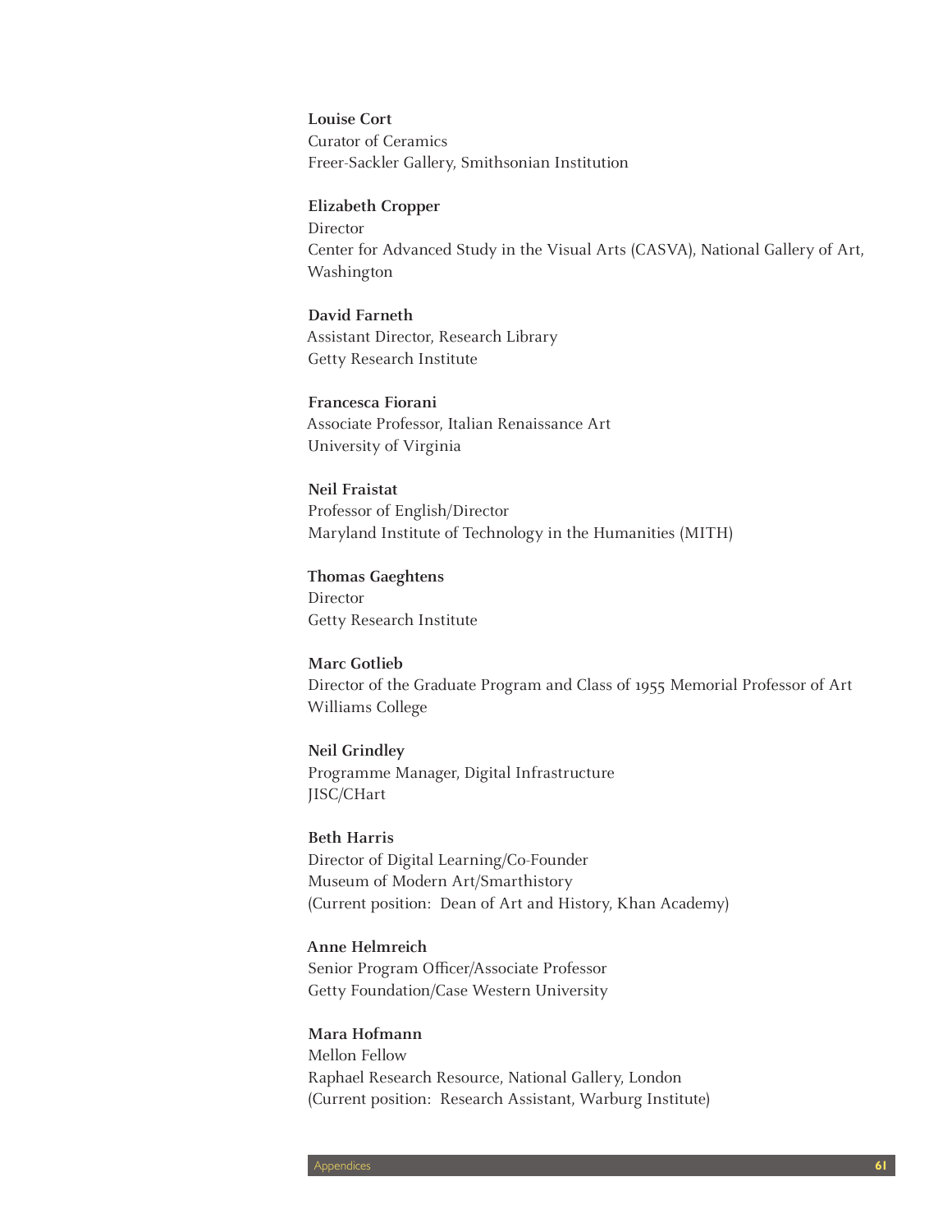**Louise Cort**
Curator of Ceramics
Freer-Sackler Gallery, Smithsonian Institution

**Elizabeth Cropper**
Director
Center for Advanced Study in the Visual Arts (CASVA), National Gallery of Art, Washington

**David Farneth**
Assistant Director, Research Library
Getty Research Institute

**Francesca Fiorani**
Associate Professor, Italian Renaissance Art
University of Virginia

**Neil Fraistat**
Professor of English/Director
Maryland Institute of Technology in the Humanities (MITH)

**Thomas Gaeghtens**
Director
Getty Research Institute

**Marc Gotlieb**
Director of the Graduate Program and Class of 1955 Memorial Professor of Art
Williams College

**Neil Grindley**
Programme Manager, Digital Infrastructure
JISC/CHart

**Beth Harris**
Director of Digital Learning/Co-Founder
Museum of Modern Art/Smarthistory
(Current position: Dean of Art and History, Khan Academy)

**Anne Helmreich**
Senior Program Officer/Associate Professor
Getty Foundation/Case Western University

**Mara Hofmann**
Mellon Fellow
Raphael Research Resource, National Gallery, London
(Current position: Research Assistant, Warburg Institute)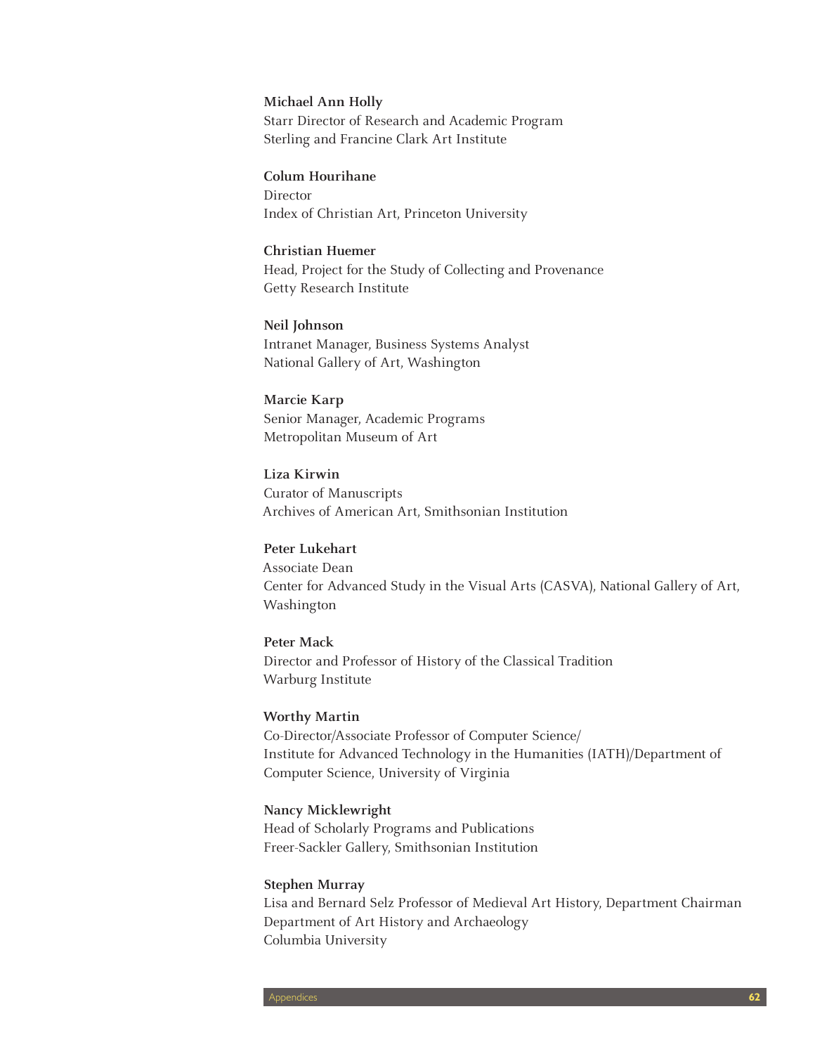**Michael Ann Holly**
Starr Director of Research and Academic Program
Sterling and Francine Clark Art Institute

**Colum Hourihane**
Director
Index of Christian Art, Princeton University

**Christian Huemer**
Head, Project for the Study of Collecting and Provenance
Getty Research Institute

**Neil Johnson**
Intranet Manager, Business Systems Analyst
National Gallery of Art, Washington

**Marcie Karp**
Senior Manager, Academic Programs
Metropolitan Museum of Art

**Liza Kirwin**
Curator of Manuscripts
Archives of American Art, Smithsonian Institution

**Peter Lukehart**
Associate Dean
Center for Advanced Study in the Visual Arts (CASVA), National Gallery of Art, Washington

**Peter Mack**
Director and Professor of History of the Classical Tradition
Warburg Institute

**Worthy Martin**
Co-Director/Associate Professor of Computer Science/
Institute for Advanced Technology in the Humanities (IATH)/Department of Computer Science, University of Virginia

**Nancy Micklewright**
Head of Scholarly Programs and Publications
Freer-Sackler Gallery, Smithsonian Institution

**Stephen Murray**
Lisa and Bernard Selz Professor of Medieval Art History, Department Chairman
Department of Art History and Archaeology
Columbia University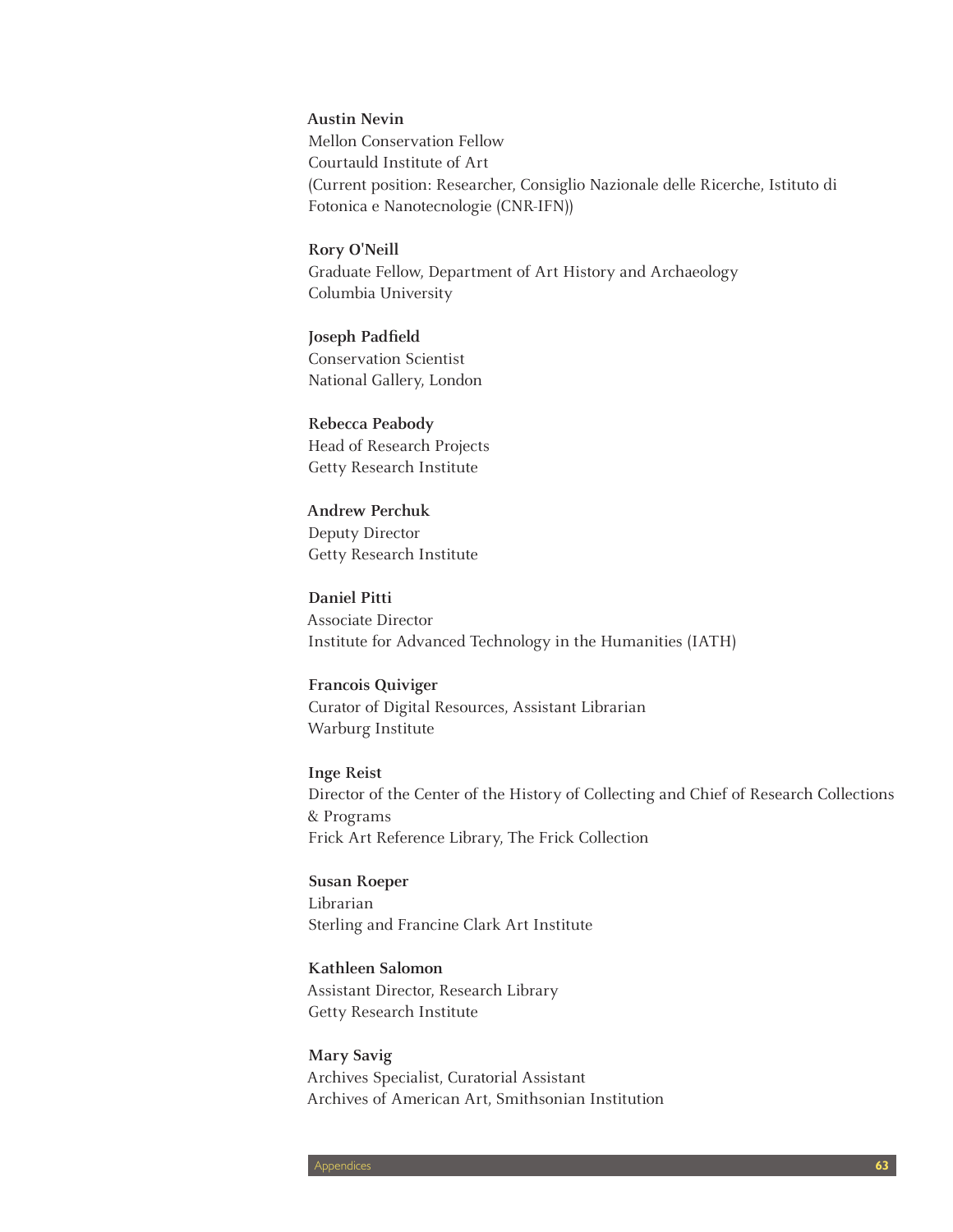**Austin Nevin**
Mellon Conservation Fellow
Courtauld Institute of Art
(Current position: Researcher, Consiglio Nazionale delle Ricerche, Istituto di Fotonica e Nanotecnologie (CNR-IFN))

**Rory O'Neill**
Graduate Fellow, Department of Art History and Archaeology
Columbia University

**Joseph Padfield**
Conservation Scientist
National Gallery, London

**Rebecca Peabody**
Head of Research Projects
Getty Research Institute

**Andrew Perchuk**
Deputy Director
Getty Research Institute

**Daniel Pitti**
Associate Director
Institute for Advanced Technology in the Humanities (IATH)

**Francois Quiviger**
Curator of Digital Resources, Assistant Librarian
Warburg Institute

**Inge Reist**
Director of the Center of the History of Collecting and Chief of Research Collections & Programs
Frick Art Reference Library, The Frick Collection

**Susan Roeper**
Librarian
Sterling and Francine Clark Art Institute

**Kathleen Salomon**
Assistant Director, Research Library
Getty Research Institute

**Mary Savig**
Archives Specialist, Curatorial Assistant
Archives of American Art, Smithsonian Institution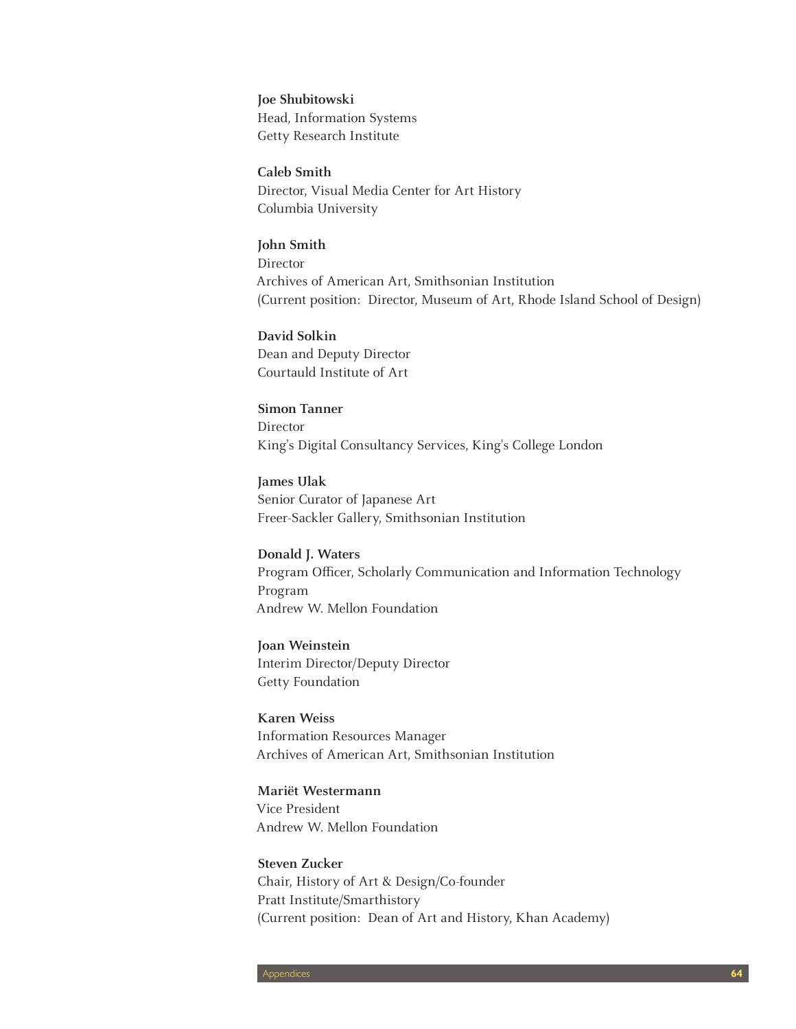**Joe Shubitowski**
Head, Information Systems
Getty Research Institute

**Caleb Smith**
Director, Visual Media Center for Art History
Columbia University

**John Smith**
Director
Archives of American Art, Smithsonian Institution
(Current position: Director, Museum of Art, Rhode Island School of Design)

**David Solkin**
Dean and Deputy Director
Courtauld Institute of Art

**Simon Tanner**
Director
King's Digital Consultancy Services, King's College London

**James Ulak**
Senior Curator of Japanese Art
Freer-Sackler Gallery, Smithsonian Institution

**Donald J. Waters**
Program Officer, Scholarly Communication and Information Technology Program
Andrew W. Mellon Foundation

**Joan Weinstein**
Interim Director/Deputy Director
Getty Foundation

**Karen Weiss**
Information Resources Manager
Archives of American Art, Smithsonian Institution

**Mariët Westermann**
Vice President
Andrew W. Mellon Foundation

**Steven Zucker**
Chair, History of Art & Design/Co-founder
Pratt Institute/Smarthistory
(Current position: Dean of Art and History, Khan Academy)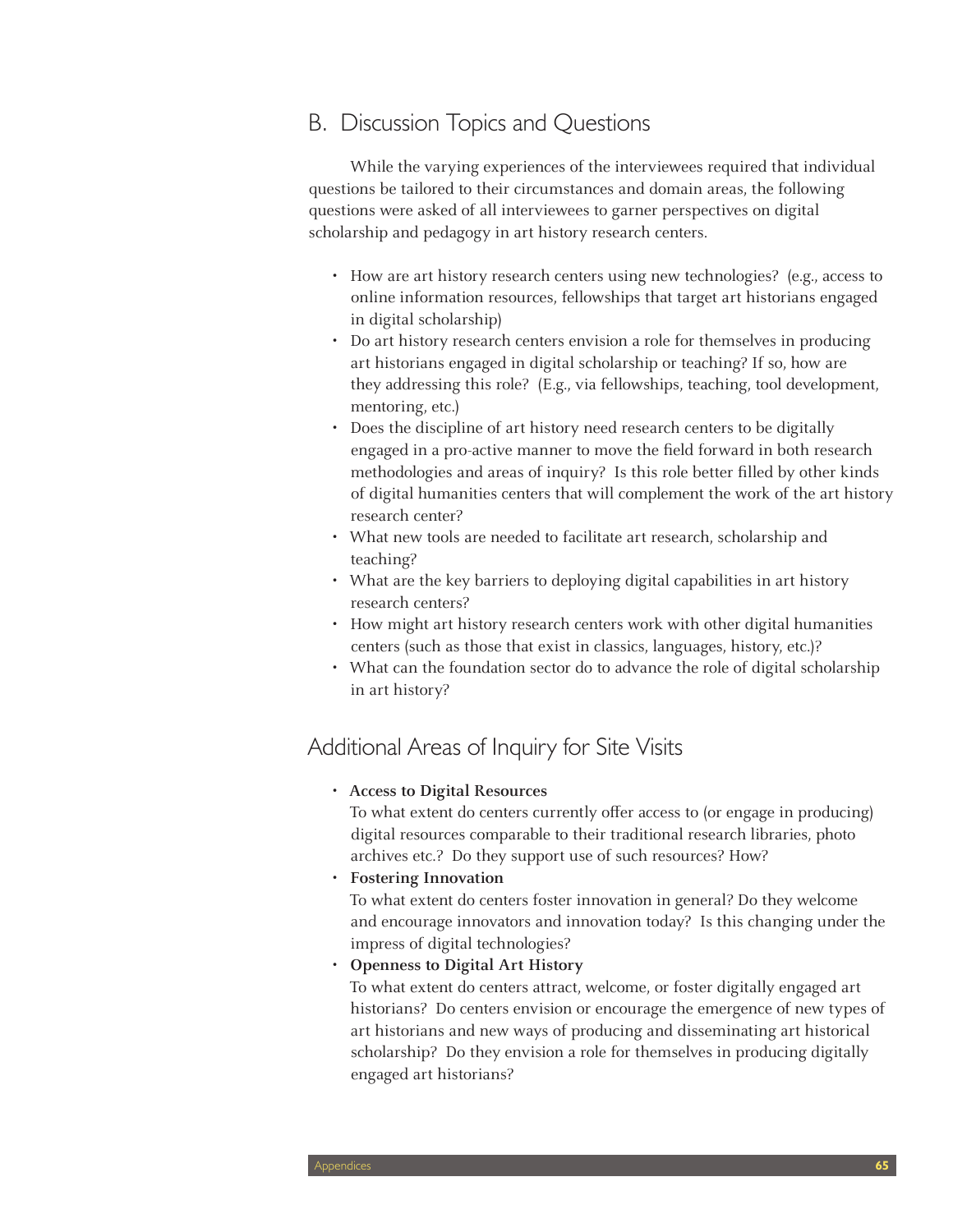## B. Discussion Topics and Questions

While the varying experiences of the interviewees required that individual questions be tailored to their circumstances and domain areas, the following questions were asked of all interviewees to garner perspectives on digital scholarship and pedagogy in art history research centers.

- How are art history research centers using new technologies? (e.g., access to online information resources, fellowships that target art historians engaged in digital scholarship)
- Do art history research centers envision a role for themselves in producing art historians engaged in digital scholarship or teaching? If so, how are they addressing this role? (E.g., via fellowships, teaching, tool development, mentoring, etc.)
- Does the discipline of art history need research centers to be digitally engaged in a pro-active manner to move the field forward in both research methodologies and areas of inquiry? Is this role better filled by other kinds of digital humanities centers that will complement the work of the art history research center?
- What new tools are needed to facilitate art research, scholarship and teaching?
- What are the key barriers to deploying digital capabilities in art history research centers?
- How might art history research centers work with other digital humanities centers (such as those that exist in classics, languages, history, etc.)?
- What can the foundation sector do to advance the role of digital scholarship in art history?

## Additional Areas of Inquiry for Site Visits

- **Access to Digital Resources**
  To what extent do centers currently offer access to (or engage in producing) digital resources comparable to their traditional research libraries, photo archives etc.? Do they support use of such resources? How?
- **Fostering Innovation**
  To what extent do centers foster innovation in general? Do they welcome and encourage innovators and innovation today? Is this changing under the impress of digital technologies?
- **Openness to Digital Art History**
  To what extent do centers attract, welcome, or foster digitally engaged art historians? Do centers envision or encourage the emergence of new types of art historians and new ways of producing and disseminating art historical scholarship? Do they envision a role for themselves in producing digitally engaged art historians?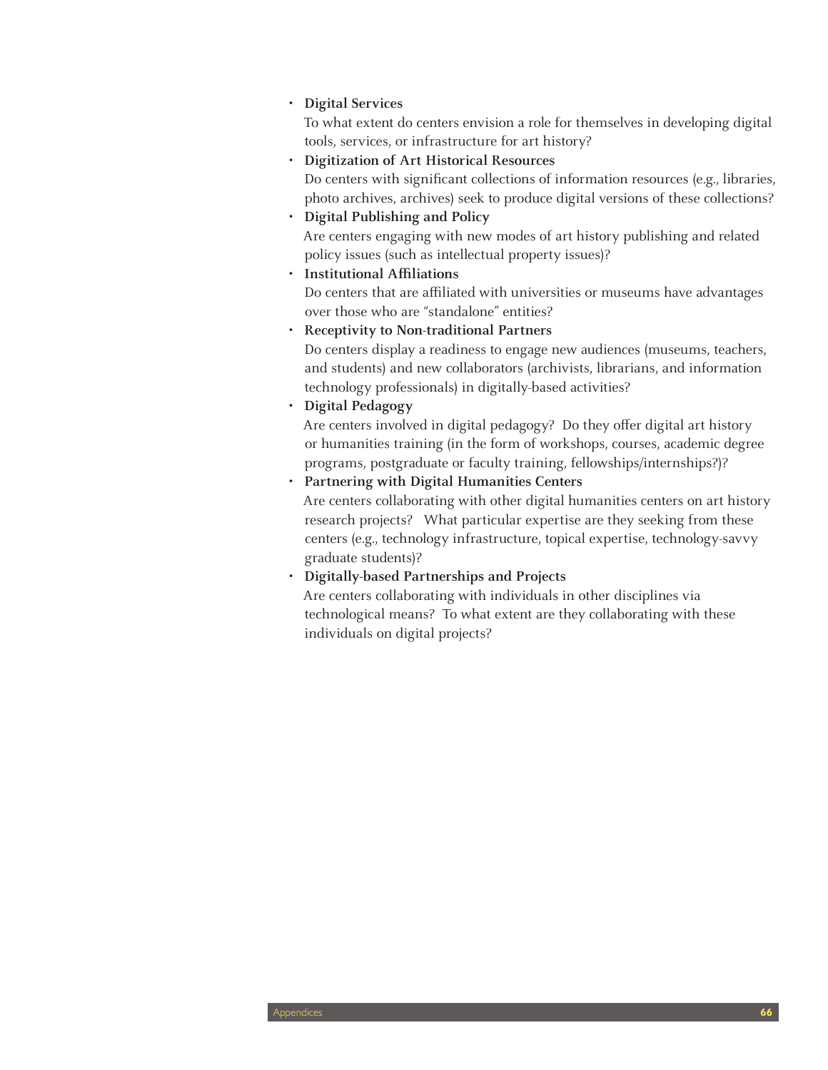- **Digital Services**
  To what extent do centers envision a role for themselves in developing digital tools, services, or infrastructure for art history?
- **Digitization of Art Historical Resources**
  Do centers with significant collections of information resources (e.g., libraries, photo archives, archives) seek to produce digital versions of these collections?
- **Digital Publishing and Policy**
  Are centers engaging with new modes of art history publishing and related policy issues (such as intellectual property issues)?
- **Institutional Affiliations**
  Do centers that are affiliated with universities or museums have advantages over those who are "standalone" entities?
- **Receptivity to Non-traditional Partners**
  Do centers display a readiness to engage new audiences (museums, teachers, and students) and new collaborators (archivists, librarians, and information technology professionals) in digitally-based activities?
- **Digital Pedagogy**
  Are centers involved in digital pedagogy? Do they offer digital art history or humanities training (in the form of workshops, courses, academic degree programs, postgraduate or faculty training, fellowships/internships?)?
- **Partnering with Digital Humanities Centers**
  Are centers collaborating with other digital humanities centers on art history research projects? What particular expertise are they seeking from these centers (e.g., technology infrastructure, topical expertise, technology-savvy graduate students)?
- **Digitally-based Partnerships and Projects**
  Are centers collaborating with individuals in other disciplines via technological means? To what extent are they collaborating with these individuals on digital projects?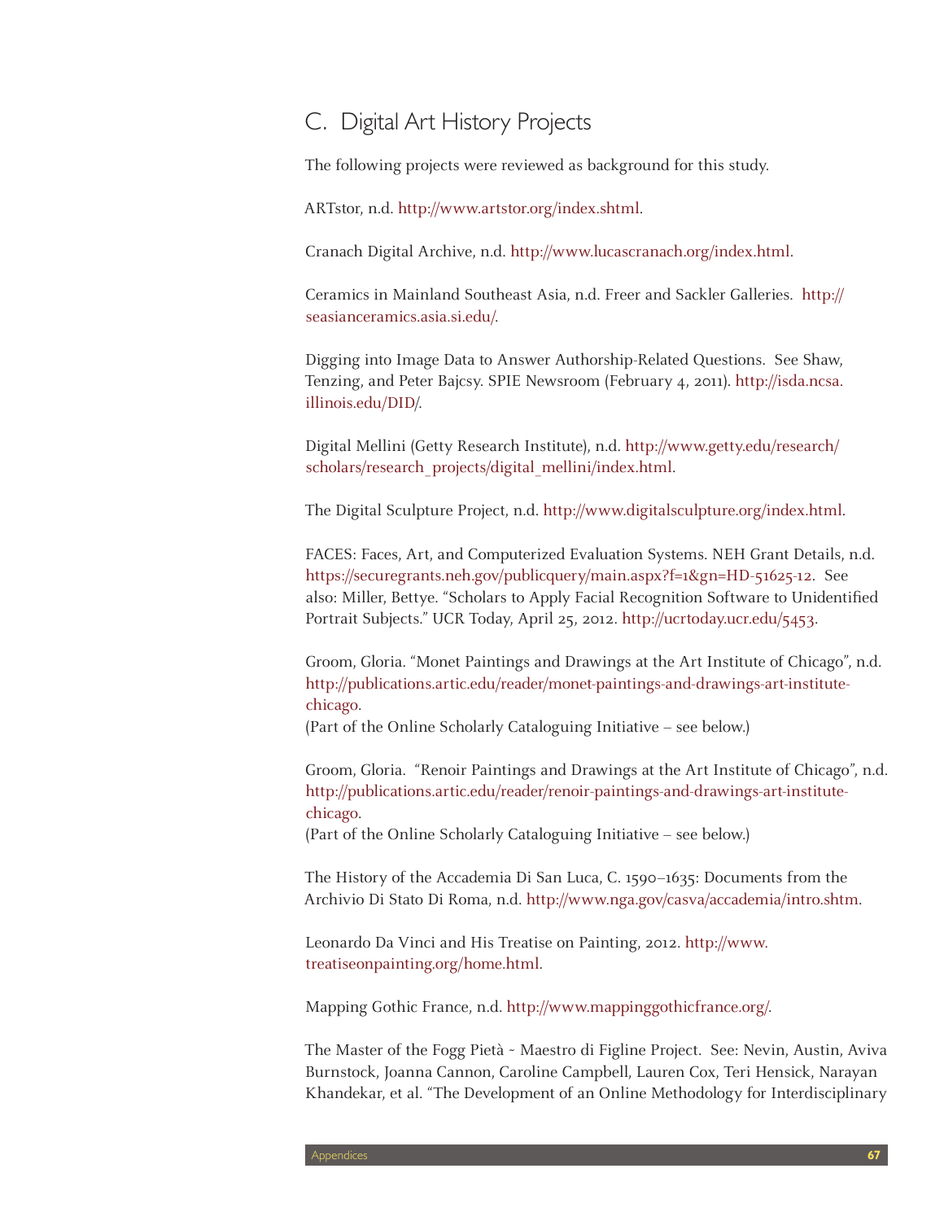## C. Digital Art History Projects

The following projects were reviewed as background for this study.

ARTstor, n.d. http://www.artstor.org/index.shtml.

Cranach Digital Archive, n.d. http://www.lucascranach.org/index.html.

Ceramics in Mainland Southeast Asia, n.d. Freer and Sackler Galleries. http://seasianceramics.asia.si.edu/.

Digging into Image Data to Answer Authorship-Related Questions. See Shaw, Tenzing, and Peter Bajcsy. SPIE Newsroom (February 4, 2011). http://isda.ncsa.illinois.edu/DID/.

Digital Mellini (Getty Research Institute), n.d. http://www.getty.edu/research/scholars/research_projects/digital_mellini/index.html.

The Digital Sculpture Project, n.d. http://www.digitalsculpture.org/index.html.

FACES: Faces, Art, and Computerized Evaluation Systems. NEH Grant Details, n.d. https://securegrants.neh.gov/publicquery/main.aspx?f=1&gn=HD-51625-12. See also: Miller, Bettye. "Scholars to Apply Facial Recognition Software to Unidentified Portrait Subjects." UCR Today, April 25, 2012. http://ucrtoday.ucr.edu/5453.

Groom, Gloria. "Monet Paintings and Drawings at the Art Institute of Chicago", n.d. http://publications.artic.edu/reader/monet-paintings-and-drawings-art-institute-chicago.
(Part of the Online Scholarly Cataloguing Initiative – see below.)

Groom, Gloria. "Renoir Paintings and Drawings at the Art Institute of Chicago", n.d. http://publications.artic.edu/reader/renoir-paintings-and-drawings-art-institute-chicago.
(Part of the Online Scholarly Cataloguing Initiative – see below.)

The History of the Accademia Di San Luca, C. 1590–1635: Documents from the Archivio Di Stato Di Roma, n.d. http://www.nga.gov/casva/accademia/intro.shtm.

Leonardo Da Vinci and His Treatise on Painting, 2012. http://www.treatiseonpainting.org/home.html.

Mapping Gothic France, n.d. http://www.mappinggothicfrance.org/.

The Master of the Fogg Pietà ~ Maestro di Figline Project. See: Nevin, Austin, Aviva Burnstock, Joanna Cannon, Caroline Campbell, Lauren Cox, Teri Hensick, Narayan Khandekar, et al. "The Development of an Online Methodology for Interdisciplinary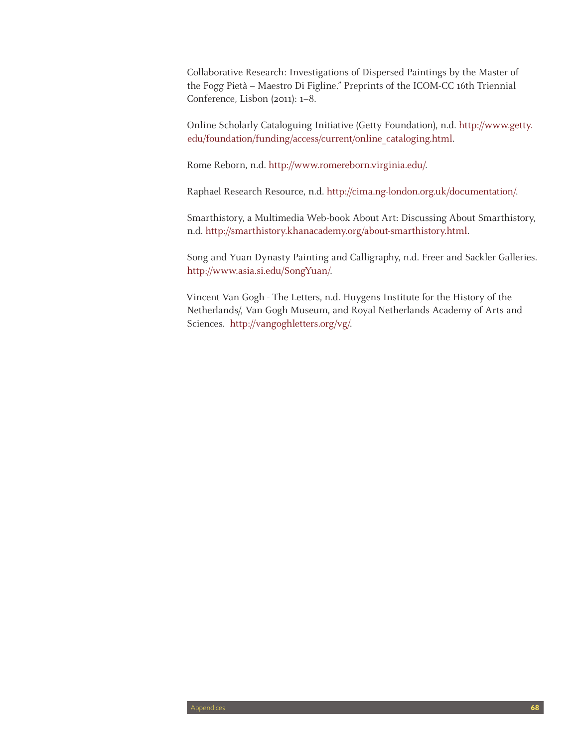Collaborative Research: Investigations of Dispersed Paintings by the Master of the Fogg Pietà – Maestro Di Figline." Preprints of the ICOM-CC 16th Triennial Conference, Lisbon (2011): 1–8.

Online Scholarly Cataloguing Initiative (Getty Foundation), n.d. http://www.getty.edu/foundation/funding/access/current/online_cataloging.html.

Rome Reborn, n.d. http://www.romereborn.virginia.edu/.

Raphael Research Resource, n.d. http://cima.ng-london.org.uk/documentation/.

Smarthistory, a Multimedia Web-book About Art: Discussing About Smarthistory, n.d. http://smarthistory.khanacademy.org/about-smarthistory.html.

Song and Yuan Dynasty Painting and Calligraphy, n.d. Freer and Sackler Galleries. http://www.asia.si.edu/SongYuan/.

Vincent Van Gogh - The Letters, n.d. Huygens Institute for the History of the Netherlands/, Van Gogh Museum, and Royal Netherlands Academy of Arts and Sciences. http://vangoghletters.org/vg/.